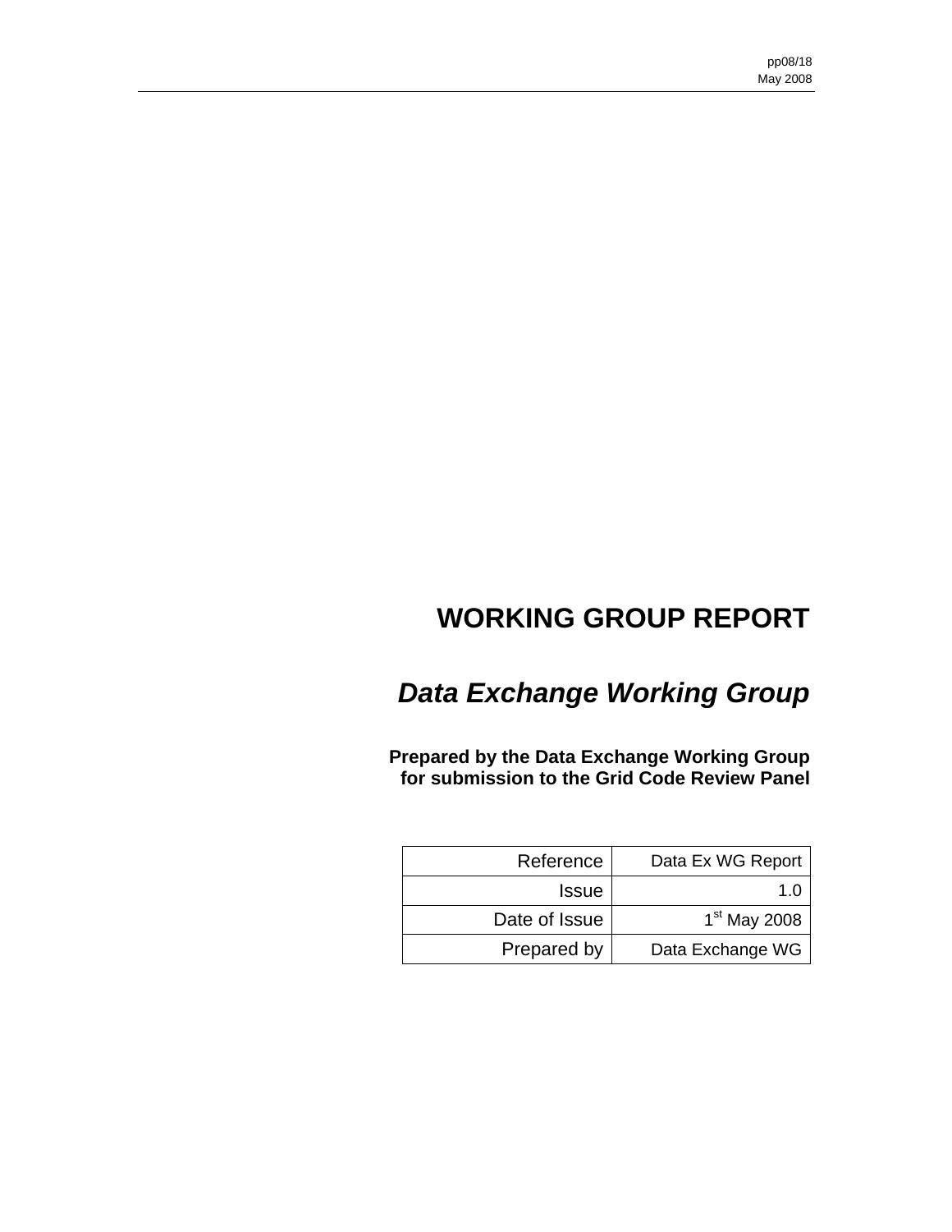pp08/18
May 2008

# WORKING GROUP REPORT

## *Data Exchange Working Group*

**Prepared by the Data Exchange Working Group for submission to the Grid Code Review Panel**

| | |
|---|---|
| Reference | Data Ex WG Report |
| Issue | 1.0 |
| Date of Issue | 1st May 2008 |
| Prepared by | Data Exchange WG |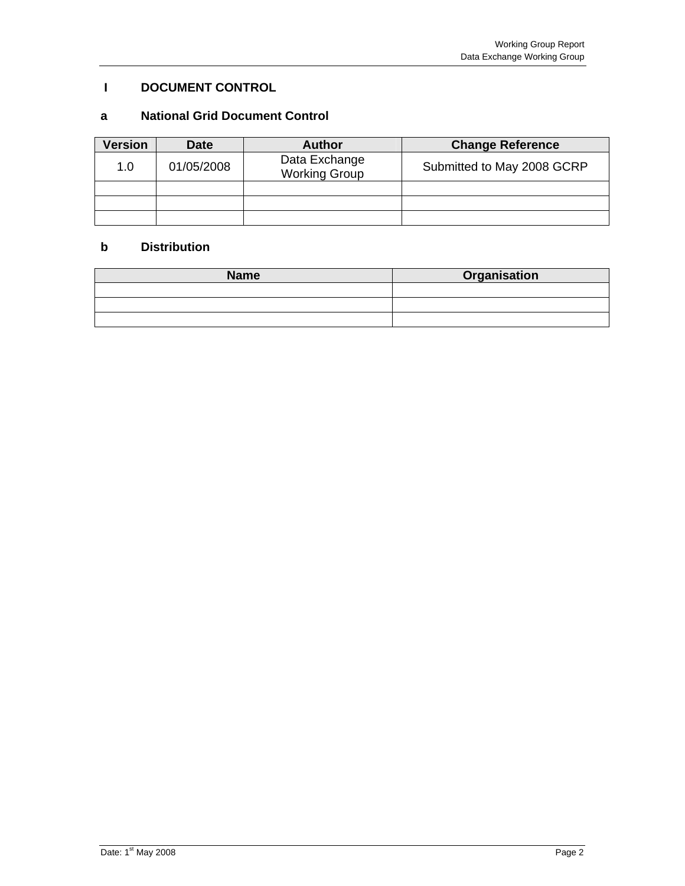# I DOCUMENT CONTROL

## a National Grid Document Control

| Version | Date | Author | Change Reference |
|---|---|---|---|
| 1.0 | 01/05/2008 | Data Exchange Working Group | Submitted to May 2008 GCRP |
| | | | |
| | | | |
| | | | |

## b Distribution

| Name | Organisation |
|---|---|
| | |
| | |
| | |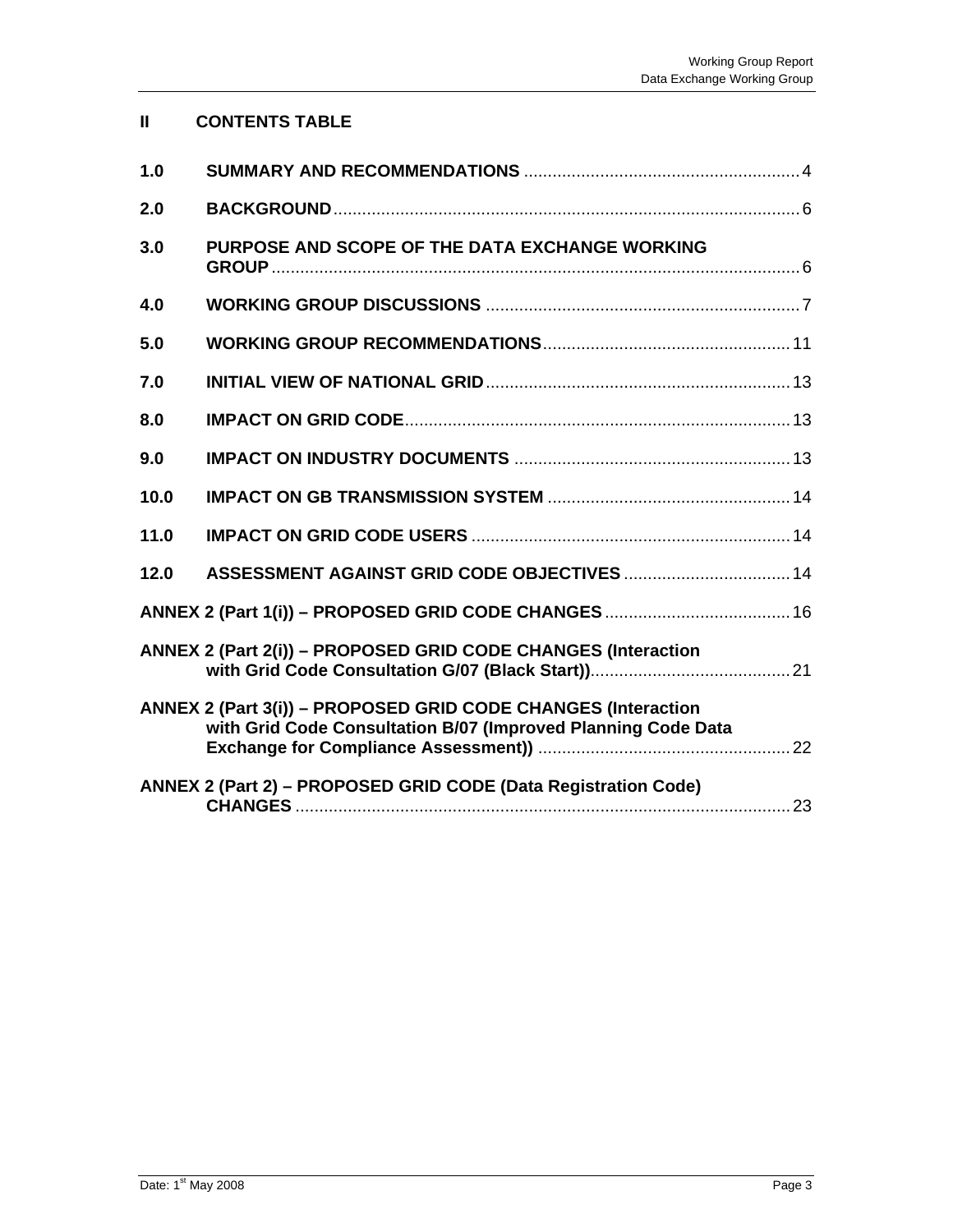## II CONTENTS TABLE

| | | |
|---|---|---|
| **1.0** | **SUMMARY AND RECOMMENDATIONS** | 4 |
| **2.0** | **BACKGROUND** | 6 |
| **3.0** | **PURPOSE AND SCOPE OF THE DATA EXCHANGE WORKING GROUP** | 6 |
| **4.0** | **WORKING GROUP DISCUSSIONS** | 7 |
| **5.0** | **WORKING GROUP RECOMMENDATIONS** | 11 |
| **7.0** | **INITIAL VIEW OF NATIONAL GRID** | 13 |
| **8.0** | **IMPACT ON GRID CODE** | 13 |
| **9.0** | **IMPACT ON INDUSTRY DOCUMENTS** | 13 |
| **10.0** | **IMPACT ON GB TRANSMISSION SYSTEM** | 14 |
| **11.0** | **IMPACT ON GRID CODE USERS** | 14 |
| **12.0** | **ASSESSMENT AGAINST GRID CODE OBJECTIVES** | 14 |
| **ANNEX 2 (Part 1(i)) – PROPOSED GRID CODE CHANGES** | | 16 |
| **ANNEX 2 (Part 2(i)) – PROPOSED GRID CODE CHANGES (Interaction with Grid Code Consultation G/07 (Black Start))** | | 21 |
| **ANNEX 2 (Part 3(i)) – PROPOSED GRID CODE CHANGES (Interaction with Grid Code Consultation B/07 (Improved Planning Code Data Exchange for Compliance Assessment))** | | 22 |
| **ANNEX 2 (Part 2) – PROPOSED GRID CODE (Data Registration Code) CHANGES** | | 23 |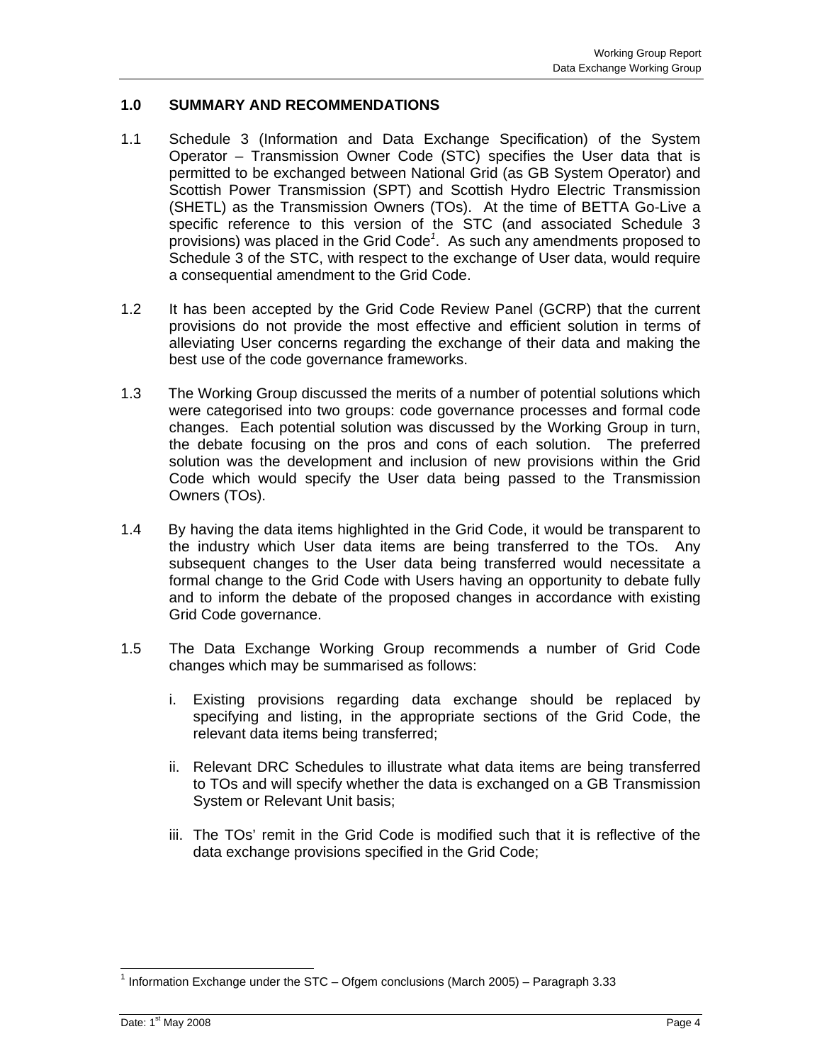## 1.0 SUMMARY AND RECOMMENDATIONS

1.1 Schedule 3 (Information and Data Exchange Specification) of the System Operator – Transmission Owner Code (STC) specifies the User data that is permitted to be exchanged between National Grid (as GB System Operator) and Scottish Power Transmission (SPT) and Scottish Hydro Electric Transmission (SHETL) as the Transmission Owners (TOs). At the time of BETTA Go-Live a specific reference to this version of the STC (and associated Schedule 3 provisions) was placed in the Grid Code[1]. As such any amendments proposed to Schedule 3 of the STC, with respect to the exchange of User data, would require a consequential amendment to the Grid Code.

1.2 It has been accepted by the Grid Code Review Panel (GCRP) that the current provisions do not provide the most effective and efficient solution in terms of alleviating User concerns regarding the exchange of their data and making the best use of the code governance frameworks.

1.3 The Working Group discussed the merits of a number of potential solutions which were categorised into two groups: code governance processes and formal code changes. Each potential solution was discussed by the Working Group in turn, the debate focusing on the pros and cons of each solution. The preferred solution was the development and inclusion of new provisions within the Grid Code which would specify the User data being passed to the Transmission Owners (TOs).

1.4 By having the data items highlighted in the Grid Code, it would be transparent to the industry which User data items are being transferred to the TOs. Any subsequent changes to the User data being transferred would necessitate a formal change to the Grid Code with Users having an opportunity to debate fully and to inform the debate of the proposed changes in accordance with existing Grid Code governance.

1.5 The Data Exchange Working Group recommends a number of Grid Code changes which may be summarised as follows:

i. Existing provisions regarding data exchange should be replaced by specifying and listing, in the appropriate sections of the Grid Code, the relevant data items being transferred;

ii. Relevant DRC Schedules to illustrate what data items are being transferred to TOs and will specify whether the data is exchanged on a GB Transmission System or Relevant Unit basis;

iii. The TOs' remit in the Grid Code is modified such that it is reflective of the data exchange provisions specified in the Grid Code;

[1] Information Exchange under the STC – Ofgem conclusions (March 2005) – Paragraph 3.33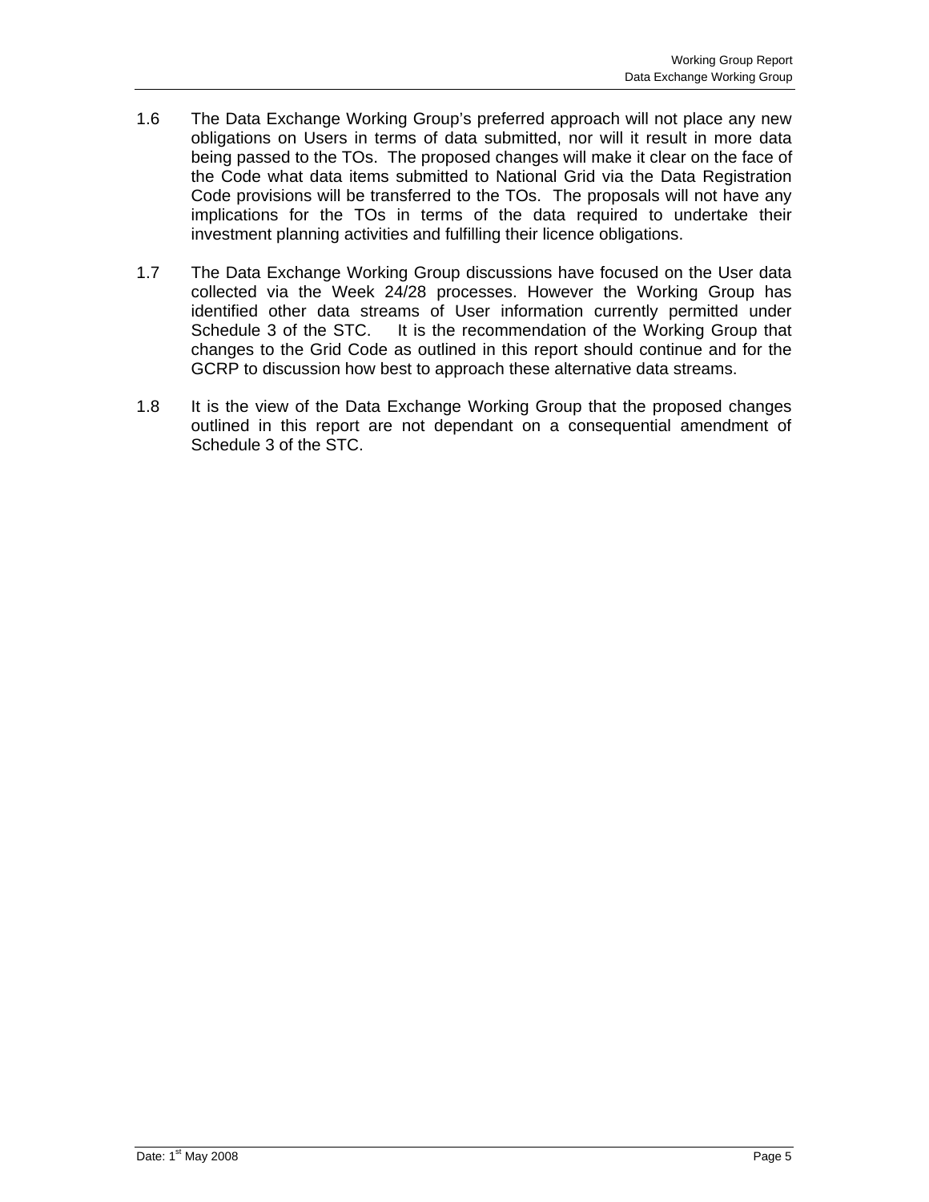1.6 The Data Exchange Working Group's preferred approach will not place any new obligations on Users in terms of data submitted, nor will it result in more data being passed to the TOs. The proposed changes will make it clear on the face of the Code what data items submitted to National Grid via the Data Registration Code provisions will be transferred to the TOs. The proposals will not have any implications for the TOs in terms of the data required to undertake their investment planning activities and fulfilling their licence obligations.

1.7 The Data Exchange Working Group discussions have focused on the User data collected via the Week 24/28 processes. However the Working Group has identified other data streams of User information currently permitted under Schedule 3 of the STC. It is the recommendation of the Working Group that changes to the Grid Code as outlined in this report should continue and for the GCRP to discussion how best to approach these alternative data streams.

1.8 It is the view of the Data Exchange Working Group that the proposed changes outlined in this report are not dependant on a consequential amendment of Schedule 3 of the STC.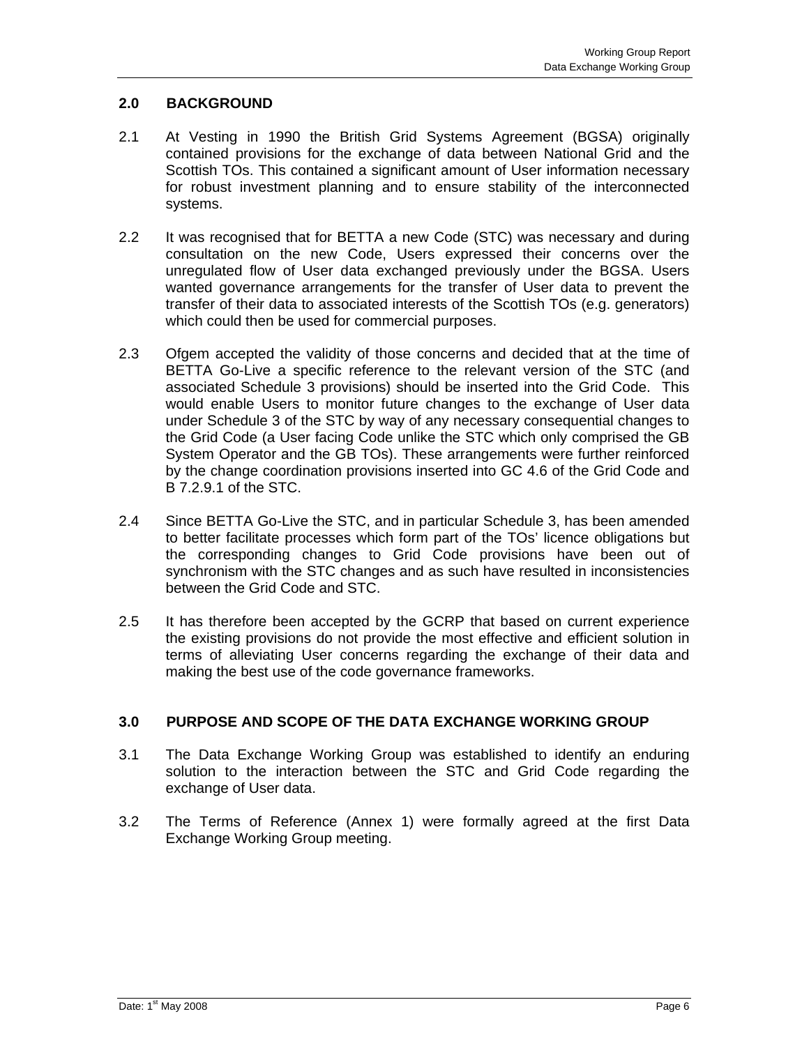## 2.0 BACKGROUND

2.1 At Vesting in 1990 the British Grid Systems Agreement (BGSA) originally contained provisions for the exchange of data between National Grid and the Scottish TOs. This contained a significant amount of User information necessary for robust investment planning and to ensure stability of the interconnected systems.

2.2 It was recognised that for BETTA a new Code (STC) was necessary and during consultation on the new Code, Users expressed their concerns over the unregulated flow of User data exchanged previously under the BGSA. Users wanted governance arrangements for the transfer of User data to prevent the transfer of their data to associated interests of the Scottish TOs (e.g. generators) which could then be used for commercial purposes.

2.3 Ofgem accepted the validity of those concerns and decided that at the time of BETTA Go-Live a specific reference to the relevant version of the STC (and associated Schedule 3 provisions) should be inserted into the Grid Code. This would enable Users to monitor future changes to the exchange of User data under Schedule 3 of the STC by way of any necessary consequential changes to the Grid Code (a User facing Code unlike the STC which only comprised the GB System Operator and the GB TOs). These arrangements were further reinforced by the change coordination provisions inserted into GC 4.6 of the Grid Code and B 7.2.9.1 of the STC.

2.4 Since BETTA Go-Live the STC, and in particular Schedule 3, has been amended to better facilitate processes which form part of the TOs' licence obligations but the corresponding changes to Grid Code provisions have been out of synchronism with the STC changes and as such have resulted in inconsistencies between the Grid Code and STC.

2.5 It has therefore been accepted by the GCRP that based on current experience the existing provisions do not provide the most effective and efficient solution in terms of alleviating User concerns regarding the exchange of their data and making the best use of the code governance frameworks.

## 3.0 PURPOSE AND SCOPE OF THE DATA EXCHANGE WORKING GROUP

3.1 The Data Exchange Working Group was established to identify an enduring solution to the interaction between the STC and Grid Code regarding the exchange of User data.

3.2 The Terms of Reference (Annex 1) were formally agreed at the first Data Exchange Working Group meeting.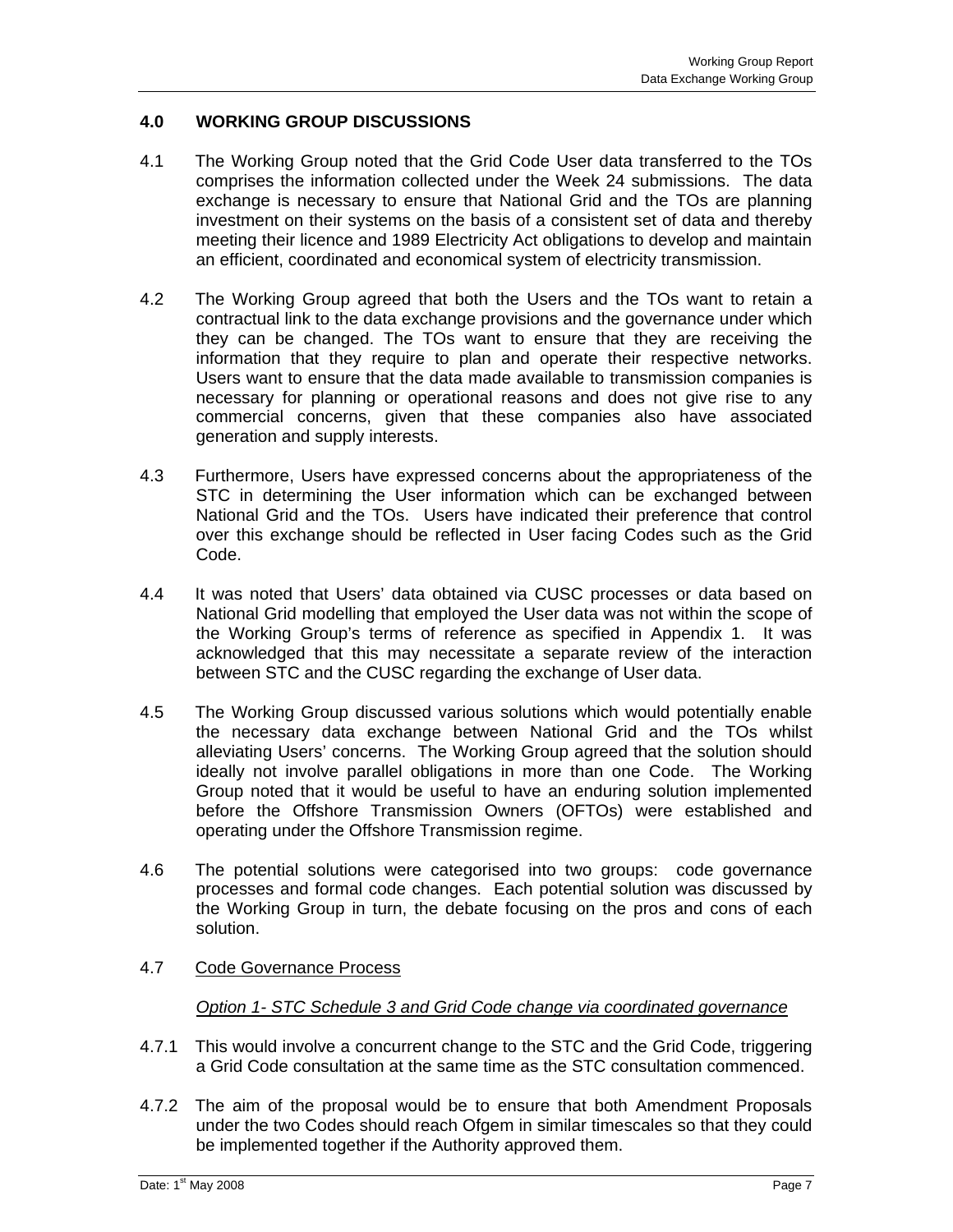## 4.0 WORKING GROUP DISCUSSIONS

4.1 The Working Group noted that the Grid Code User data transferred to the TOs comprises the information collected under the Week 24 submissions. The data exchange is necessary to ensure that National Grid and the TOs are planning investment on their systems on the basis of a consistent set of data and thereby meeting their licence and 1989 Electricity Act obligations to develop and maintain an efficient, coordinated and economical system of electricity transmission.

4.2 The Working Group agreed that both the Users and the TOs want to retain a contractual link to the data exchange provisions and the governance under which they can be changed. The TOs want to ensure that they are receiving the information that they require to plan and operate their respective networks. Users want to ensure that the data made available to transmission companies is necessary for planning or operational reasons and does not give rise to any commercial concerns, given that these companies also have associated generation and supply interests.

4.3 Furthermore, Users have expressed concerns about the appropriateness of the STC in determining the User information which can be exchanged between National Grid and the TOs. Users have indicated their preference that control over this exchange should be reflected in User facing Codes such as the Grid Code.

4.4 It was noted that Users' data obtained via CUSC processes or data based on National Grid modelling that employed the User data was not within the scope of the Working Group's terms of reference as specified in Appendix 1. It was acknowledged that this may necessitate a separate review of the interaction between STC and the CUSC regarding the exchange of User data.

4.5 The Working Group discussed various solutions which would potentially enable the necessary data exchange between National Grid and the TOs whilst alleviating Users' concerns. The Working Group agreed that the solution should ideally not involve parallel obligations in more than one Code. The Working Group noted that it would be useful to have an enduring solution implemented before the Offshore Transmission Owners (OFTOs) were established and operating under the Offshore Transmission regime.

4.6 The potential solutions were categorised into two groups: code governance processes and formal code changes. Each potential solution was discussed by the Working Group in turn, the debate focusing on the pros and cons of each solution.

4.7 <u>Code Governance Process</u>

<u>*Option 1- STC Schedule 3 and Grid Code change via coordinated governance*</u>

4.7.1 This would involve a concurrent change to the STC and the Grid Code, triggering a Grid Code consultation at the same time as the STC consultation commenced.

4.7.2 The aim of the proposal would be to ensure that both Amendment Proposals under the two Codes should reach Ofgem in similar timescales so that they could be implemented together if the Authority approved them.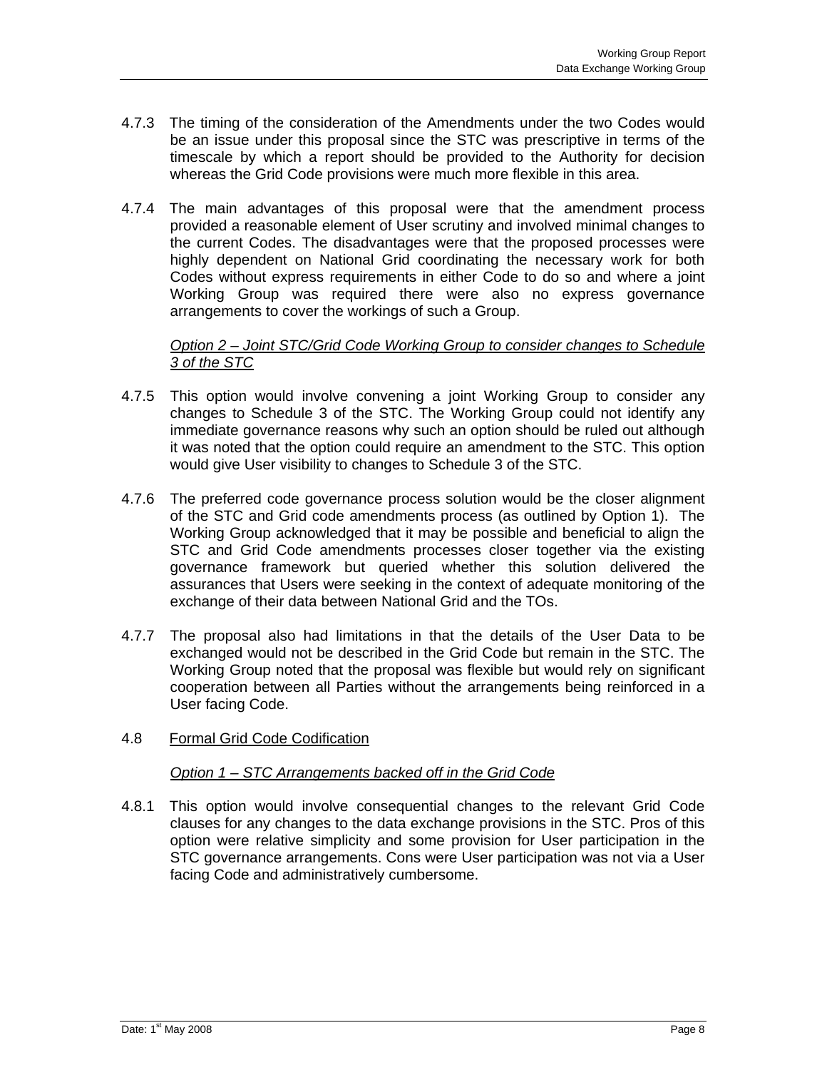4.7.3 The timing of the consideration of the Amendments under the two Codes would be an issue under this proposal since the STC was prescriptive in terms of the timescale by which a report should be provided to the Authority for decision whereas the Grid Code provisions were much more flexible in this area.

4.7.4 The main advantages of this proposal were that the amendment process provided a reasonable element of User scrutiny and involved minimal changes to the current Codes. The disadvantages were that the proposed processes were highly dependent on National Grid coordinating the necessary work for both Codes without express requirements in either Code to do so and where a joint Working Group was required there were also no express governance arrangements to cover the workings of such a Group.

*Option 2 – Joint STC/Grid Code Working Group to consider changes to Schedule 3 of the STC*

4.7.5 This option would involve convening a joint Working Group to consider any changes to Schedule 3 of the STC. The Working Group could not identify any immediate governance reasons why such an option should be ruled out although it was noted that the option could require an amendment to the STC. This option would give User visibility to changes to Schedule 3 of the STC.

4.7.6 The preferred code governance process solution would be the closer alignment of the STC and Grid code amendments process (as outlined by Option 1). The Working Group acknowledged that it may be possible and beneficial to align the STC and Grid Code amendments processes closer together via the existing governance framework but queried whether this solution delivered the assurances that Users were seeking in the context of adequate monitoring of the exchange of their data between National Grid and the TOs.

4.7.7 The proposal also had limitations in that the details of the User Data to be exchanged would not be described in the Grid Code but remain in the STC. The Working Group noted that the proposal was flexible but would rely on significant cooperation between all Parties without the arrangements being reinforced in a User facing Code.

## 4.8 Formal Grid Code Codification

*Option 1 – STC Arrangements backed off in the Grid Code*

4.8.1 This option would involve consequential changes to the relevant Grid Code clauses for any changes to the data exchange provisions in the STC. Pros of this option were relative simplicity and some provision for User participation in the STC governance arrangements. Cons were User participation was not via a User facing Code and administratively cumbersome.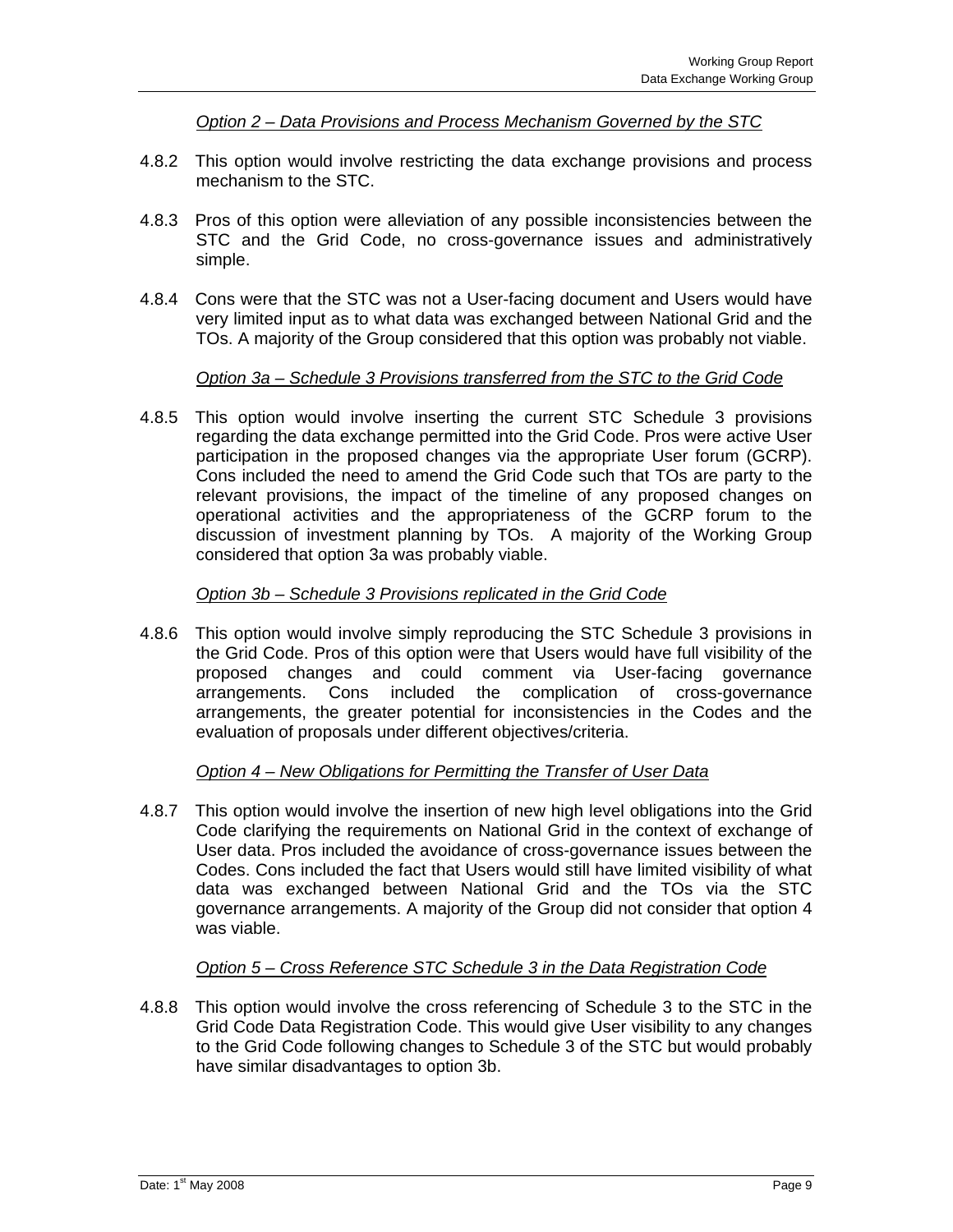*Option 2 – Data Provisions and Process Mechanism Governed by the STC*

4.8.2 This option would involve restricting the data exchange provisions and process mechanism to the STC.

4.8.3 Pros of this option were alleviation of any possible inconsistencies between the STC and the Grid Code, no cross-governance issues and administratively simple.

4.8.4 Cons were that the STC was not a User-facing document and Users would have very limited input as to what data was exchanged between National Grid and the TOs. A majority of the Group considered that this option was probably not viable.

*Option 3a – Schedule 3 Provisions transferred from the STC to the Grid Code*

4.8.5 This option would involve inserting the current STC Schedule 3 provisions regarding the data exchange permitted into the Grid Code. Pros were active User participation in the proposed changes via the appropriate User forum (GCRP). Cons included the need to amend the Grid Code such that TOs are party to the relevant provisions, the impact of the timeline of any proposed changes on operational activities and the appropriateness of the GCRP forum to the discussion of investment planning by TOs. A majority of the Working Group considered that option 3a was probably viable.

*Option 3b – Schedule 3 Provisions replicated in the Grid Code*

4.8.6 This option would involve simply reproducing the STC Schedule 3 provisions in the Grid Code. Pros of this option were that Users would have full visibility of the proposed changes and could comment via User-facing governance arrangements. Cons included the complication of cross-governance arrangements, the greater potential for inconsistencies in the Codes and the evaluation of proposals under different objectives/criteria.

*Option 4 – New Obligations for Permitting the Transfer of User Data*

4.8.7 This option would involve the insertion of new high level obligations into the Grid Code clarifying the requirements on National Grid in the context of exchange of User data. Pros included the avoidance of cross-governance issues between the Codes. Cons included the fact that Users would still have limited visibility of what data was exchanged between National Grid and the TOs via the STC governance arrangements. A majority of the Group did not consider that option 4 was viable.

*Option 5 – Cross Reference STC Schedule 3 in the Data Registration Code*

4.8.8 This option would involve the cross referencing of Schedule 3 to the STC in the Grid Code Data Registration Code. This would give User visibility to any changes to the Grid Code following changes to Schedule 3 of the STC but would probably have similar disadvantages to option 3b.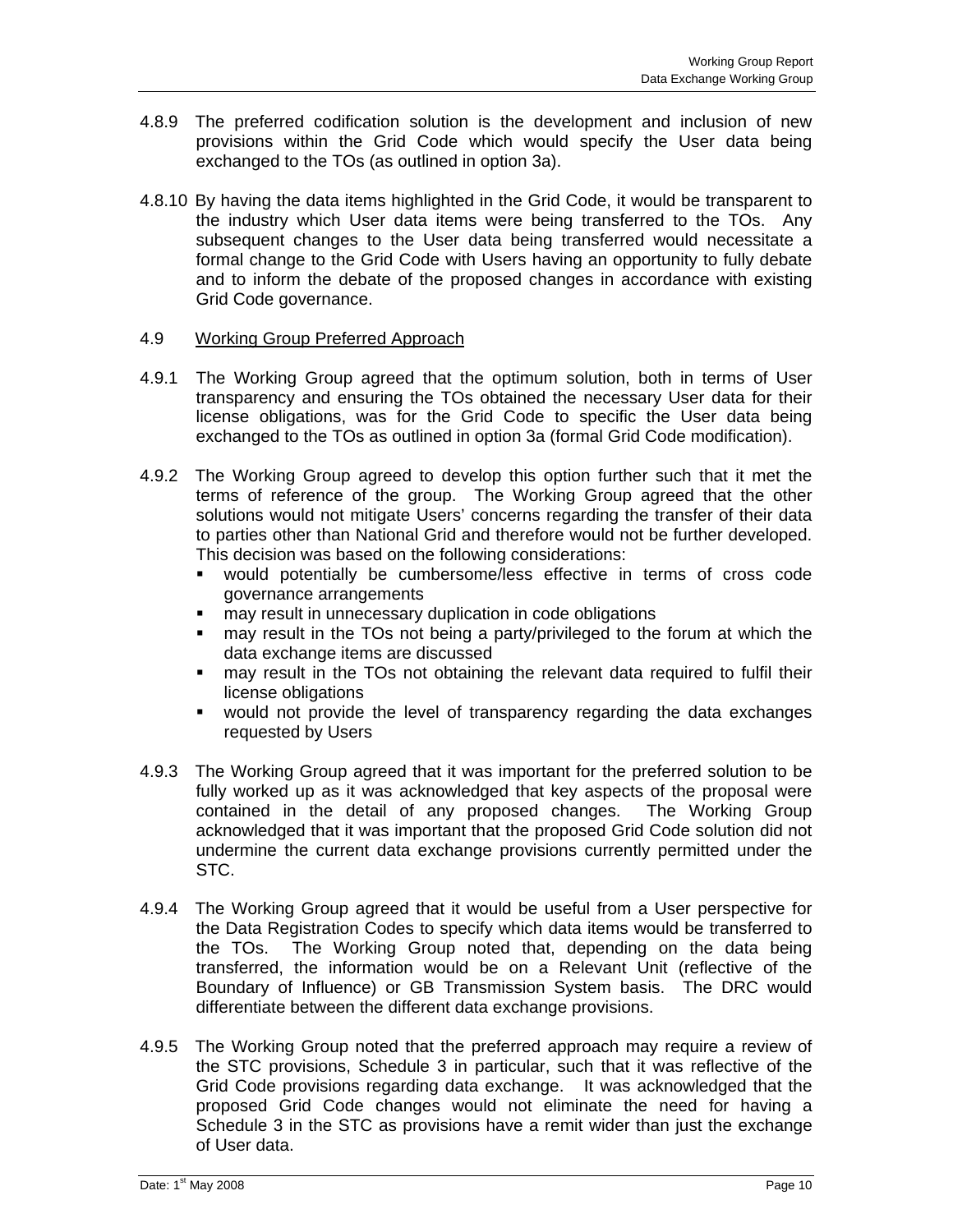4.8.9 The preferred codification solution is the development and inclusion of new provisions within the Grid Code which would specify the User data being exchanged to the TOs (as outlined in option 3a).

4.8.10 By having the data items highlighted in the Grid Code, it would be transparent to the industry which User data items were being transferred to the TOs. Any subsequent changes to the User data being transferred would necessitate a formal change to the Grid Code with Users having an opportunity to fully debate and to inform the debate of the proposed changes in accordance with existing Grid Code governance.

4.9 Working Group Preferred Approach

4.9.1 The Working Group agreed that the optimum solution, both in terms of User transparency and ensuring the TOs obtained the necessary User data for their license obligations, was for the Grid Code to specific the User data being exchanged to the TOs as outlined in option 3a (formal Grid Code modification).

4.9.2 The Working Group agreed to develop this option further such that it met the terms of reference of the group. The Working Group agreed that the other solutions would not mitigate Users' concerns regarding the transfer of their data to parties other than National Grid and therefore would not be further developed. This decision was based on the following considerations:

- would potentially be cumbersome/less effective in terms of cross code governance arrangements
- may result in unnecessary duplication in code obligations
- may result in the TOs not being a party/privileged to the forum at which the data exchange items are discussed
- may result in the TOs not obtaining the relevant data required to fulfil their license obligations
- would not provide the level of transparency regarding the data exchanges requested by Users

4.9.3 The Working Group agreed that it was important for the preferred solution to be fully worked up as it was acknowledged that key aspects of the proposal were contained in the detail of any proposed changes. The Working Group acknowledged that it was important that the proposed Grid Code solution did not undermine the current data exchange provisions currently permitted under the STC.

4.9.4 The Working Group agreed that it would be useful from a User perspective for the Data Registration Codes to specify which data items would be transferred to the TOs. The Working Group noted that, depending on the data being transferred, the information would be on a Relevant Unit (reflective of the Boundary of Influence) or GB Transmission System basis. The DRC would differentiate between the different data exchange provisions.

4.9.5 The Working Group noted that the preferred approach may require a review of the STC provisions, Schedule 3 in particular, such that it was reflective of the Grid Code provisions regarding data exchange. It was acknowledged that the proposed Grid Code changes would not eliminate the need for having a Schedule 3 in the STC as provisions have a remit wider than just the exchange of User data.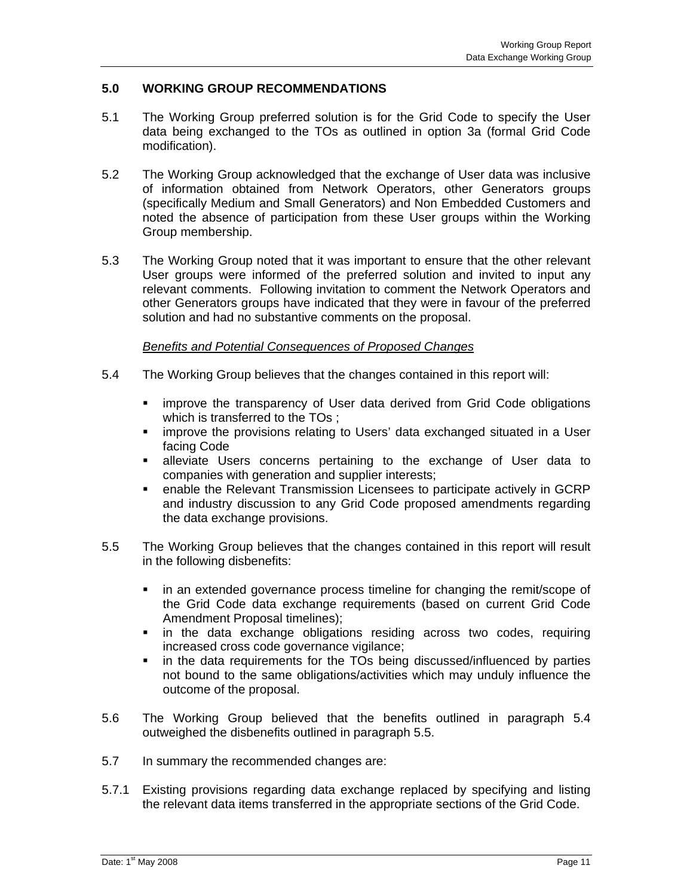## 5.0 WORKING GROUP RECOMMENDATIONS

5.1 The Working Group preferred solution is for the Grid Code to specify the User data being exchanged to the TOs as outlined in option 3a (formal Grid Code modification).

5.2 The Working Group acknowledged that the exchange of User data was inclusive of information obtained from Network Operators, other Generators groups (specifically Medium and Small Generators) and Non Embedded Customers and noted the absence of participation from these User groups within the Working Group membership.

5.3 The Working Group noted that it was important to ensure that the other relevant User groups were informed of the preferred solution and invited to input any relevant comments. Following invitation to comment the Network Operators and other Generators groups have indicated that they were in favour of the preferred solution and had no substantive comments on the proposal.

*Benefits and Potential Consequences of Proposed Changes*

5.4 The Working Group believes that the changes contained in this report will:

- improve the transparency of User data derived from Grid Code obligations which is transferred to the TOs ;
- improve the provisions relating to Users' data exchanged situated in a User facing Code
- alleviate Users concerns pertaining to the exchange of User data to companies with generation and supplier interests;
- enable the Relevant Transmission Licensees to participate actively in GCRP and industry discussion to any Grid Code proposed amendments regarding the data exchange provisions.

5.5 The Working Group believes that the changes contained in this report will result in the following disbenefits:

- in an extended governance process timeline for changing the remit/scope of the Grid Code data exchange requirements (based on current Grid Code Amendment Proposal timelines);
- in the data exchange obligations residing across two codes, requiring increased cross code governance vigilance;
- in the data requirements for the TOs being discussed/influenced by parties not bound to the same obligations/activities which may unduly influence the outcome of the proposal.

5.6 The Working Group believed that the benefits outlined in paragraph 5.4 outweighed the disbenefits outlined in paragraph 5.5.

5.7 In summary the recommended changes are:

5.7.1 Existing provisions regarding data exchange replaced by specifying and listing the relevant data items transferred in the appropriate sections of the Grid Code.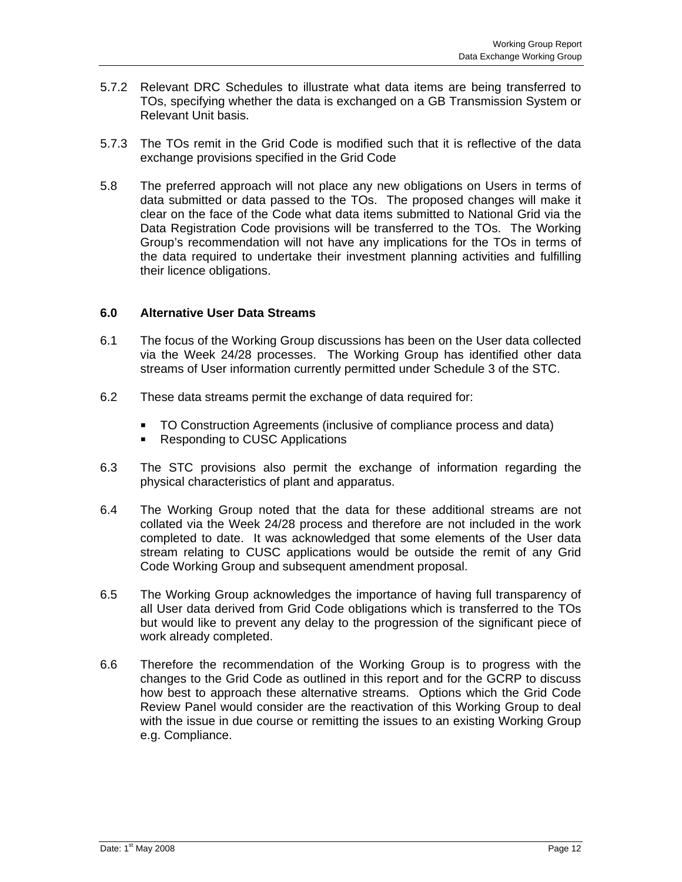5.7.2 Relevant DRC Schedules to illustrate what data items are being transferred to TOs, specifying whether the data is exchanged on a GB Transmission System or Relevant Unit basis.

5.7.3 The TOs remit in the Grid Code is modified such that it is reflective of the data exchange provisions specified in the Grid Code

5.8 The preferred approach will not place any new obligations on Users in terms of data submitted or data passed to the TOs. The proposed changes will make it clear on the face of the Code what data items submitted to National Grid via the Data Registration Code provisions will be transferred to the TOs. The Working Group's recommendation will not have any implications for the TOs in terms of the data required to undertake their investment planning activities and fulfilling their licence obligations.

## 6.0 Alternative User Data Streams

6.1 The focus of the Working Group discussions has been on the User data collected via the Week 24/28 processes. The Working Group has identified other data streams of User information currently permitted under Schedule 3 of the STC.

6.2 These data streams permit the exchange of data required for:

- TO Construction Agreements (inclusive of compliance process and data)
- Responding to CUSC Applications

6.3 The STC provisions also permit the exchange of information regarding the physical characteristics of plant and apparatus.

6.4 The Working Group noted that the data for these additional streams are not collated via the Week 24/28 process and therefore are not included in the work completed to date. It was acknowledged that some elements of the User data stream relating to CUSC applications would be outside the remit of any Grid Code Working Group and subsequent amendment proposal.

6.5 The Working Group acknowledges the importance of having full transparency of all User data derived from Grid Code obligations which is transferred to the TOs but would like to prevent any delay to the progression of the significant piece of work already completed.

6.6 Therefore the recommendation of the Working Group is to progress with the changes to the Grid Code as outlined in this report and for the GCRP to discuss how best to approach these alternative streams. Options which the Grid Code Review Panel would consider are the reactivation of this Working Group to deal with the issue in due course or remitting the issues to an existing Working Group e.g. Compliance.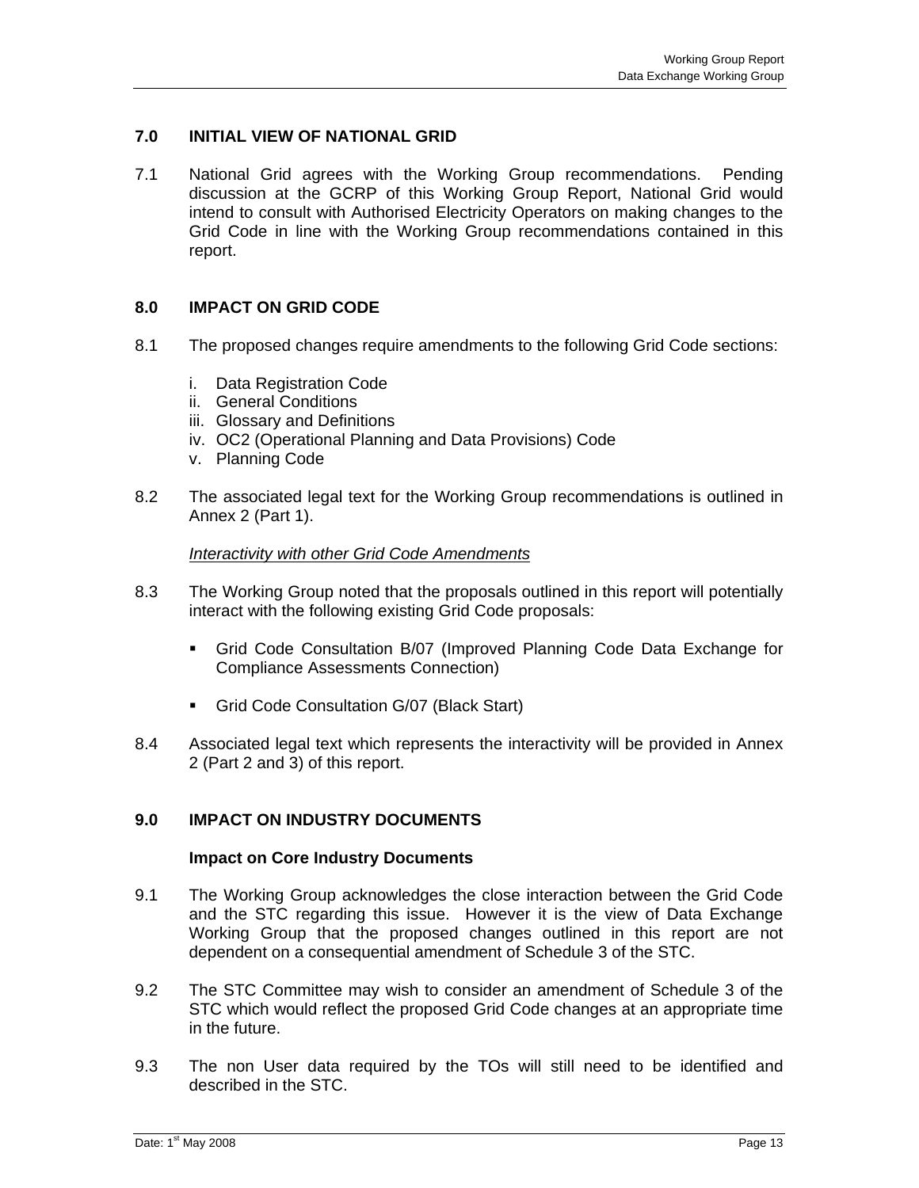## 7.0 INITIAL VIEW OF NATIONAL GRID

7.1 National Grid agrees with the Working Group recommendations. Pending discussion at the GCRP of this Working Group Report, National Grid would intend to consult with Authorised Electricity Operators on making changes to the Grid Code in line with the Working Group recommendations contained in this report.

## 8.0 IMPACT ON GRID CODE

8.1 The proposed changes require amendments to the following Grid Code sections:

i. Data Registration Code
ii. General Conditions
iii. Glossary and Definitions
iv. OC2 (Operational Planning and Data Provisions) Code
v. Planning Code

8.2 The associated legal text for the Working Group recommendations is outlined in Annex 2 (Part 1).

*Interactivity with other Grid Code Amendments*

8.3 The Working Group noted that the proposals outlined in this report will potentially interact with the following existing Grid Code proposals:

- Grid Code Consultation B/07 (Improved Planning Code Data Exchange for Compliance Assessments Connection)
- Grid Code Consultation G/07 (Black Start)

8.4 Associated legal text which represents the interactivity will be provided in Annex 2 (Part 2 and 3) of this report.

## 9.0 IMPACT ON INDUSTRY DOCUMENTS

### Impact on Core Industry Documents

9.1 The Working Group acknowledges the close interaction between the Grid Code and the STC regarding this issue. However it is the view of Data Exchange Working Group that the proposed changes outlined in this report are not dependent on a consequential amendment of Schedule 3 of the STC.

9.2 The STC Committee may wish to consider an amendment of Schedule 3 of the STC which would reflect the proposed Grid Code changes at an appropriate time in the future.

9.3 The non User data required by the TOs will still need to be identified and described in the STC.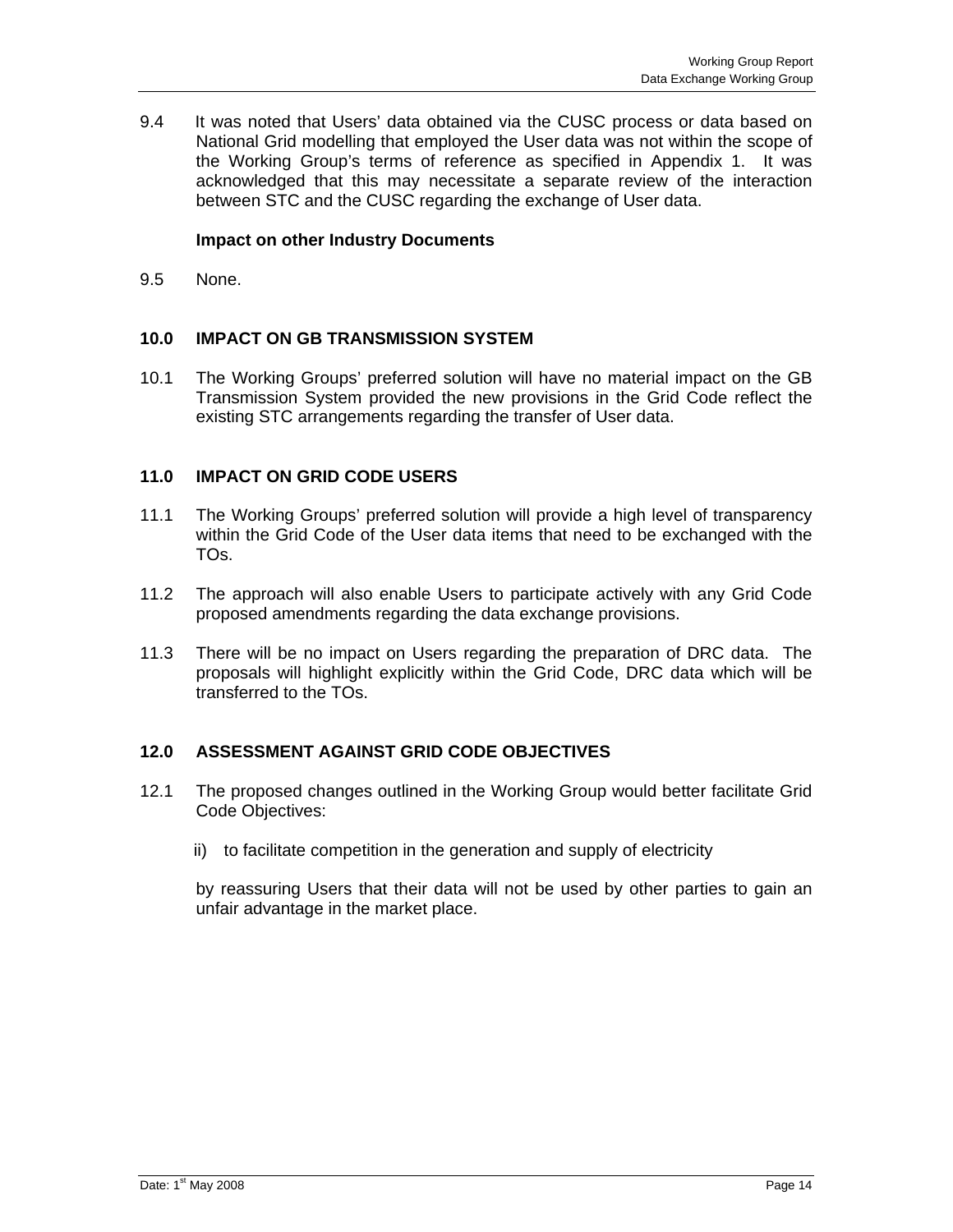9.4 It was noted that Users' data obtained via the CUSC process or data based on National Grid modelling that employed the User data was not within the scope of the Working Group's terms of reference as specified in Appendix 1. It was acknowledged that this may necessitate a separate review of the interaction between STC and the CUSC regarding the exchange of User data.

**Impact on other Industry Documents**

9.5 None.

## 10.0 IMPACT ON GB TRANSMISSION SYSTEM

10.1 The Working Groups' preferred solution will have no material impact on the GB Transmission System provided the new provisions in the Grid Code reflect the existing STC arrangements regarding the transfer of User data.

## 11.0 IMPACT ON GRID CODE USERS

11.1 The Working Groups' preferred solution will provide a high level of transparency within the Grid Code of the User data items that need to be exchanged with the TOs.

11.2 The approach will also enable Users to participate actively with any Grid Code proposed amendments regarding the data exchange provisions.

11.3 There will be no impact on Users regarding the preparation of DRC data. The proposals will highlight explicitly within the Grid Code, DRC data which will be transferred to the TOs.

## 12.0 ASSESSMENT AGAINST GRID CODE OBJECTIVES

12.1 The proposed changes outlined in the Working Group would better facilitate Grid Code Objectives:

ii) to facilitate competition in the generation and supply of electricity

by reassuring Users that their data will not be used by other parties to gain an unfair advantage in the market place.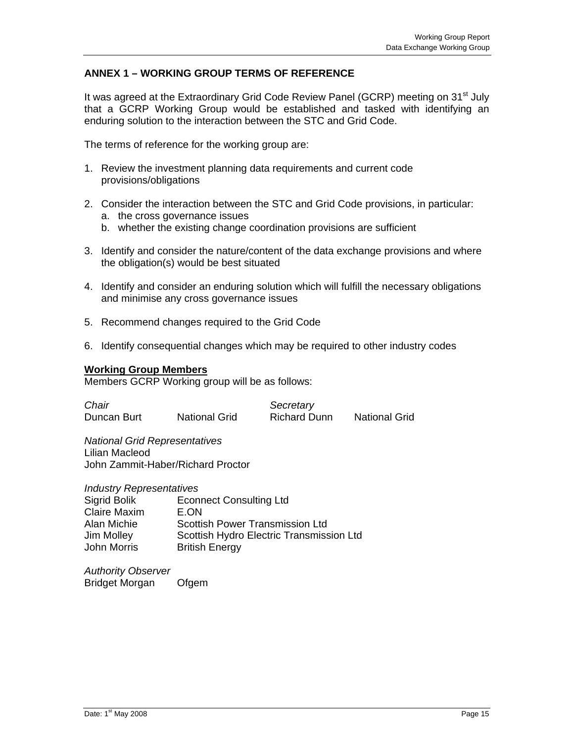## ANNEX 1 – WORKING GROUP TERMS OF REFERENCE

It was agreed at the Extraordinary Grid Code Review Panel (GCRP) meeting on 31st July that a GCRP Working Group would be established and tasked with identifying an enduring solution to the interaction between the STC and Grid Code.

The terms of reference for the working group are:

1. Review the investment planning data requirements and current code provisions/obligations

2. Consider the interaction between the STC and Grid Code provisions, in particular:
   a. the cross governance issues
   b. whether the existing change coordination provisions are sufficient

3. Identify and consider the nature/content of the data exchange provisions and where the obligation(s) would be best situated

4. Identify and consider an enduring solution which will fulfill the necessary obligations and minimise any cross governance issues

5. Recommend changes required to the Grid Code

6. Identify consequential changes which may be required to other industry codes

**<u>Working Group Members</u>**

Members GCRP Working group will be as follows:

| *Chair* | | *Secretary* | |
|---|---|---|---|
| Duncan Burt | National Grid | Richard Dunn | National Grid |

*National Grid Representatives*

Lilian Macleod
John Zammit-Haber/Richard Proctor

*Industry Representatives*

| | |
|---|---|
| Sigrid Bolik | Econnect Consulting Ltd |
| Claire Maxim | E.ON |
| Alan Michie | Scottish Power Transmission Ltd |
| Jim Molley | Scottish Hydro Electric Transmission Ltd |
| John Morris | British Energy |

*Authority Observer*

Bridget Morgan &nbsp;&nbsp;&nbsp; Ofgem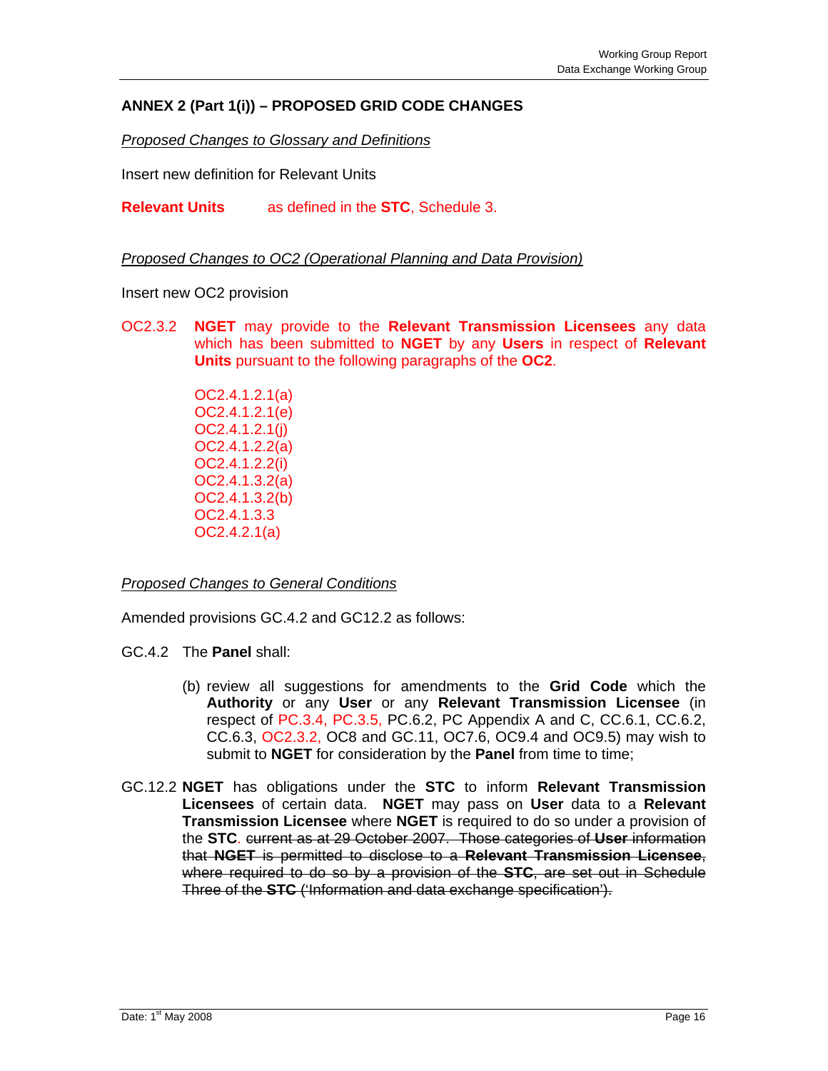## ANNEX 2 (Part 1(i)) – PROPOSED GRID CODE CHANGES

*Proposed Changes to Glossary and Definitions*

Insert new definition for Relevant Units

**Relevant Units** as defined in the **STC**, Schedule 3.

*Proposed Changes to OC2 (Operational Planning and Data Provision)*

Insert new OC2 provision

OC2.3.2 **NGET** may provide to the **Relevant Transmission Licensees** any data which has been submitted to **NGET** by any **Users** in respect of **Relevant Units** pursuant to the following paragraphs of the **OC2**.

OC2.4.1.2.1(a)
OC2.4.1.2.1(e)
OC2.4.1.2.1(j)
OC2.4.1.2.2(a)
OC2.4.1.2.2(i)
OC2.4.1.3.2(a)
OC2.4.1.3.2(b)
OC2.4.1.3.3
OC2.4.2.1(a)

*Proposed Changes to General Conditions*

Amended provisions GC.4.2 and GC12.2 as follows:

GC.4.2 The **Panel** shall:

(b) review all suggestions for amendments to the **Grid Code** which the **Authority** or any **User** or any **Relevant Transmission Licensee** (in respect of PC.3.4, PC.3.5, PC.6.2, PC Appendix A and C, CC.6.1, CC.6.2, CC.6.3, OC2.3.2, OC8 and GC.11, OC7.6, OC9.4 and OC9.5) may wish to submit to **NGET** for consideration by the **Panel** from time to time;

GC.12.2 **NGET** has obligations under the **STC** to inform **Relevant Transmission Licensees** of certain data. **NGET** may pass on **User** data to a **Relevant Transmission Licensee** where **NGET** is required to do so under a provision of the **STC**. ~~current as at 29 October 2007. Those categories of **User** information that **NGET** is permitted to disclose to a **Relevant Transmission Licensee**, where required to do so by a provision of the **STC**, are set out in Schedule Three of the **STC** ('Information and data exchange specification').~~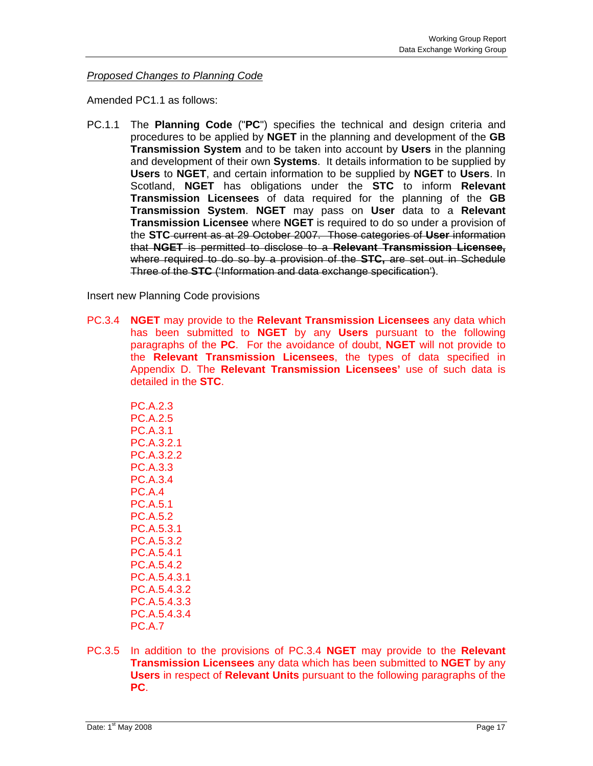*Proposed Changes to Planning Code*

Amended PC1.1 as follows:

PC.1.1 The **Planning Code** ("**PC**") specifies the technical and design criteria and procedures to be applied by **NGET** in the planning and development of the **GB Transmission System** and to be taken into account by **Users** in the planning and development of their own **Systems**. It details information to be supplied by **Users** to **NGET**, and certain information to be supplied by **NGET** to **Users**. In Scotland, **NGET** has obligations under the **STC** to inform **Relevant Transmission Licensees** of data required for the planning of the **GB Transmission System**. **NGET** may pass on **User** data to a **Relevant Transmission Licensee** where **NGET** is required to do so under a provision of the **STC** ~~current as at 29 October 2007. Those categories of **User** information that **NGET** is permitted to disclose to a **Relevant Transmission Licensee,** where required to do so by a provision of the **STC,** are set out in Schedule Three of the **STC** ('Information and data exchange specification')~~.

Insert new Planning Code provisions

PC.3.4 **NGET** may provide to the **Relevant Transmission Licensees** any data which has been submitted to **NGET** by any **Users** pursuant to the following paragraphs of the **PC**. For the avoidance of doubt, **NGET** will not provide to the **Relevant Transmission Licensees**, the types of data specified in Appendix D. The **Relevant Transmission Licensees'** use of such data is detailed in the **STC**.

PC.A.2.3
PC.A.2.5
PC.A.3.1
PC.A.3.2.1
PC.A.3.2.2
PC.A.3.3
PC.A.3.4
PC.A.4
PC.A.5.1
PC.A.5.2
PC.A.5.3.1
PC.A.5.3.2
PC.A.5.4.1
PC.A.5.4.2
PC.A.5.4.3.1
PC.A.5.4.3.2
PC.A.5.4.3.3
PC.A.5.4.3.4
PC.A.7

PC.3.5 In addition to the provisions of PC.3.4 **NGET** may provide to the **Relevant Transmission Licensees** any data which has been submitted to **NGET** by any **Users** in respect of **Relevant Units** pursuant to the following paragraphs of the **PC**.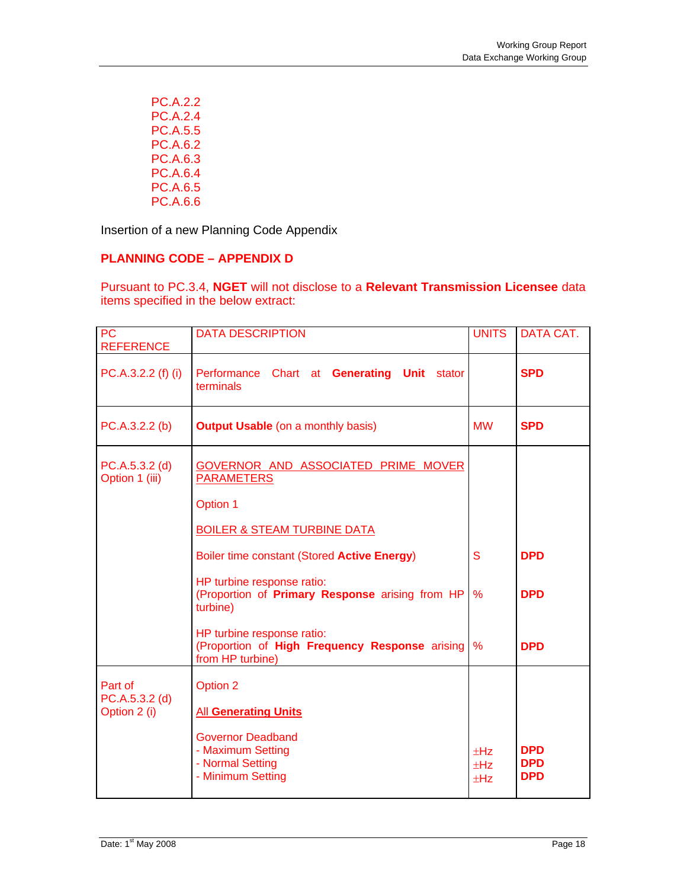PC.A.2.2
PC.A.2.4
PC.A.5.5
PC.A.6.2
PC.A.6.3
PC.A.6.4
PC.A.6.5
PC.A.6.6

Insertion of a new Planning Code Appendix

**PLANNING CODE – APPENDIX D**

Pursuant to PC.3.4, **NGET** will not disclose to a **Relevant Transmission Licensee** data items specified in the below extract:

| PC REFERENCE | DATA DESCRIPTION | UNITS | DATA CAT. |
|---|---|---|---|
| PC.A.3.2.2 (f) (i) | Performance Chart at **Generating Unit** stator terminals | | **SPD** |
| PC.A.3.2.2 (b) | **Output Usable** (on a monthly basis) | MW | **SPD** |
| PC.A.5.3.2 (d) Option 1 (iii) | GOVERNOR AND ASSOCIATED PRIME MOVER PARAMETERS<br><br>Option 1<br><br>BOILER & STEAM TURBINE DATA<br><br>Boiler time constant (Stored **Active Energy**)<br><br>HP turbine response ratio: (Proportion of **Primary Response** arising from HP turbine)<br><br>HP turbine response ratio: (Proportion of **High Frequency Response** arising from HP turbine) | <br><br><br><br><br><br>S<br><br>%<br><br>% | <br><br><br><br><br><br>**DPD**<br><br>**DPD**<br><br>**DPD** |
| Part of PC.A.5.3.2 (d) Option 2 (i) | Option 2<br><br>All **Generating Units**<br><br>Governor Deadband<br>- Maximum Setting<br>- Normal Setting<br>- Minimum Setting | <br><br><br><br><br>±Hz<br>±Hz<br>±Hz | <br><br><br><br><br>**DPD**<br>**DPD**<br>**DPD** |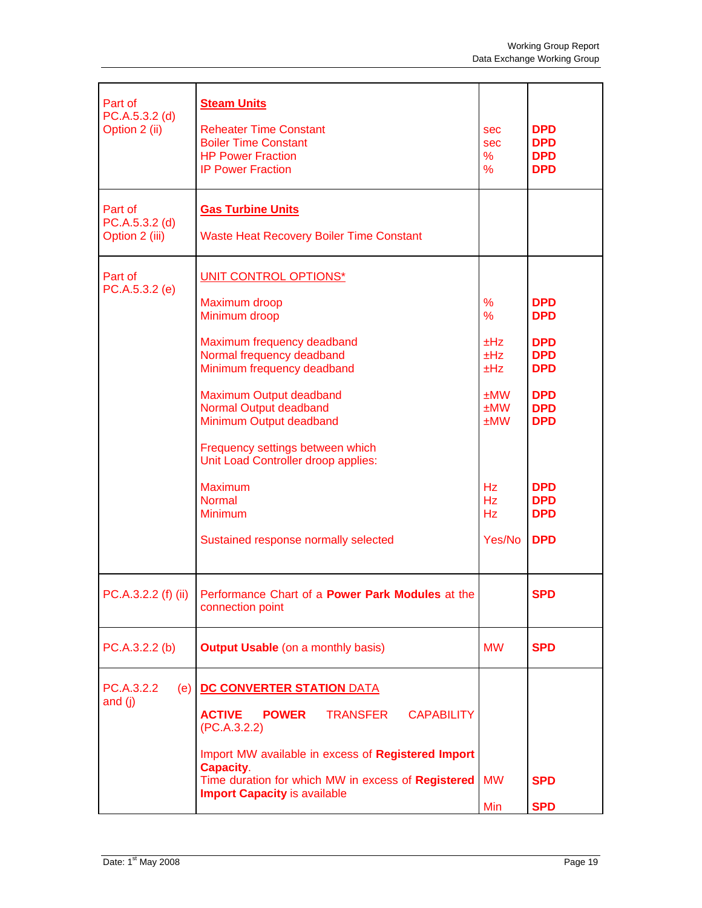| | | | |
|---|---|---|---|
| Part of PC.A.5.3.2 (d) Option 2 (ii) | **Steam Units**<br><br>Reheater Time Constant<br>Boiler Time Constant<br>HP Power Fraction<br>IP Power Fraction | <br><br>sec<br>sec<br>%<br>% | <br><br>**DPD**<br>**DPD**<br>**DPD**<br>**DPD** |
| Part of PC.A.5.3.2 (d) Option 2 (iii) | **Gas Turbine Units**<br><br>Waste Heat Recovery Boiler Time Constant | | |
| Part of PC.A.5.3.2 (e) | UNIT CONTROL OPTIONS*<br><br>Maximum droop<br>Minimum droop<br><br>Maximum frequency deadband<br>Normal frequency deadband<br>Minimum frequency deadband<br><br>Maximum Output deadband<br>Normal Output deadband<br>Minimum Output deadband<br><br>Frequency settings between which Unit Load Controller droop applies:<br><br>Maximum<br>Normal<br>Minimum<br><br>Sustained response normally selected | <br><br>%<br>%<br><br>±Hz<br>±Hz<br>±Hz<br><br>±MW<br>±MW<br>±MW<br><br><br><br>Hz<br>Hz<br>Hz<br><br>Yes/No | <br><br>**DPD**<br>**DPD**<br><br>**DPD**<br>**DPD**<br>**DPD**<br><br>**DPD**<br>**DPD**<br>**DPD**<br><br><br><br>**DPD**<br>**DPD**<br>**DPD**<br><br>**DPD** |
| PC.A.3.2.2 (f) (ii) | Performance Chart of a **Power Park Modules** at the connection point | | **SPD** |
| PC.A.3.2.2 (b) | **Output Usable** (on a monthly basis) | MW | **SPD** |
| PC.A.3.2.2 (e) and (j) | **DC CONVERTER STATION DATA**<br><br>**ACTIVE POWER** TRANSFER CAPABILITY (PC.A.3.2.2)<br><br>Import MW available in excess of **Registered Import Capacity**.<br>Time duration for which MW in excess of **Registered Import Capacity** is available | <br><br><br><br><br>MW<br><br>Min | <br><br><br><br><br>**SPD**<br><br>**SPD** |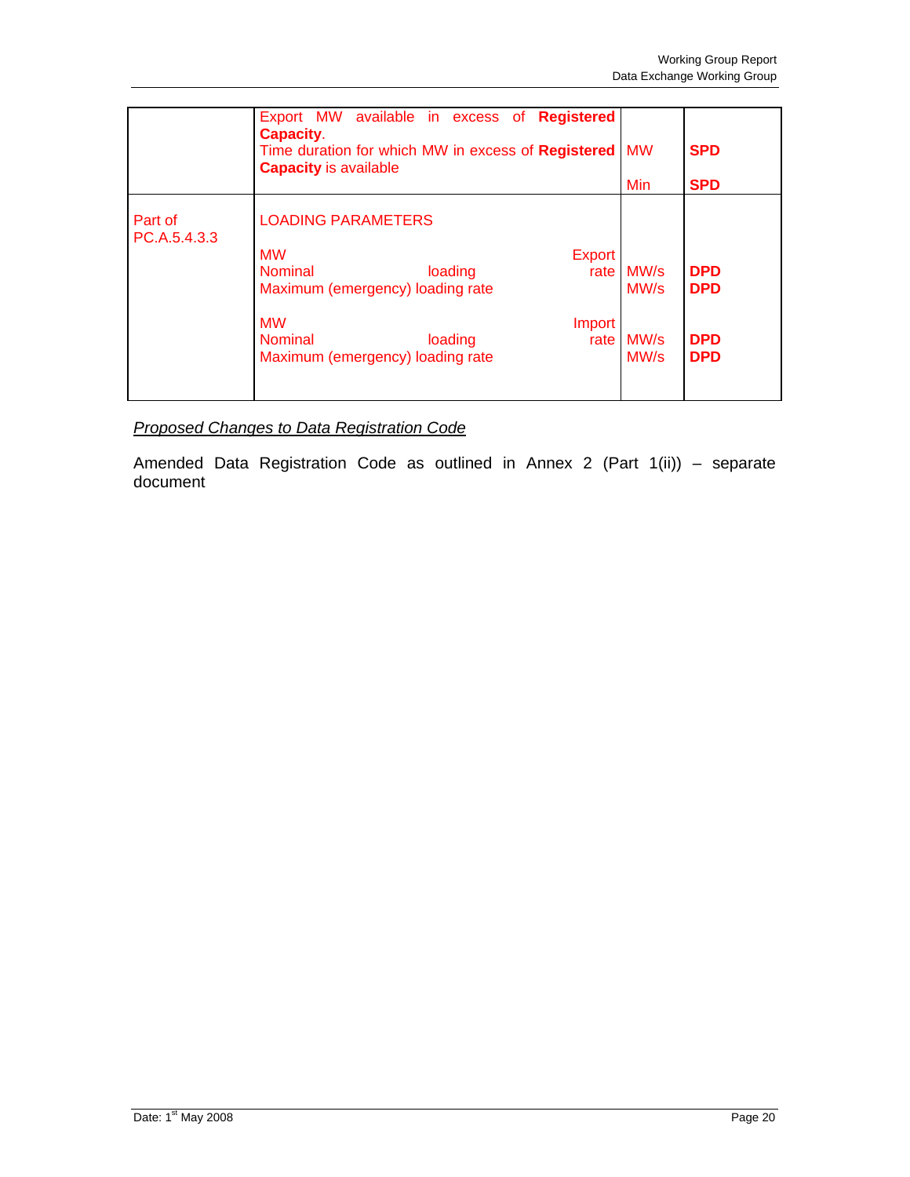| | | | |
|---|---|---|---|
| | Export MW available in excess of **Registered Capacity**.<br>Time duration for which MW in excess of **Registered Capacity** is available | MW<br><br>Min | **SPD**<br><br>**SPD** |
| Part of PC.A.5.4.3.3 | LOADING PARAMETERS<br><br>MW Export<br>Nominal loading rate<br>Maximum (emergency) loading rate<br><br>MW Import<br>Nominal loading rate<br>Maximum (emergency) loading rate | <br><br><br>MW/s<br>MW/s<br><br><br>MW/s<br>MW/s | <br><br><br>**DPD**<br>**DPD**<br><br><br>**DPD**<br>**DPD** |

*Proposed Changes to Data Registration Code*

Amended Data Registration Code as outlined in Annex 2 (Part 1(ii)) – separate document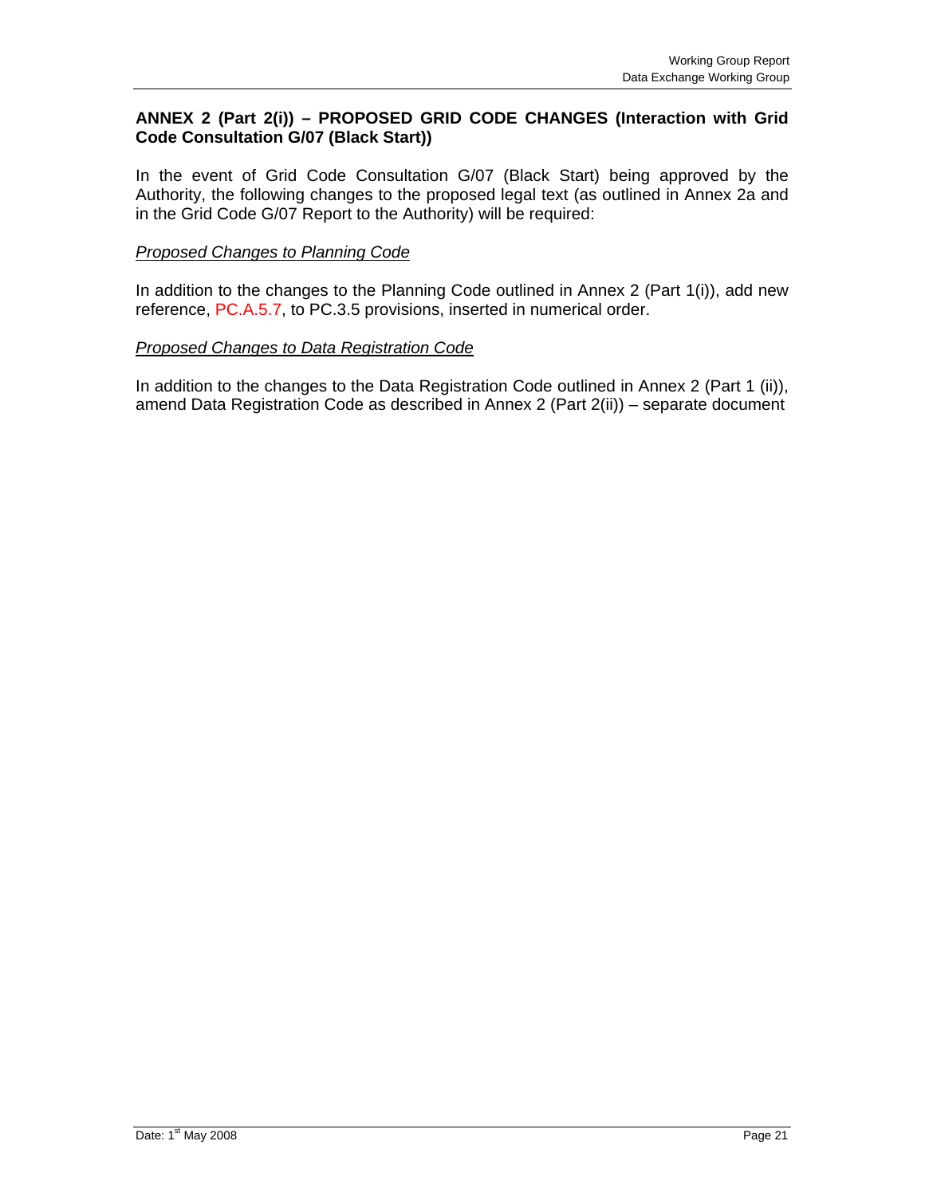**ANNEX 2 (Part 2(i)) – PROPOSED GRID CODE CHANGES (Interaction with Grid Code Consultation G/07 (Black Start))**

In the event of Grid Code Consultation G/07 (Black Start) being approved by the Authority, the following changes to the proposed legal text (as outlined in Annex 2a and in the Grid Code G/07 Report to the Authority) will be required:

*Proposed Changes to Planning Code*

In addition to the changes to the Planning Code outlined in Annex 2 (Part 1(i)), add new reference, PC.A.5.7, to PC.3.5 provisions, inserted in numerical order.

*Proposed Changes to Data Registration Code*

In addition to the changes to the Data Registration Code outlined in Annex 2 (Part 1 (ii)), amend Data Registration Code as described in Annex 2 (Part 2(ii)) – separate document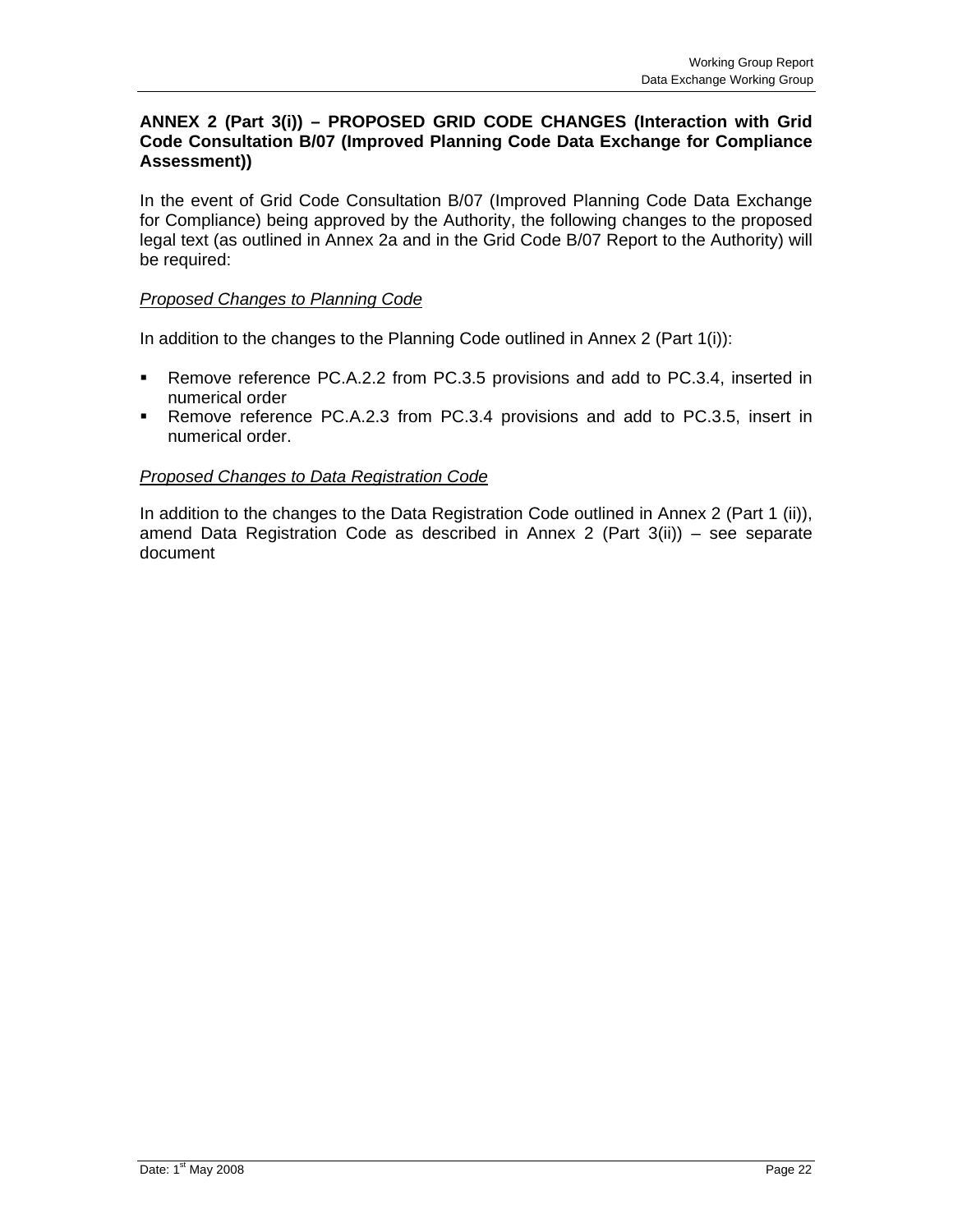**ANNEX 2 (Part 3(i)) – PROPOSED GRID CODE CHANGES (Interaction with Grid Code Consultation B/07 (Improved Planning Code Data Exchange for Compliance Assessment))**

In the event of Grid Code Consultation B/07 (Improved Planning Code Data Exchange for Compliance) being approved by the Authority, the following changes to the proposed legal text (as outlined in Annex 2a and in the Grid Code B/07 Report to the Authority) will be required:

*Proposed Changes to Planning Code*

In addition to the changes to the Planning Code outlined in Annex 2 (Part 1(i)):

- Remove reference PC.A.2.2 from PC.3.5 provisions and add to PC.3.4, inserted in numerical order
- Remove reference PC.A.2.3 from PC.3.4 provisions and add to PC.3.5, insert in numerical order.

*Proposed Changes to Data Registration Code*

In addition to the changes to the Data Registration Code outlined in Annex 2 (Part 1 (ii)), amend Data Registration Code as described in Annex 2 (Part 3(ii)) – see separate document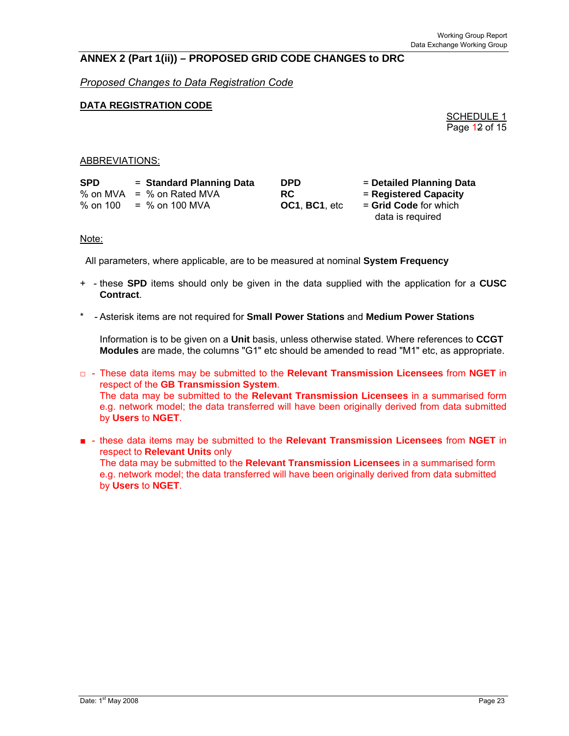## ANNEX 2 (Part 1(ii)) – PROPOSED GRID CODE CHANGES to DRC

*Proposed Changes to Data Registration Code*

**DATA REGISTRATION CODE**

SCHEDULE 1
Page 12 of 15

ABBREVIATIONS:

| | | | |
|---|---|---|---|
| **SPD** | = **Standard Planning Data** | **DPD** | = **Detailed Planning Data** |
| % on MVA | = % on Rated MVA | **RC** | = **Registered Capacity** |
| % on 100 | = % on 100 MVA | **OC1**, **BC1**, etc | = **Grid Code** for which data is required |

Note:

All parameters, where applicable, are to be measured at nominal **System Frequency**

+ - these **SPD** items should only be given in the data supplied with the application for a **CUSC Contract**.

* - Asterisk items are not required for **Small Power Stations** and **Medium Power Stations**

Information is to be given on a **Unit** basis, unless otherwise stated. Where references to **CCGT Modules** are made, the columns "G1" etc should be amended to read "M1" etc, as appropriate.

□ - These data items may be submitted to the **Relevant Transmission Licensees** from **NGET** in respect of the **GB Transmission System**.
The data may be submitted to the **Relevant Transmission Licensees** in a summarised form e.g. network model; the data transferred will have been originally derived from data submitted by **Users** to **NGET**.

■ - these data items may be submitted to the **Relevant Transmission Licensees** from **NGET** in respect to **Relevant Units** only
The data may be submitted to the **Relevant Transmission Licensees** in a summarised form e.g. network model; the data transferred will have been originally derived from data submitted by **Users** to **NGET**.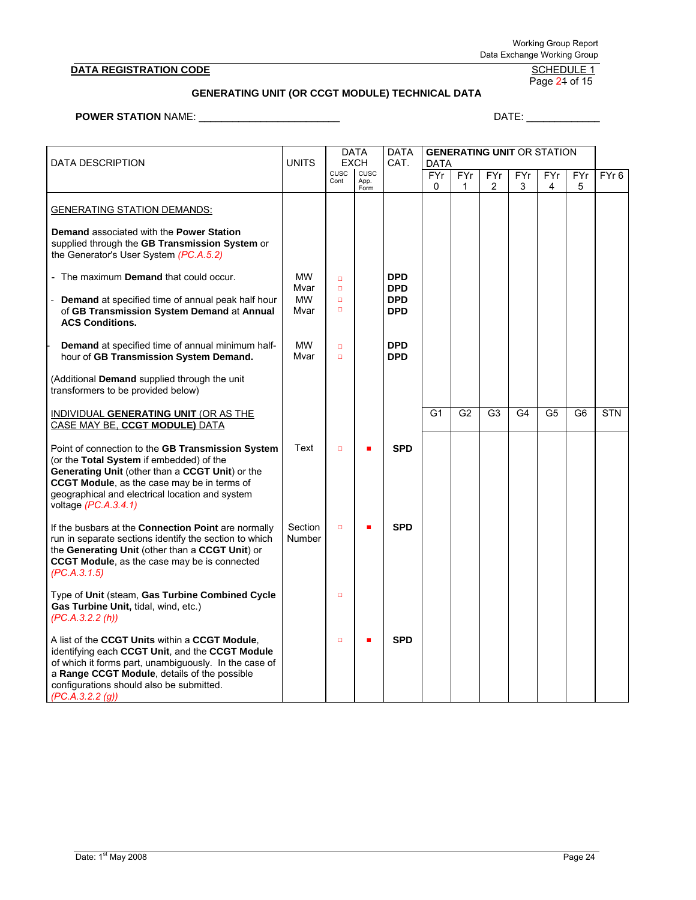**DATA REGISTRATION CODE** — SCHEDULE 1, Page 2 of 15

**GENERATING UNIT (OR CCGT MODULE) TECHNICAL DATA**

**POWER STATION** NAME: ________________________ DATE: ____________

| DATA DESCRIPTION | UNITS | DATA EXCH | | DATA CAT. | GENERATING UNIT OR STATION DATA | | | | | | |
|---|---|---|---|---|---|---|---|---|---|---|---|
| | | CUSC Cont | CUSC App. Form | | FYr 0 | FYr 1 | FYr 2 | FYr 3 | FYr 4 | FYr 5 | FYr 6 |
| GENERATING STATION DEMANDS: | | | | | | | | | | | |
| **Demand** associated with the **Power Station** supplied through the **GB Transmission System** or the Generator's User System *(PC.A.5.2)* | | | | | | | | | | | |
| - The maximum **Demand** that could occur. | MW<br>Mvar | □<br>□ | | **DPD**<br>**DPD** | | | | | | | |
| - **Demand** at specified time of annual peak half hour of **GB Transmission System Demand** at **Annual ACS Conditions.** | MW<br>Mvar | □<br>□ | | **DPD**<br>**DPD** | | | | | | | |
| - **Demand** at specified time of annual minimum half-hour of **GB Transmission System Demand.** | MW<br>Mvar | □<br>□ | | **DPD**<br>**DPD** | | | | | | | |
| (Additional **Demand** supplied through the unit transformers to be provided below) | | | | | | | | | | | |
| INDIVIDUAL **GENERATING UNIT** (OR AS THE CASE MAY BE, **CCGT MODULE**) DATA | | | | | G1 | G2 | G3 | G4 | G5 | G6 | STN |
| Point of connection to the **GB Transmission System** (or the **Total System** if embedded) of the **Generating Unit** (other than a **CCGT Unit**) or the **CCGT Module**, as the case may be in terms of geographical and electrical location and system voltage *(PC.A.3.4.1)* | Text | □ | ■ | **SPD** | | | | | | | |
| If the busbars at the **Connection Point** are normally run in separate sections identify the section to which the **Generating Unit** (other than a **CCGT Unit**) or **CCGT Module**, as the case may be is connected *(PC.A.3.1.5)* | Section Number | □ | ■ | **SPD** | | | | | | | |
| Type of **Unit** (steam, **Gas Turbine Combined Cycle Gas Turbine Unit,** tidal, wind, etc.) *(PC.A.3.2.2 (h))* | | □ | | | | | | | | | |
| A list of the **CCGT Units** within a **CCGT Module**, identifying each **CCGT Unit**, and the **CCGT Module** of which it forms part, unambiguously. In the case of a **Range CCGT Module**, details of the possible configurations should also be submitted. *(PC.A.3.2.2 (g))* | | □ | ■ | **SPD** | | | | | | | |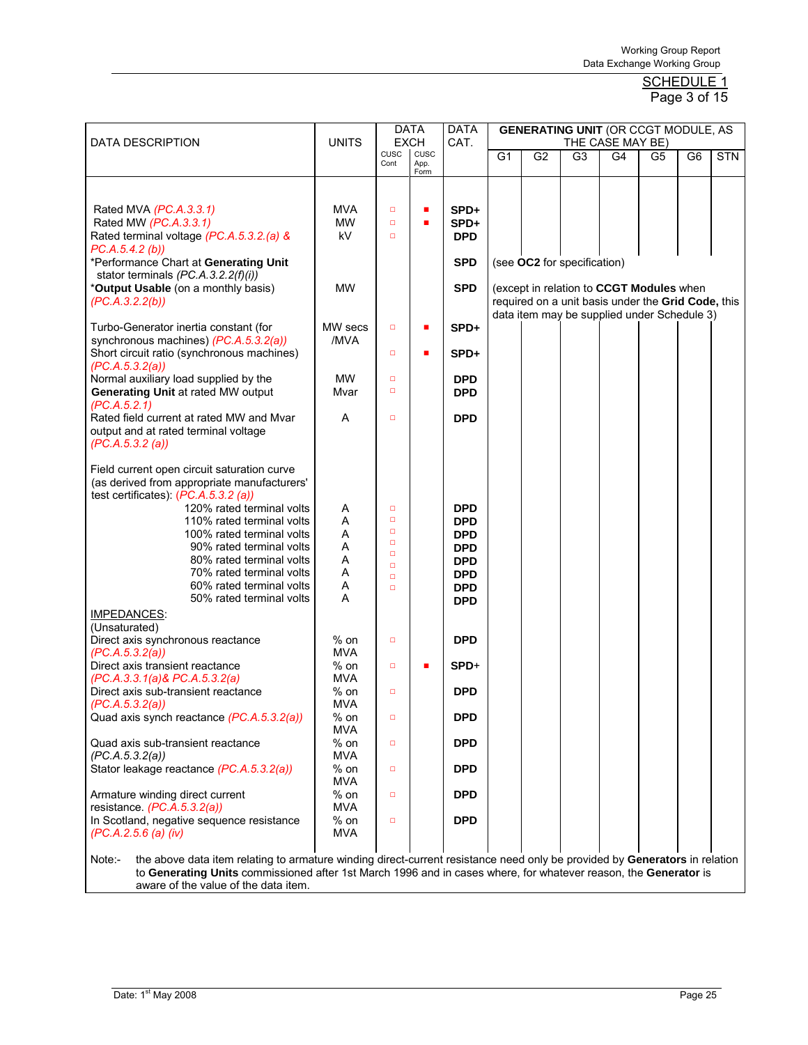SCHEDULE 1
Page 3 of 15

| DATA DESCRIPTION | UNITS | DATA EXCH CUSC Cont | DATA EXCH CUSC App. Form | DATA CAT. | G1 | G2 | G3 | G4 | G5 | G6 | STN |
|---|---|---|---|---|---|---|---|---|---|---|---|
| | | | | | **GENERATING UNIT** (OR CCGT MODULE, AS THE CASE MAY BE) | | | | | | |
| Rated MVA *(PC.A.3.3.1)* | MVA | □ | ■ | **SPD+** | | | | | | | |
| Rated MW *(PC.A.3.3.1)* | MW | □ | ■ | **SPD+** | | | | | | | |
| Rated terminal voltage *(PC.A.5.3.2.(a) & PC.A.5.4.2 (b))* | kV | □ | | **DPD** | | | | | | | |
| *Performance Chart at **Generating Unit** stator terminals *(PC.A.3.2.2(f)(i))* | | | | **SPD** | (see **OC2** for specification) | | | | | | |
| ***Output Usable** (on a monthly basis) *(PC.A.3.2.2(b))* | MW | | | **SPD** | (except in relation to **CCGT Modules** when required on a unit basis under the **Grid Code,** this data item may be supplied under Schedule 3) | | | | | | |
| Turbo-Generator inertia constant (for synchronous machines) *(PC.A.5.3.2(a))* | MW secs /MVA | □ | ■ | **SPD+** | | | | | | | |
| Short circuit ratio (synchronous machines) *(PC.A.5.3.2(a))* | | □ | ■ | **SPD+** | | | | | | | |
| Normal auxiliary load supplied by the **Generating Unit** at rated MW output *(PC.A.5.2.1)* | MW | □ | | **DPD** | | | | | | | |
| | Mvar | □ | | **DPD** | | | | | | | |
| Rated field current at rated MW and Mvar output and at rated terminal voltage *(PC.A.5.3.2 (a))* | A | □ | | **DPD** | | | | | | | |
| Field current open circuit saturation curve (as derived from appropriate manufacturers' test certificates): *(PC.A.5.3.2 (a))* | | | | | | | | | | | |
| 120% rated terminal volts | A | □ | | **DPD** | | | | | | | |
| 110% rated terminal volts | A | □ | | **DPD** | | | | | | | |
| 100% rated terminal volts | A | □ | | **DPD** | | | | | | | |
| 90% rated terminal volts | A | □ | | **DPD** | | | | | | | |
| 80% rated terminal volts | A | □ | | **DPD** | | | | | | | |
| 70% rated terminal volts | A | □ | | **DPD** | | | | | | | |
| 60% rated terminal volts | A | □ | | **DPD** | | | | | | | |
| 50% rated terminal volts | A | □ | | **DPD** | | | | | | | |
| <u>IMPEDANCES</u>: (Unsaturated) | | | | | | | | | | | |
| Direct axis synchronous reactance *(PC.A.5.3.2(a))* | % on MVA | □ | | **DPD** | | | | | | | |
| Direct axis transient reactance *(PC.A.3.3.1(a)& PC.A.5.3.2(a)* | % on MVA | □ | ■ | **SPD+** | | | | | | | |
| Direct axis sub-transient reactance *(PC.A.5.3.2(a))* | % on MVA | □ | | **DPD** | | | | | | | |
| Quad axis synch reactance *(PC.A.5.3.2(a))* | % on MVA | □ | | **DPD** | | | | | | | |
| Quad axis sub-transient reactance (PC.A.5.3.2(a)) | % on MVA | □ | | **DPD** | | | | | | | |
| Stator leakage reactance *(PC.A.5.3.2(a))* | % on MVA | □ | | **DPD** | | | | | | | |
| Armature winding direct current resistance. *(PC.A.5.3.2(a))* | % on MVA | □ | | **DPD** | | | | | | | |
| In Scotland, negative sequence resistance *(PC.A.2.5.6 (a) (iv)* | % on MVA | □ | | **DPD** | | | | | | | |

Note:- the above data item relating to armature winding direct-current resistance need only be provided by **Generators** in relation to **Generating Units** commissioned after 1st March 1996 and in cases where, for whatever reason, the **Generator** is aware of the value of the data item.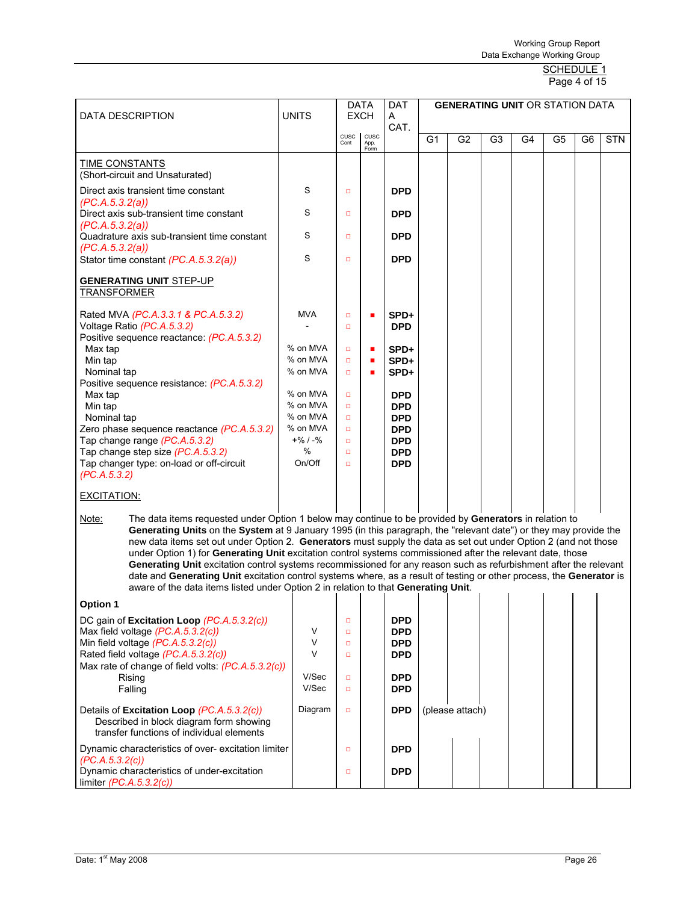SCHEDULE 1

| DATA DESCRIPTION | UNITS | DATA EXCH | | DATA CAT. | GENERATING UNIT OR STATION DATA | | | | | | |
|---|---|---|---|---|---|---|---|---|---|---|---|
| | | CUSC Cont | CUSC App. Form | | G1 | G2 | G3 | G4 | G5 | G6 | STN |
| TIME CONSTANTS (Short-circuit and Unsaturated) | | | | | | | | | | | |
| Direct axis transient time constant (PC.A.5.3.2(a)) | S | □ | | DPD | | | | | | | |
| Direct axis sub-transient time constant (PC.A.5.3.2(a)) | S | □ | | DPD | | | | | | | |
| Quadrature axis sub-transient time constant (PC.A.5.3.2(a)) | S | □ | | DPD | | | | | | | |
| Stator time constant (PC.A.5.3.2(a)) | S | □ | | DPD | | | | | | | |
| **GENERATING UNIT** STEP-UP TRANSFORMER | | | | | | | | | | | |
| Rated MVA (PC.A.3.3.1 & PC.A.5.3.2) | MVA | □ | ■ | SPD+ | | | | | | | |
| Voltage Ratio (PC.A.5.3.2) | - | □ | | DPD | | | | | | | |
| Positive sequence reactance: (PC.A.5.3.2) | | | | | | | | | | | |
| Max tap | % on MVA | □ | ■ | SPD+ | | | | | | | |
| Min tap | % on MVA | □ | ■ | SPD+ | | | | | | | |
| Nominal tap | % on MVA | □ | ■ | SPD+ | | | | | | | |
| Positive sequence resistance: (PC.A.5.3.2) | | | | | | | | | | | |
| Max tap | % on MVA | □ | | DPD | | | | | | | |
| Min tap | % on MVA | □ | | DPD | | | | | | | |
| Nominal tap | % on MVA | □ | | DPD | | | | | | | |
| Zero phase sequence reactance (PC.A.5.3.2) | % on MVA | □ | | DPD | | | | | | | |
| Tap change range (PC.A.5.3.2) | +% / -% | □ | | DPD | | | | | | | |
| Tap change step size (PC.A.5.3.2) | % | □ | | DPD | | | | | | | |
| Tap changer type: on-load or off-circuit (PC.A.5.3.2) | On/Off | □ | | DPD | | | | | | | |
| EXCITATION: | | | | | | | | | | | |

Note: The data items requested under Option 1 below may continue to be provided by **Generators** in relation to **Generating Units** on the **System** at 9 January 1995 (in this paragraph, the "relevant date") or they may provide the new data items set out under Option 2. **Generators** must supply the data as set out under Option 2 (and not those under Option 1) for **Generating Unit** excitation control systems commissioned after the relevant date, those **Generating Unit** excitation control systems recommissioned for any reason such as refurbishment after the relevant date and **Generating Unit** excitation control systems where, as a result of testing or other process, the **Generator** is aware of the data items listed under Option 2 in relation to that **Generating Unit**.

| DATA DESCRIPTION | UNITS | CUSC Cont | CUSC App. Form | DATA CAT. | G1 | G2 | G3 | G4 | G5 | G6 | STN |
|---|---|---|---|---|---|---|---|---|---|---|---|
| **Option 1** | | | | | | | | | | | |
| DC gain of **Excitation Loop** (PC.A.5.3.2(c)) | | □ | | DPD | | | | | | | |
| Max field voltage (PC.A.5.3.2(c)) | V | □ | | DPD | | | | | | | |
| Min field voltage (PC.A.5.3.2(c)) | V | □ | | DPD | | | | | | | |
| Rated field voltage (PC.A.5.3.2(c)) | V | □ | | DPD | | | | | | | |
| Max rate of change of field volts: (PC.A.5.3.2(c)) | | | | | | | | | | | |
| Rising | V/Sec | □ | | DPD | | | | | | | |
| Falling | V/Sec | □ | | DPD | | | | | | | |
| Details of **Excitation Loop** (PC.A.5.3.2(c)) Described in block diagram form showing transfer functions of individual elements | Diagram | □ | | DPD | (please attach) | | | | | | |
| Dynamic characteristics of over- excitation limiter (PC.A.5.3.2(c)) | | □ | | DPD | | | | | | | |
| Dynamic characteristics of under-excitation limiter (PC.A.5.3.2(c)) | | □ | | DPD | | | | | | | |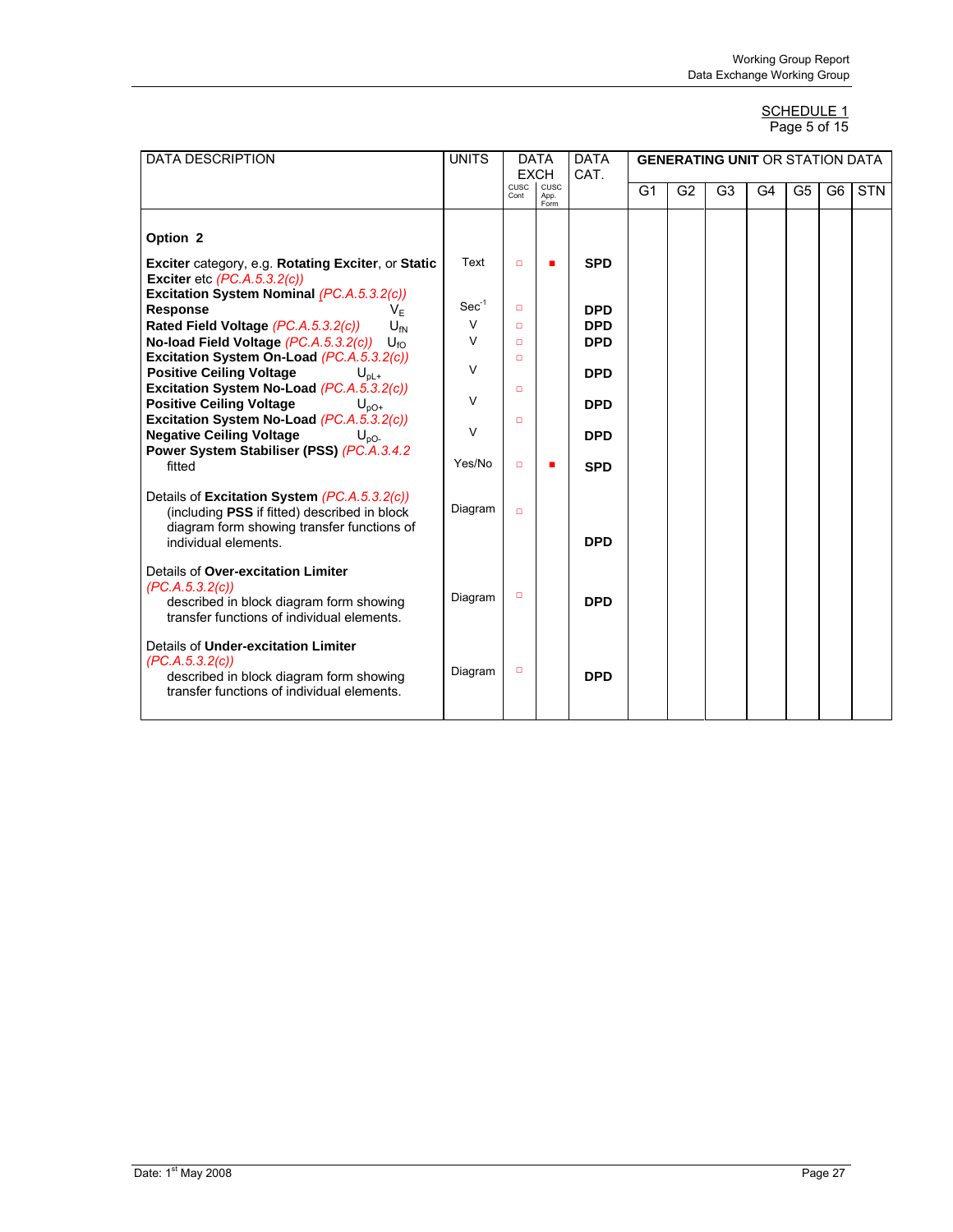SCHEDULE 1
Page 5 of 15

| DATA DESCRIPTION | UNITS | DATA EXCH CUSC Cont | DATA EXCH CUSC App. Form | DATA CAT. | GENERATING UNIT OR STATION DATA G1 | G2 | G3 | G4 | G5 | G6 | STN |
|---|---|---|---|---|---|---|---|---|---|---|---|
| **Option 2** | | | | | | | | | | | |
| **Exciter** category, e.g. **Rotating Exciter**, or **Static Exciter** etc *(PC.A.5.3.2(c))* | Text | □ | ■ | **SPD** | | | | | | | |
| **Excitation System Nominal** *(PC.A.5.3.2(c))* **Response** $V_E$ | $Sec^{-1}$ | □ | | **DPD** | | | | | | | |
| **Rated Field Voltage** *(PC.A.5.3.2(c))* $U_{fN}$ | V | □ | | **DPD** | | | | | | | |
| **No-load Field Voltage** *(PC.A.5.3.2(c))* $U_{fO}$ | V | □ | | **DPD** | | | | | | | |
| **Excitation System On-Load** *(PC.A.5.3.2(c))* **Positive Ceiling Voltage** $U_{pL+}$ | V | □ | | **DPD** | | | | | | | |
| **Excitation System No-Load** *(PC.A.5.3.2(c))* **Positive Ceiling Voltage** $U_{pO+}$ | V | □ | | **DPD** | | | | | | | |
| **Excitation System No-Load** *(PC.A.5.3.2(c))* **Negative Ceiling Voltage** $U_{pO-}$ | V | □ | | **DPD** | | | | | | | |
| **Power System Stabiliser (PSS)** *(PC.A.3.4.2* fitted | Yes/No | □ | ■ | **SPD** | | | | | | | |
| Details of **Excitation System** *(PC.A.5.3.2(c))* (including **PSS** if fitted) described in block diagram form showing transfer functions of individual elements. | Diagram | □ | | **DPD** | | | | | | | |
| Details of **Over-excitation Limiter** *(PC.A.5.3.2(c))* described in block diagram form showing transfer functions of individual elements. | Diagram | □ | | **DPD** | | | | | | | |
| Details of **Under-excitation Limiter** *(PC.A.5.3.2(c))* described in block diagram form showing transfer functions of individual elements. | Diagram | □ | | **DPD** | | | | | | | |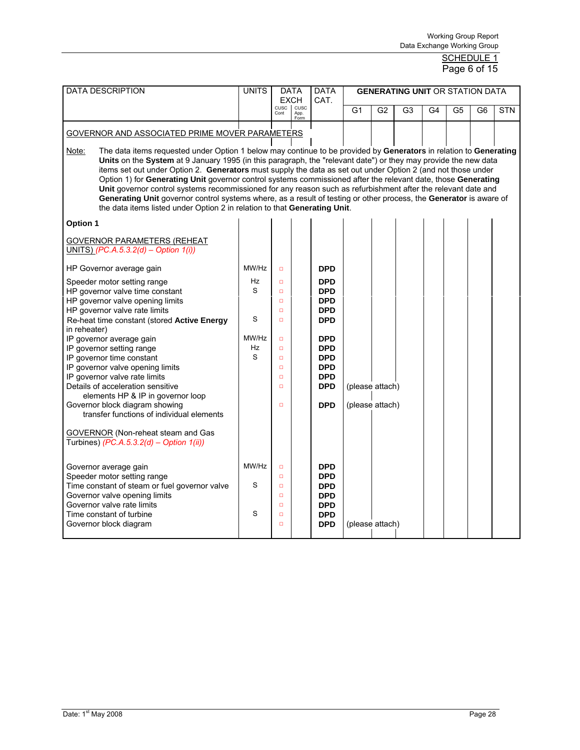SCHEDULE 1
Page 6 of 15

| DATA DESCRIPTION | UNITS | DATA EXCH CUSC Cont | DATA EXCH CUSC App. Form | DATA CAT. | G1 | G2 | G3 | G4 | G5 | G6 | STN |
|---|---|---|---|---|---|---|---|---|---|---|---|
| GOVERNOR AND ASSOCIATED PRIME MOVER PARAMETERS | | | | | | | | | | | |
| Note: The data items requested under Option 1 below may continue to be provided by **Generators** in relation to **Generating Units** on the **System** at 9 January 1995 (in this paragraph, the "relevant date") or they may provide the new data items set out under Option 2. **Generators** must supply the data as set out under Option 2 (and not those under Option 1) for **Generating Unit** governor control systems commissioned after the relevant date, those **Generating Unit** governor control systems recommissioned for any reason such as refurbishment after the relevant date and **Generating Unit** governor control systems where, as a result of testing or other process, the **Generator** is aware of the data items listed under Option 2 in relation to that **Generating Unit**. | | | | | | | | | | | |
| **Option 1** | | | | | | | | | | | |
| GOVERNOR PARAMETERS (REHEAT UNITS) *(PC.A.5.3.2(d) – Option 1(i))* | | | | | | | | | | | |
| HP Governor average gain | MW/Hz | □ | | **DPD** | | | | | | | |
| Speeder motor setting range | Hz | □ | | **DPD** | | | | | | | |
| HP governor valve time constant | S | □ | | **DPD** | | | | | | | |
| HP governor valve opening limits | | □ | | **DPD** | | | | | | | |
| HP governor valve rate limits | | □ | | **DPD** | | | | | | | |
| Re-heat time constant (stored **Active Energy** in reheater) | S | □ | | **DPD** | | | | | | | |
| IP governor average gain | MW/Hz | □ | | **DPD** | | | | | | | |
| IP governor setting range | Hz | □ | | **DPD** | | | | | | | |
| IP governor time constant | S | □ | | **DPD** | | | | | | | |
| IP governor valve opening limits | | □ | | **DPD** | | | | | | | |
| IP governor valve rate limits | | □ | | **DPD** | | | | | | | |
| Details of acceleration sensitive elements HP & IP in governor loop | | □ | | **DPD** | (please attach) | | | | | | |
| Governor block diagram showing transfer functions of individual elements | | □ | | **DPD** | (please attach) | | | | | | |
| GOVERNOR (Non-reheat steam and Gas Turbines) *(PC.A.5.3.2(d) – Option 1(ii))* | | | | | | | | | | | |
| Governor average gain | MW/Hz | □ | | **DPD** | | | | | | | |
| Speeder motor setting range | | □ | | **DPD** | | | | | | | |
| Time constant of steam or fuel governor valve | S | □ | | **DPD** | | | | | | | |
| Governor valve opening limits | | □ | | **DPD** | | | | | | | |
| Governor valve rate limits | | □ | | **DPD** | | | | | | | |
| Time constant of turbine | S | □ | | **DPD** | | | | | | | |
| Governor block diagram | | □ | | **DPD** | (please attach) | | | | | | |

Date: 1st May 2008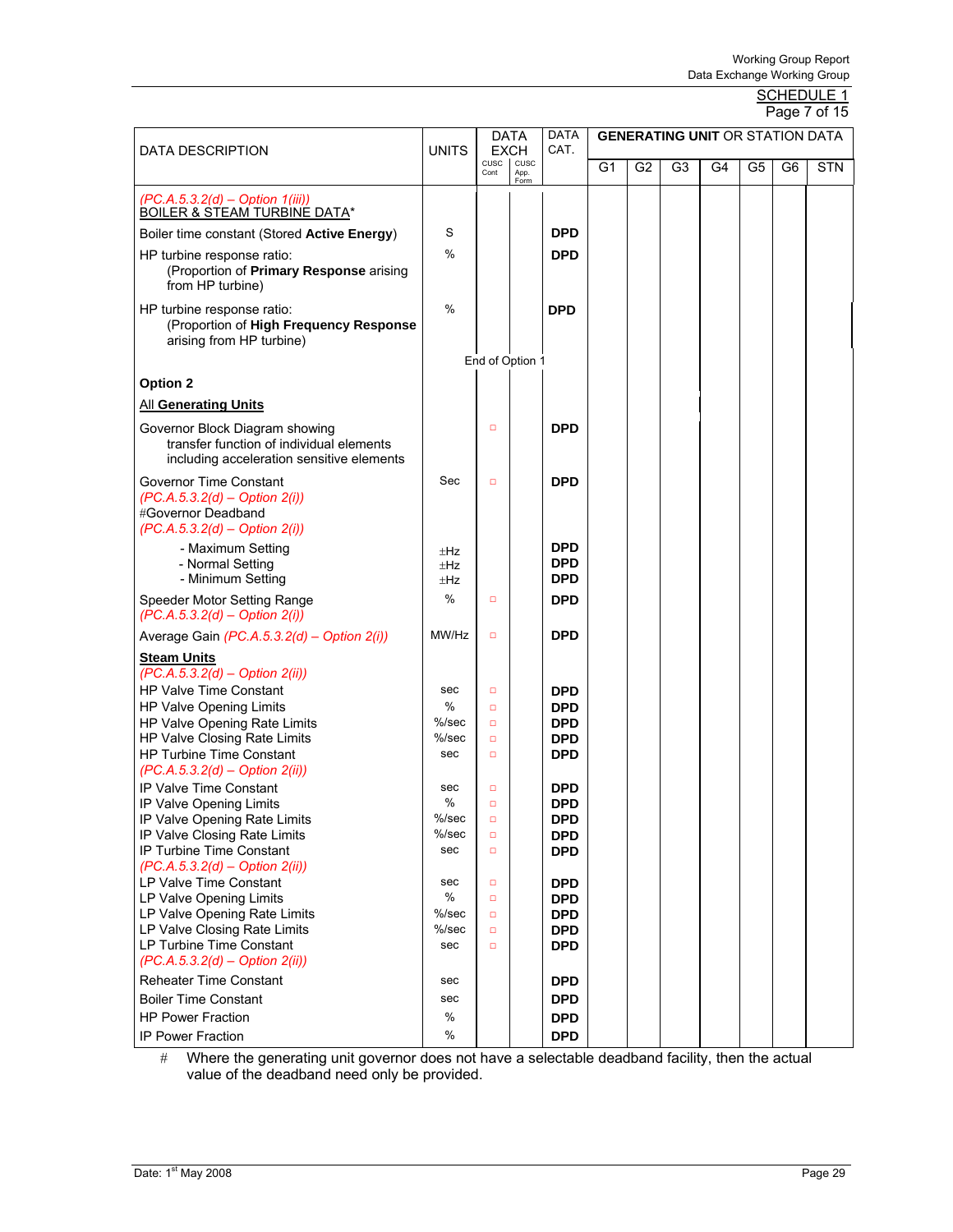SCHEDULE 1

Page 7 of 15

| DATA DESCRIPTION | UNITS | DATA EXCH CUSC Cont | DATA EXCH CUSC App. Form | DATA CAT. | G1 | G2 | G3 | G4 | G5 | G6 | STN |
|---|---|---|---|---|---|---|---|---|---|---|---|
| *(PC.A.5.3.2(d) – Option 1(iii))* <br> BOILER & STEAM TURBINE DATA* | | | | | | | | | | | |
| Boiler time constant (Stored **Active Energy**) | S | | | DPD | | | | | | | |
| HP turbine response ratio: (Proportion of **Primary Response** arising from HP turbine) | % | | | DPD | | | | | | | |
| HP turbine response ratio: (Proportion of **High Frequency Response** arising from HP turbine) | % | | | DPD | | | | | | | |
| | End of Option 1 | | | | | | | | | | |
| **Option 2** | | | | | | | | | | | |
| **All Generating Units** | | | | | | | | | | | |
| Governor Block Diagram showing transfer function of individual elements including acceleration sensitive elements | | □ | | DPD | | | | | | | |
| Governor Time Constant *(PC.A.5.3.2(d) – Option 2(i))* | Sec | □ | | DPD | | | | | | | |
| #Governor Deadband *(PC.A.5.3.2(d) – Option 2(i))* | | | | | | | | | | | |
| - Maximum Setting | ±Hz | | | DPD | | | | | | | |
| - Normal Setting | ±Hz | | | DPD | | | | | | | |
| - Minimum Setting | ±Hz | | | DPD | | | | | | | |
| Speeder Motor Setting Range *(PC.A.5.3.2(d) – Option 2(i))* | % | □ | | DPD | | | | | | | |
| Average Gain *(PC.A.5.3.2(d) – Option 2(i))* | MW/Hz | □ | | DPD | | | | | | | |
| **Steam Units** *(PC.A.5.3.2(d) – Option 2(ii))* | | | | | | | | | | | |
| HP Valve Time Constant | sec | □ | | DPD | | | | | | | |
| HP Valve Opening Limits | % | □ | | DPD | | | | | | | |
| HP Valve Opening Rate Limits | %/sec | □ | | DPD | | | | | | | |
| HP Valve Closing Rate Limits | %/sec | □ | | DPD | | | | | | | |
| HP Turbine Time Constant *(PC.A.5.3.2(d) – Option 2(ii))* | sec | □ | | DPD | | | | | | | |
| IP Valve Time Constant | sec | □ | | DPD | | | | | | | |
| IP Valve Opening Limits | % | □ | | DPD | | | | | | | |
| IP Valve Opening Rate Limits | %/sec | □ | | DPD | | | | | | | |
| IP Valve Closing Rate Limits | %/sec | □ | | DPD | | | | | | | |
| IP Turbine Time Constant *(PC.A.5.3.2(d) – Option 2(ii))* | sec | □ | | DPD | | | | | | | |
| LP Valve Time Constant | sec | □ | | DPD | | | | | | | |
| LP Valve Opening Limits | % | □ | | DPD | | | | | | | |
| LP Valve Opening Rate Limits | %/sec | □ | | DPD | | | | | | | |
| LP Valve Closing Rate Limits | %/sec | □ | | DPD | | | | | | | |
| LP Turbine Time Constant *(PC.A.5.3.2(d) – Option 2(ii))* | sec | □ | | DPD | | | | | | | |
| Reheater Time Constant | sec | | | DPD | | | | | | | |
| Boiler Time Constant | sec | | | DPD | | | | | | | |
| HP Power Fraction | % | | | DPD | | | | | | | |
| IP Power Fraction | % | | | DPD | | | | | | | |

\# Where the generating unit governor does not have a selectable deadband facility, then the actual value of the deadband need only be provided.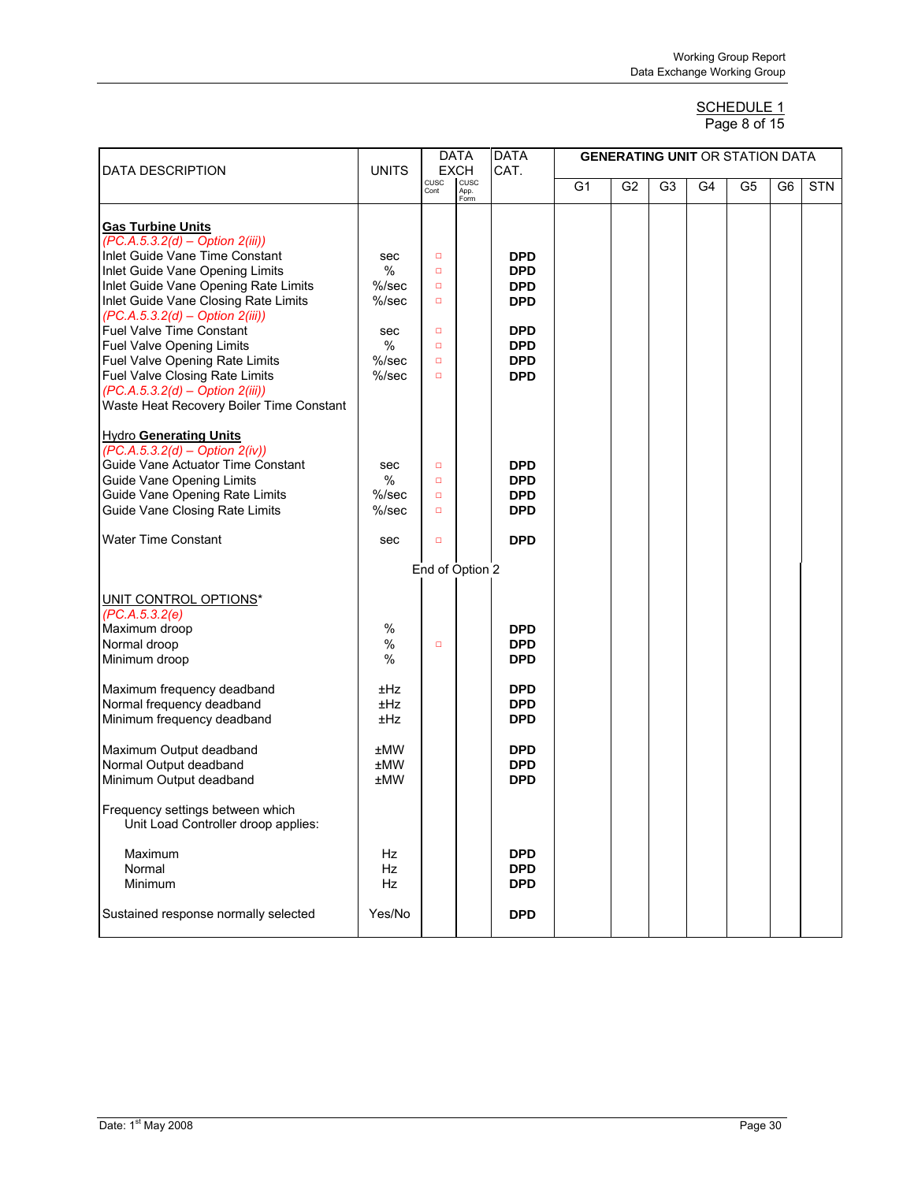SCHEDULE 1
Page 8 of 15

| DATA DESCRIPTION | UNITS | DATA EXCH | | DATA CAT. | GENERATING UNIT OR STATION DATA | | | | | | |
|---|---|---|---|---|---|---|---|---|---|---|---|
| | | CUSC Cont | CUSC App. Form | | G1 | G2 | G3 | G4 | G5 | G6 | STN |
| **Gas Turbine Units** | | | | | | | | | | | |
| *(PC.A.5.3.2(d) – Option 2(iii))* | | | | | | | | | | | |
| Inlet Guide Vane Time Constant | sec | □ | | **DPD** | | | | | | | |
| Inlet Guide Vane Opening Limits | % | □ | | **DPD** | | | | | | | |
| Inlet Guide Vane Opening Rate Limits | %/sec | □ | | **DPD** | | | | | | | |
| Inlet Guide Vane Closing Rate Limits | %/sec | □ | | **DPD** | | | | | | | |
| *(PC.A.5.3.2(d) – Option 2(iii))* | | | | | | | | | | | |
| Fuel Valve Time Constant | sec | □ | | **DPD** | | | | | | | |
| Fuel Valve Opening Limits | % | □ | | **DPD** | | | | | | | |
| Fuel Valve Opening Rate Limits | %/sec | □ | | **DPD** | | | | | | | |
| Fuel Valve Closing Rate Limits | %/sec | □ | | **DPD** | | | | | | | |
| *(PC.A.5.3.2(d) – Option 2(iii))* | | | | | | | | | | | |
| Waste Heat Recovery Boiler Time Constant | | | | | | | | | | | |
| Hydro **Generating Units** | | | | | | | | | | | |
| *(PC.A.5.3.2(d) – Option 2(iv))* | | | | | | | | | | | |
| Guide Vane Actuator Time Constant | sec | □ | | **DPD** | | | | | | | |
| Guide Vane Opening Limits | % | □ | | **DPD** | | | | | | | |
| Guide Vane Opening Rate Limits | %/sec | □ | | **DPD** | | | | | | | |
| Guide Vane Closing Rate Limits | %/sec | □ | | **DPD** | | | | | | | |
| Water Time Constant | sec | □ | | **DPD** | | | | | | | |
| | | End of Option 2 | | | | | | | | | |
| UNIT CONTROL OPTIONS* | | | | | | | | | | | |
| *(PC.A.5.3.2(e)* | | | | | | | | | | | |
| Maximum droop | % | | | **DPD** | | | | | | | |
| Normal droop | % | □ | | **DPD** | | | | | | | |
| Minimum droop | % | | | **DPD** | | | | | | | |
| Maximum frequency deadband | ±Hz | | | **DPD** | | | | | | | |
| Normal frequency deadband | ±Hz | | | **DPD** | | | | | | | |
| Minimum frequency deadband | ±Hz | | | **DPD** | | | | | | | |
| Maximum Output deadband | ±MW | | | **DPD** | | | | | | | |
| Normal Output deadband | ±MW | | | **DPD** | | | | | | | |
| Minimum Output deadband | ±MW | | | **DPD** | | | | | | | |
| Frequency settings between which Unit Load Controller droop applies: | | | | | | | | | | | |
| Maximum | Hz | | | **DPD** | | | | | | | |
| Normal | Hz | | | **DPD** | | | | | | | |
| Minimum | Hz | | | **DPD** | | | | | | | |
| Sustained response normally selected | Yes/No | | | **DPD** | | | | | | | |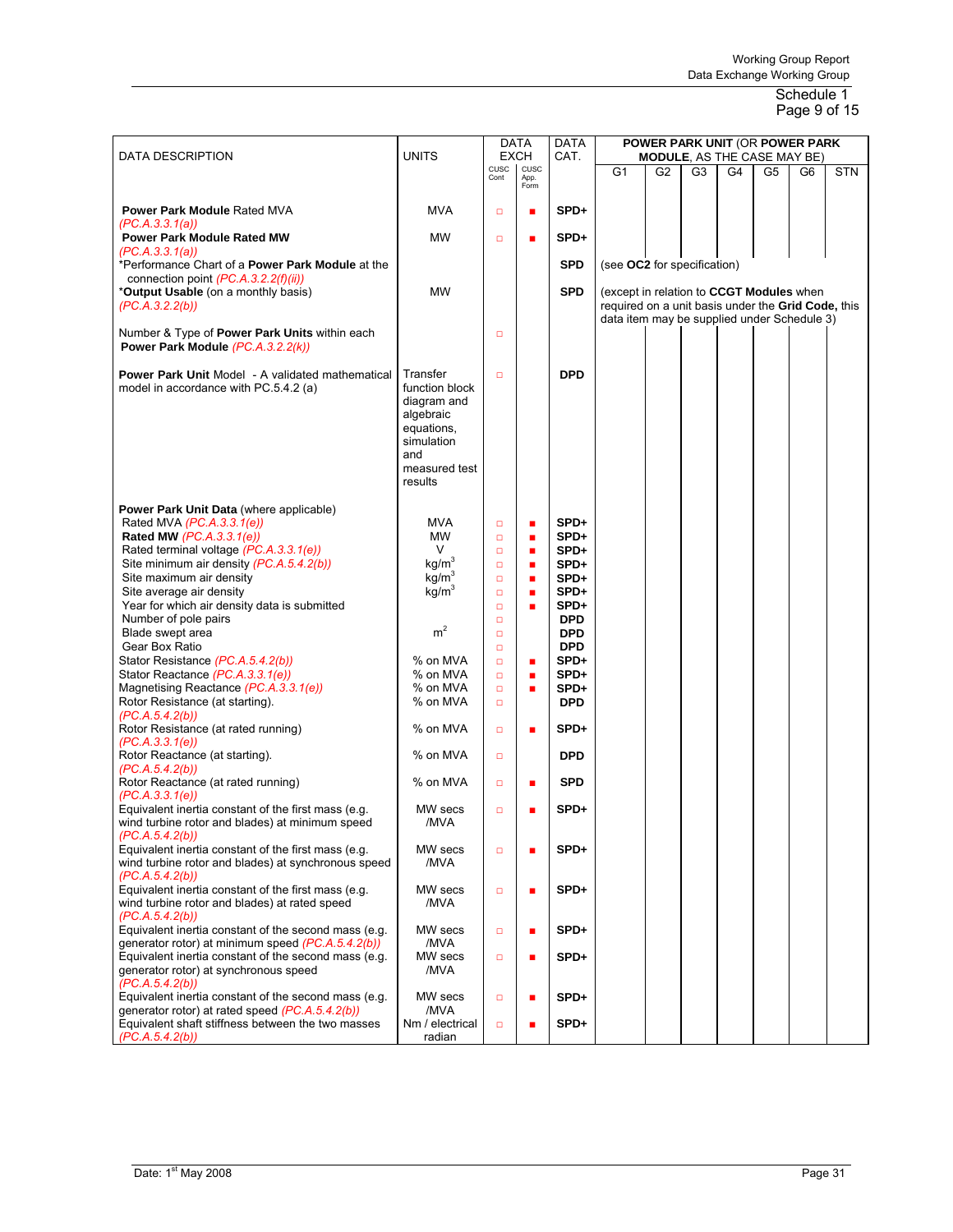Working Group Report
Data Exchange Working Group

Schedule 1
Page 9 of 15

| DATA DESCRIPTION | UNITS | DATA EXCH CUSC Cont | DATA EXCH CUSC App. Form | DATA CAT. | G1 | G2 | G3 | G4 | G5 | G6 | STN |
|---|---|---|---|---|---|---|---|---|---|---|---|
| | | | | | **POWER PARK UNIT** (OR **POWER PARK MODULE**, AS THE CASE MAY BE) | | | | | | |
| **Power Park Module** Rated MVA *(PC.A.3.3.1(a))* | MVA | □ | ■ | SPD+ | | | | | | | |
| **Power Park Module Rated MW** *(PC.A.3.3.1(a))* | MW | □ | ■ | SPD+ | | | | | | | |
| *Performance Chart of a **Power Park Module** at the connection point *(PC.A.3.2.2(f)(ii))* | | | | SPD | (see **OC2** for specification) | | | | | | |
| ***Output Usable** (on a monthly basis) *(PC.A.3.2.2(b))* | MW | | | SPD | (except in relation to **CCGT Modules** when required on a unit basis under the **Grid Code,** this data item may be supplied under Schedule 3) | | | | | | |
| Number & Type of **Power Park Units** within each **Power Park Module** *(PC.A.3.2.2(k))* | | □ | | | | | | | | | |
| **Power Park Unit** Model - A validated mathematical model in accordance with PC.5.4.2 (a) | Transfer function block diagram and algebraic equations, simulation and measured test results | □ | | DPD | | | | | | | |
| **Power Park Unit Data** (where applicable) | | | | | | | | | | | |
| Rated MVA *(PC.A.3.3.1(e))* | MVA | □ | ■ | SPD+ | | | | | | | |
| **Rated MW** *(PC.A.3.3.1(e))* | MW | □ | ■ | SPD+ | | | | | | | |
| Rated terminal voltage *(PC.A.3.3.1(e))* | V | □ | ■ | SPD+ | | | | | | | |
| Site minimum air density *(PC.A.5.4.2(b))* | kg/m$^3$ | □ | ■ | SPD+ | | | | | | | |
| Site maximum air density | kg/m$^3$ | □ | ■ | SPD+ | | | | | | | |
| Site average air density | kg/m$^3$ | □ | ■ | SPD+ | | | | | | | |
| Year for which air density data is submitted | | □ | ■ | SPD+ | | | | | | | |
| Number of pole pairs | | □ | | DPD | | | | | | | |
| Blade swept area | m$^2$ | □ | | DPD | | | | | | | |
| Gear Box Ratio | | □ | | DPD | | | | | | | |
| Stator Resistance *(PC.A.5.4.2(b))* | % on MVA | □ | ■ | SPD+ | | | | | | | |
| Stator Reactance *(PC.A.3.3.1(e))* | % on MVA | □ | ■ | SPD+ | | | | | | | |
| Magnetising Reactance *(PC.A.3.3.1(e))* | % on MVA | □ | ■ | SPD+ | | | | | | | |
| Rotor Resistance (at starting). *(PC.A.5.4.2(b))* | % on MVA | □ | | DPD | | | | | | | |
| Rotor Resistance (at rated running) *(PC.A.3.3.1(e))* | % on MVA | □ | ■ | SPD+ | | | | | | | |
| Rotor Reactance (at starting). *(PC.A.5.4.2(b))* | % on MVA | □ | | DPD | | | | | | | |
| Rotor Reactance (at rated running) *(PC.A.3.3.1(e))* | % on MVA | □ | ■ | SPD | | | | | | | |
| Equivalent inertia constant of the first mass (e.g. wind turbine rotor and blades) at minimum speed *(PC.A.5.4.2(b))* | MW secs /MVA | □ | ■ | SPD+ | | | | | | | |
| Equivalent inertia constant of the first mass (e.g. wind turbine rotor and blades) at synchronous speed *(PC.A.5.4.2(b))* | MW secs /MVA | □ | ■ | SPD+ | | | | | | | |
| Equivalent inertia constant of the first mass (e.g. wind turbine rotor and blades) at rated speed *(PC.A.5.4.2(b))* | MW secs /MVA | □ | ■ | SPD+ | | | | | | | |
| Equivalent inertia constant of the second mass (e.g. generator rotor) at minimum speed *(PC.A.5.4.2(b))* | MW secs /MVA | □ | ■ | SPD+ | | | | | | | |
| Equivalent inertia constant of the second mass (e.g. generator rotor) at synchronous speed *(PC.A.5.4.2(b))* | MW secs /MVA | □ | ■ | SPD+ | | | | | | | |
| Equivalent inertia constant of the second mass (e.g. generator rotor) at rated speed *(PC.A.5.4.2(b))* | MW secs /MVA | □ | ■ | SPD+ | | | | | | | |
| Equivalent shaft stiffness between the two masses *(PC.A.5.4.2(b))* | Nm / electrical radian | □ | ■ | SPD+ | | | | | | | |

Date: 1st May 2008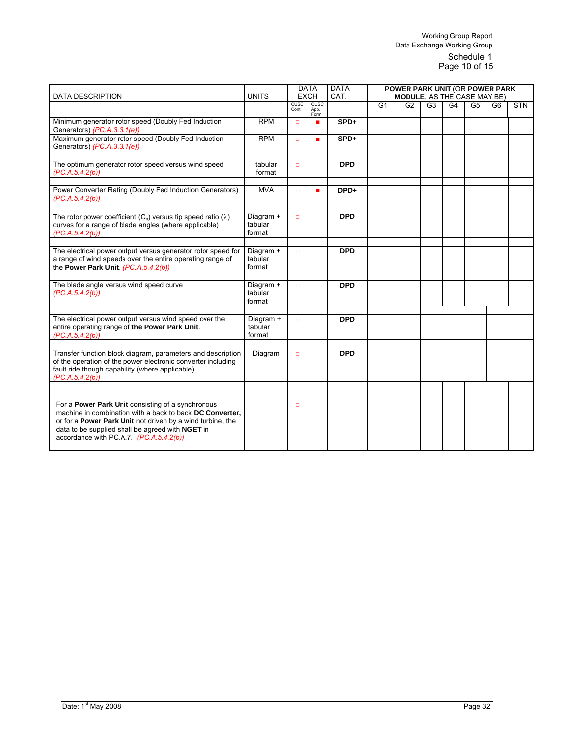| DATA DESCRIPTION | UNITS | DATA EXCH | | DATA CAT. | POWER PARK UNIT (OR POWER PARK MODULE, AS THE CASE MAY BE) | | | | | | |
|---|---|---|---|---|---|---|---|---|---|---|---|
| | | CUSC Cont | CUSC App. Form | | G1 | G2 | G3 | G4 | G5 | G6 | STN |
| Minimum generator rotor speed (Doubly Fed Induction Generators) *(PC.A.3.3.1(e))* | RPM | □ | ■ | **SPD+** | | | | | | | |
| Maximum generator rotor speed (Doubly Fed Induction Generators) *(PC.A.3.3.1(e))* | RPM | □ | ■ | **SPD+** | | | | | | | |
| | | | | | | | | | | | |
| The optimum generator rotor speed versus wind speed *(PC.A.5.4.2(b))* | tabular format | □ | | **DPD** | | | | | | | |
| | | | | | | | | | | | |
| Power Converter Rating (Doubly Fed Induction Generators) *(PC.A.5.4.2(b))* | MVA | □ | ■ | **DPD+** | | | | | | | |
| | | | | | | | | | | | |
| The rotor power coefficient ($C_p$) versus tip speed ratio ($\lambda$) curves for a range of blade angles (where applicable) *(PC.A.5.4.2(b))* | Diagram + tabular format | □ | | **DPD** | | | | | | | |
| | | | | | | | | | | | |
| The electrical power output versus generator rotor speed for a range of wind speeds over the entire operating range of the **Power Park Unit**. *(PC.A.5.4.2(b))* | Diagram + tabular format | □ | | **DPD** | | | | | | | |
| | | | | | | | | | | | |
| The blade angle versus wind speed curve *(PC.A.5.4.2(b))* | Diagram + tabular format | □ | | **DPD** | | | | | | | |
| | | | | | | | | | | | |
| The electrical power output versus wind speed over the entire operating range of **the Power Park Unit**. *(PC.A.5.4.2(b))* | Diagram + tabular format | □ | | **DPD** | | | | | | | |
| | | | | | | | | | | | |
| Transfer function block diagram, parameters and description of the operation of the power electronic converter including fault ride though capability (where applicable). *(PC.A.5.4.2(b))* | Diagram | □ | | **DPD** | | | | | | | |
| | | | | | | | | | | | |
| | | | | | | | | | | | |
| For a **Power Park Unit** consisting of a synchronous machine in combination with a back to back **DC Converter,** or for a **Power Park Unit** not driven by a wind turbine, the data to be supplied shall be agreed with **NGET** in accordance with PC.A.7. *(PC.A.5.4.2(b))* | | □ | | | | | | | | | |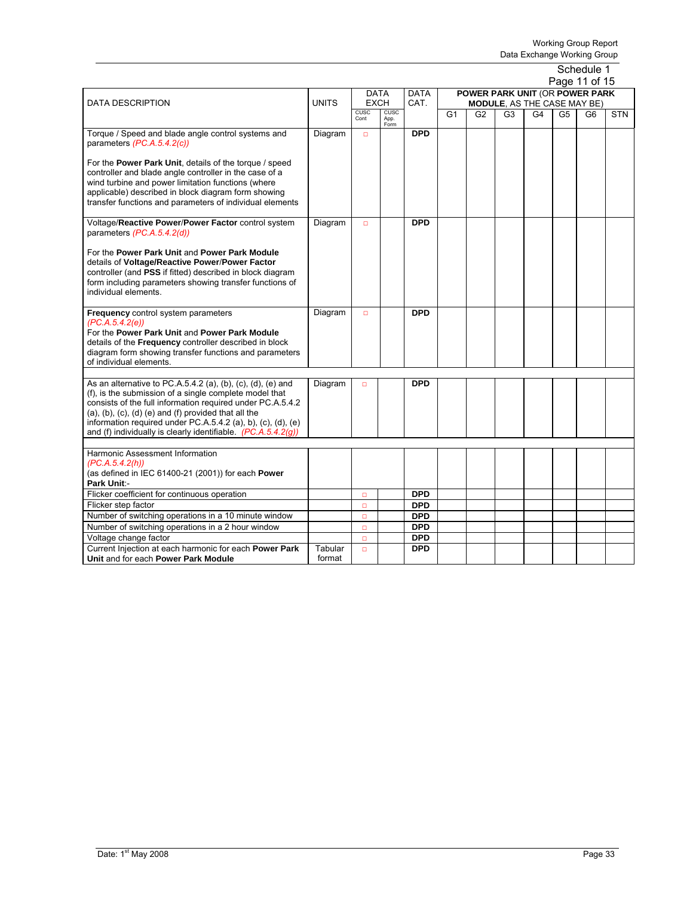Schedule 1
Page 11 of 15

| DATA DESCRIPTION | UNITS | DATA EXCH | | DATA CAT. | POWER PARK UNIT (OR POWER PARK MODULE, AS THE CASE MAY BE) | | | | | | |
|---|---|---|---|---|---|---|---|---|---|---|---|
| | | CUSC Cont | CUSC App. Form | | G1 | G2 | G3 | G4 | G5 | G6 | STN |
| Torque / Speed and blade angle control systems and parameters *(PC.A.5.4.2(c))*<br><br>For the **Power Park Unit**, details of the torque / speed controller and blade angle controller in the case of a wind turbine and power limitation functions (where applicable) described in block diagram form showing transfer functions and parameters of individual elements | Diagram | □ | | **DPD** | | | | | | | |
| Voltage/**Reactive Power**/**Power Factor** control system parameters *(PC.A.5.4.2(d))*<br><br>For the **Power Park Unit** and **Power Park Module** details of **Voltage/Reactive Power**/**Power Factor** controller (and **PSS** if fitted) described in block diagram form including parameters showing transfer functions of individual elements. | Diagram | □ | | **DPD** | | | | | | | |
| **Frequency** control system parameters *(PC.A.5.4.2(e))*<br>For the **Power Park Unit** and **Power Park Module** details of the **Frequency** controller described in block diagram form showing transfer functions and parameters of individual elements. | Diagram | □ | | **DPD** | | | | | | | |
| | | | | | | | | | | | |
| As an alternative to PC.A.5.4.2 (a), (b), (c), (d), (e) and (f), is the submission of a single complete model that consists of the full information required under PC.A.5.4.2 (a), (b), (c), (d) (e) and (f) provided that all the information required under PC.A.5.4.2 (a), b), (c), (d), (e) and (f) individually is clearly identifiable. *(PC.A.5.4.2(g))* | Diagram | □ | | **DPD** | | | | | | | |
| | | | | | | | | | | | |
| Harmonic Assessment Information *(PC.A.5.4.2(h))*<br>(as defined in IEC 61400-21 (2001)) for each **Power Park Unit**:- | | | | | | | | | | | |
| Flicker coefficient for continuous operation | | □ | | **DPD** | | | | | | | |
| Flicker step factor | | □ | | **DPD** | | | | | | | |
| Number of switching operations in a 10 minute window | | □ | | **DPD** | | | | | | | |
| Number of switching operations in a 2 hour window | | □ | | **DPD** | | | | | | | |
| Voltage change factor | | □ | | **DPD** | | | | | | | |
| Current Injection at each harmonic for each **Power Park Unit** and for each **Power Park Module** | Tabular format | □ | | **DPD** | | | | | | | |

Date: 1st May 2008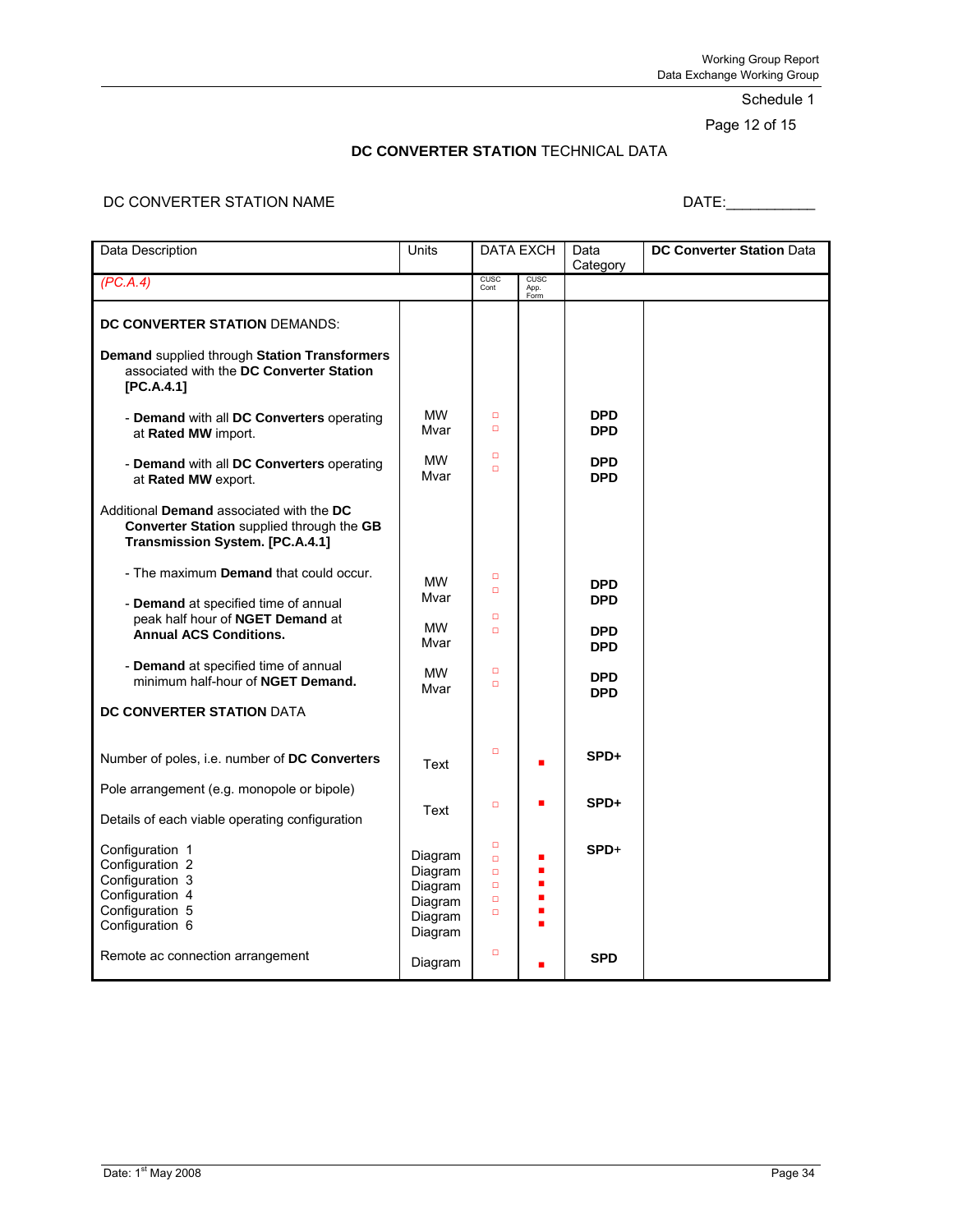Schedule 1

Page 12 of 15

**DC CONVERTER STATION** TECHNICAL DATA

DC CONVERTER STATION NAME DATE:__________

| Data Description | Units | DATA EXCH | | Data Category | **DC Converter Station** Data |
|---|---|---|---|---|---|
| *(PC.A.4)* | | CUSC Cont | CUSC App. Form | | |
| **DC CONVERTER STATION** DEMANDS: | | | | | |
| **Demand** supplied through **Station Transformers** associated with the **DC Converter Station [PC.A.4.1]** | | | | | |
| - **Demand** with all **DC Converters** operating at **Rated MW** import. | MW<br>Mvar | □<br>□ | | **DPD**<br>**DPD** | |
| - **Demand** with all **DC Converters** operating at **Rated MW** export. | MW<br>Mvar | □<br>□ | | **DPD**<br>**DPD** | |
| Additional **Demand** associated with the **DC Converter Station** supplied through the **GB Transmission System. [PC.A.4.1]** | | | | | |
| - The maximum **Demand** that could occur. | MW<br>Mvar | □<br>□ | | **DPD**<br>**DPD** | |
| - **Demand** at specified time of annual peak half hour of **NGET Demand** at **Annual ACS Conditions.** | MW<br>Mvar | □<br>□ | | **DPD**<br>**DPD** | |
| - **Demand** at specified time of annual minimum half-hour of **NGET Demand.** | MW<br>Mvar | □<br>□ | | **DPD**<br>**DPD** | |
| **DC CONVERTER STATION** DATA | | | | | |
| Number of poles, i.e. number of **DC Converters** | Text | □ | ■ | **SPD+** | |
| Pole arrangement (e.g. monopole or bipole) | Text | □ | ■ | **SPD+** | |
| Details of each viable operating configuration | | | | | |
| Configuration 1<br>Configuration 2<br>Configuration 3<br>Configuration 4<br>Configuration 5<br>Configuration 6 | Diagram<br>Diagram<br>Diagram<br>Diagram<br>Diagram<br>Diagram | □<br>□<br>□<br>□<br>□<br>□ | ■<br>■<br>■<br>■<br>■<br>■ | **SPD+** | |
| Remote ac connection arrangement | Diagram | □ | ■ | **SPD** | |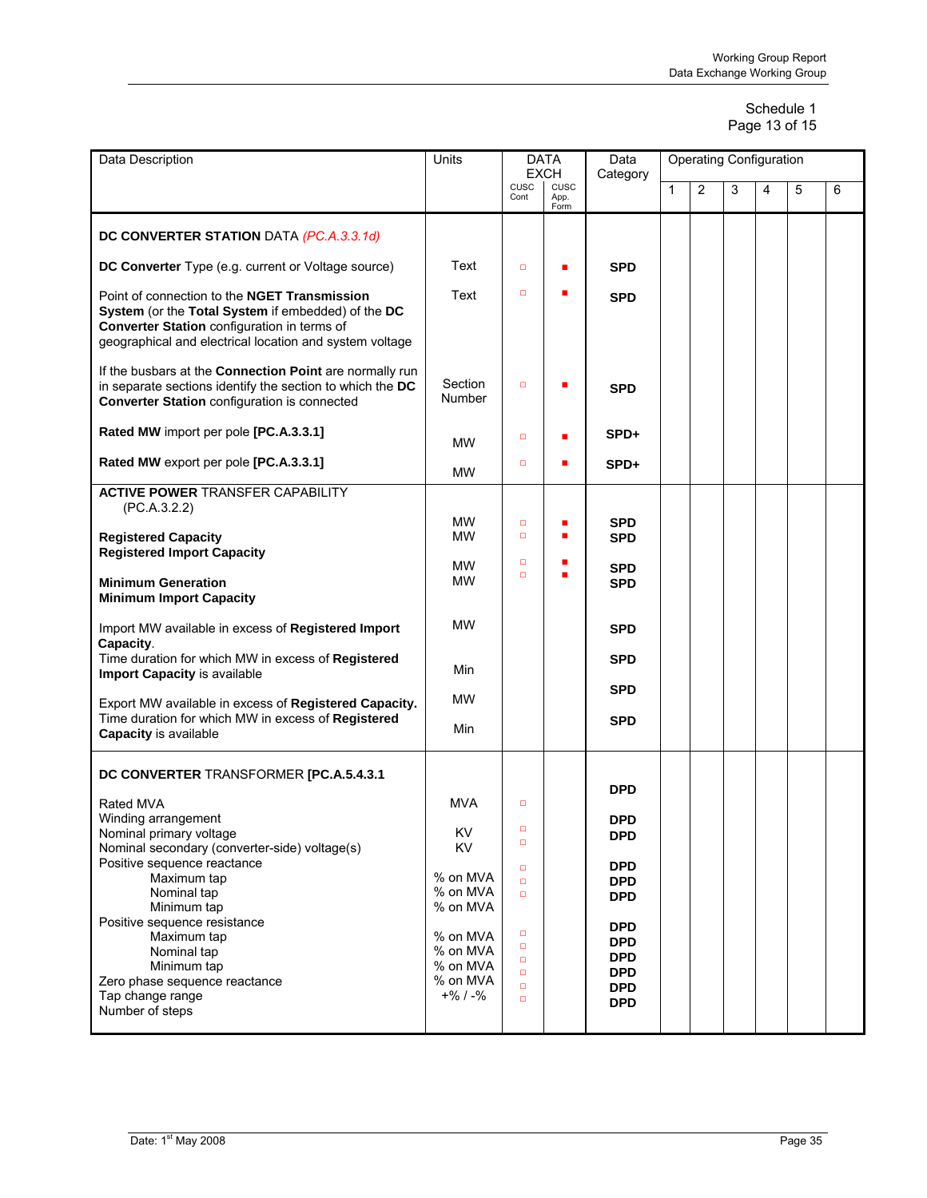Schedule 1
Page 13 of 15

| Data Description | Units | DATA EXCH CUSC Cont | DATA EXCH CUSC App. Form | Data Category | Operating Configuration 1 | 2 | 3 | 4 | 5 | 6 |
|---|---|---|---|---|---|---|---|---|---|---|
| **DC CONVERTER STATION** DATA *(PC.A.3.3.1d)* | | | | | | | | | | |
| **DC Converter** Type (e.g. current or Voltage source) | Text | □ | ■ | **SPD** | | | | | | |
| Point of connection to the **NGET Transmission System** (or the **Total System** if embedded) of the **DC Converter Station** configuration in terms of geographical and electrical location and system voltage | Text | □ | ■ | **SPD** | | | | | | |
| If the busbars at the **Connection Point** are normally run in separate sections identify the section to which the **DC Converter Station** configuration is connected | Section Number | □ | ■ | **SPD** | | | | | | |
| **Rated MW** import per pole **[PC.A.3.3.1]** | MW | □ | ■ | **SPD+** | | | | | | |
| **Rated MW** export per pole **[PC.A.3.3.1]** | MW | □ | ■ | **SPD+** | | | | | | |
| **ACTIVE POWER** TRANSFER CAPABILITY (PC.A.3.2.2) | | | | | | | | | | |
| **Registered Capacity** | MW | □ | ■ | **SPD** | | | | | | |
| **Registered Import Capacity** | MW | □ | ■ | **SPD** | | | | | | |
| **Minimum Generation** | MW | □ | ■ | **SPD** | | | | | | |
| **Minimum Import Capacity** | MW | □ | ■ | **SPD** | | | | | | |
| Import MW available in excess of **Registered Import Capacity**. | MW | | | **SPD** | | | | | | |
| Time duration for which MW in excess of **Registered Import Capacity** is available | Min | | | **SPD** | | | | | | |
| Export MW available in excess of **Registered Capacity.** | MW | | | **SPD** | | | | | | |
| Time duration for which MW in excess of **Registered Capacity** is available | Min | | | **SPD** | | | | | | |
| **DC CONVERTER** TRANSFORMER **[PC.A.5.4.3.1** | | | | | | | | | | |
| Rated MVA | MVA | □ | | **DPD** | | | | | | |
| Winding arrangement | | | | **DPD** | | | | | | |
| Nominal primary voltage | KV | □ | | **DPD** | | | | | | |
| Nominal secondary (converter-side) voltage(s) | KV | □ | | **DPD** | | | | | | |
| Positive sequence reactance | | | | | | | | | | |
| Maximum tap | % on MVA | □ | | **DPD** | | | | | | |
| Nominal tap | % on MVA | □ | | **DPD** | | | | | | |
| Minimum tap | % on MVA | □ | | **DPD** | | | | | | |
| Positive sequence resistance | | | | | | | | | | |
| Maximum tap | % on MVA | □ | | **DPD** | | | | | | |
| Nominal tap | % on MVA | □ | | **DPD** | | | | | | |
| Minimum tap | % on MVA | □ | | **DPD** | | | | | | |
| Zero phase sequence reactance | % on MVA | □ | | **DPD** | | | | | | |
| Tap change range | +% / -% | □ | | **DPD** | | | | | | |
| Number of steps | | □ | | **DPD** | | | | | | |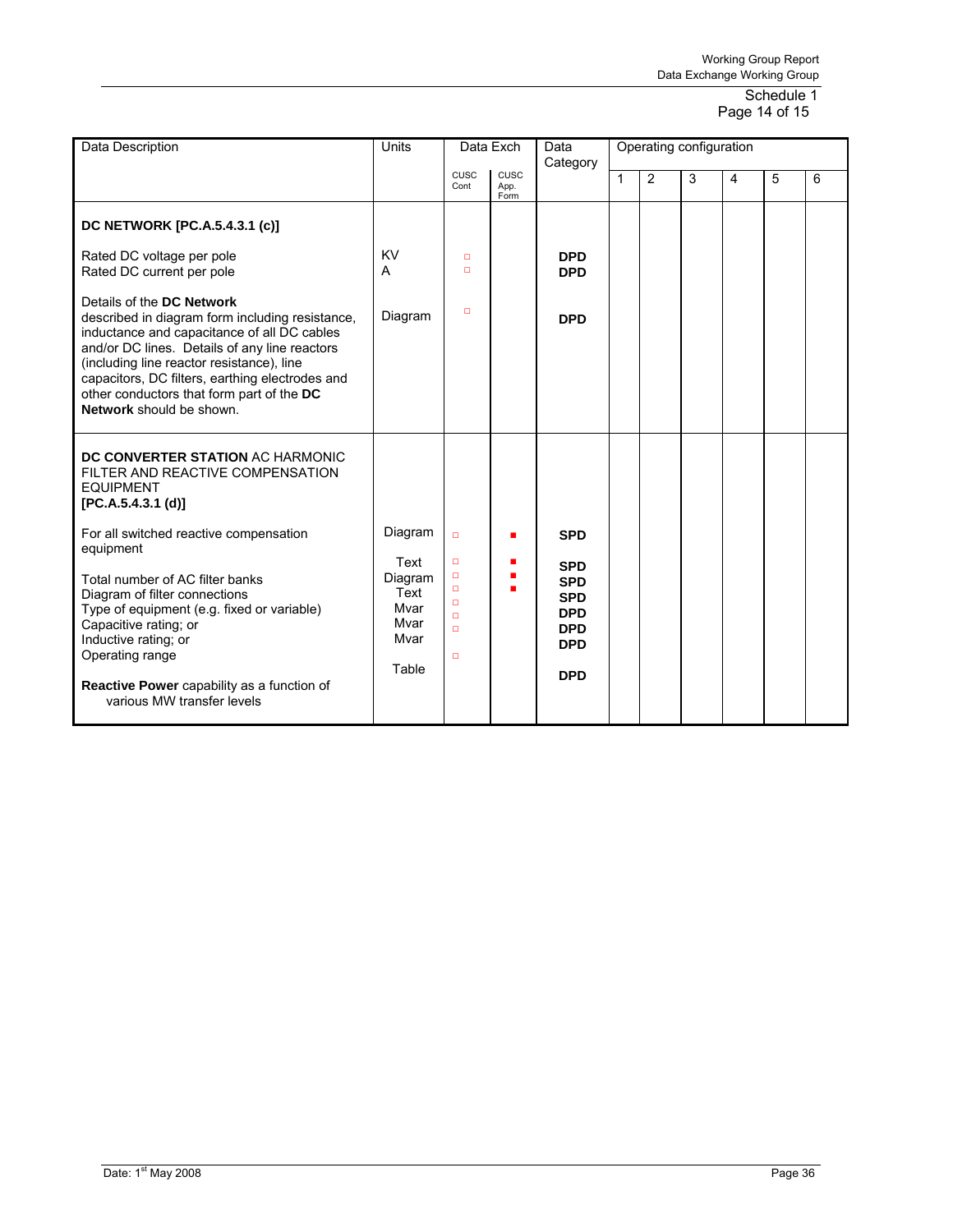Schedule 1
Page 14 of 15

| Data Description | Units | Data Exch | | Data Category | Operating configuration | | | | | |
|---|---|---|---|---|---|---|---|---|---|---|
| | | CUSC Cont | CUSC App. Form | | 1 | 2 | 3 | 4 | 5 | 6 |
| **DC NETWORK [PC.A.5.4.3.1 (c)]** | | | | | | | | | | |
| Rated DC voltage per pole | KV | □ | | **DPD** | | | | | | |
| Rated DC current per pole | A | □ | | **DPD** | | | | | | |
| Details of the **DC Network** described in diagram form including resistance, inductance and capacitance of all DC cables and/or DC lines. Details of any line reactors (including line reactor resistance), line capacitors, DC filters, earthing electrodes and other conductors that form part of the **DC Network** should be shown. | Diagram | □ | | **DPD** | | | | | | |
| **DC CONVERTER STATION** AC HARMONIC FILTER AND REACTIVE COMPENSATION EQUIPMENT **[PC.A.5.4.3.1 (d)]** | | | | | | | | | | |
| For all switched reactive compensation equipment | Diagram | □ | ■ | **SPD** | | | | | | |
| Total number of AC filter banks | Text | □ | ■ | **SPD** | | | | | | |
| Diagram of filter connections | Diagram | □ | ■ | **SPD** | | | | | | |
| Type of equipment (e.g. fixed or variable) | Text | □ | ■ | **SPD** | | | | | | |
| Capacitive rating; or | Mvar | □ | | **DPD** | | | | | | |
| Inductive rating; or | Mvar | □ | | **DPD** | | | | | | |
| Operating range | Mvar | □ | | **DPD** | | | | | | |
| **Reactive Power** capability as a function of various MW transfer levels | Table | □ | | **DPD** | | | | | | |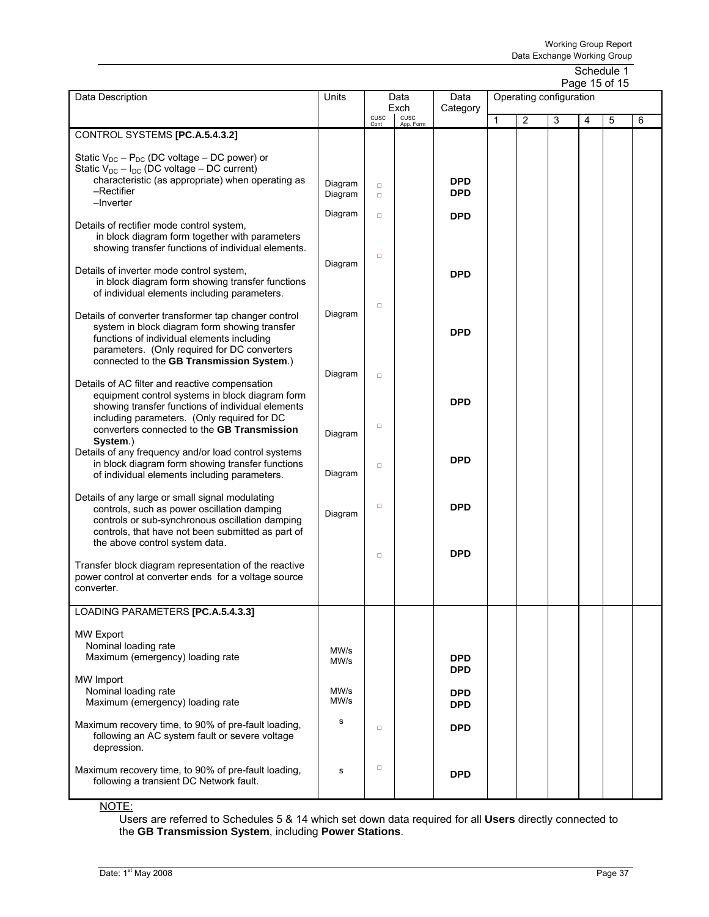Schedule 1
Page 15 of 15

| Data Description | Units | Data Exch | | Data Category | Operating configuration | | | | | |
|---|---|---|---|---|---|---|---|---|---|---|
| | | CUSC Cont | CUSC App. Form | | 1 | 2 | 3 | 4 | 5 | 6 |
| CONTROL SYSTEMS **[PC.A.5.4.3.2]** | | | | | | | | | | |
| Static $V_{DC} - P_{DC}$ (DC voltage – DC power) or Static $V_{DC} - I_{DC}$ (DC voltage – DC current) characteristic (as appropriate) when operating as | | | | | | | | | | |
| –Rectifier | Diagram | □ | | **DPD** | | | | | | |
| –Inverter | Diagram | □ | | **DPD** | | | | | | |
| Details of rectifier mode control system, in block diagram form together with parameters showing transfer functions of individual elements. | Diagram | □ | | **DPD** | | | | | | |
| Details of inverter mode control system, in block diagram form showing transfer functions of individual elements including parameters. | Diagram | □ | | **DPD** | | | | | | |
| Details of converter transformer tap changer control system in block diagram form showing transfer functions of individual elements including parameters. (Only required for DC converters connected to the **GB Transmission System**.) | Diagram | □ | | **DPD** | | | | | | |
| Details of AC filter and reactive compensation equipment control systems in block diagram form showing transfer functions of individual elements including parameters. (Only required for DC converters connected to the **GB Transmission System**.) | Diagram | □ | | **DPD** | | | | | | |
| Details of any frequency and/or load control systems in block diagram form showing transfer functions of individual elements including parameters. | Diagram | □ | | **DPD** | | | | | | |
| Details of any large or small signal modulating controls, such as power oscillation damping controls or sub-synchronous oscillation damping controls, that have not been submitted as part of the above control system data. | Diagram | □ | | **DPD** | | | | | | |
| Transfer block diagram representation of the reactive power control at converter ends for a voltage source converter. | Diagram | □ | | **DPD** | | | | | | |
| LOADING PARAMETERS **[PC.A.5.4.3.3]** | | | | | | | | | | |
| MW Export | | | | | | | | | | |
| Nominal loading rate | MW/s | | | **DPD** | | | | | | |
| Maximum (emergency) loading rate | MW/s | | | **DPD** | | | | | | |
| MW Import | | | | | | | | | | |
| Nominal loading rate | MW/s | | | **DPD** | | | | | | |
| Maximum (emergency) loading rate | MW/s | | | **DPD** | | | | | | |
| Maximum recovery time, to 90% of pre-fault loading, following an AC system fault or severe voltage depression. | s | □ | | **DPD** | | | | | | |
| Maximum recovery time, to 90% of pre-fault loading, following a transient DC Network fault. | s | □ | | **DPD** | | | | | | |

NOTE:

Users are referred to Schedules 5 & 14 which set down data required for all **Users** directly connected to the **GB Transmission System**, including **Power Stations**.

Date: 1st May 2008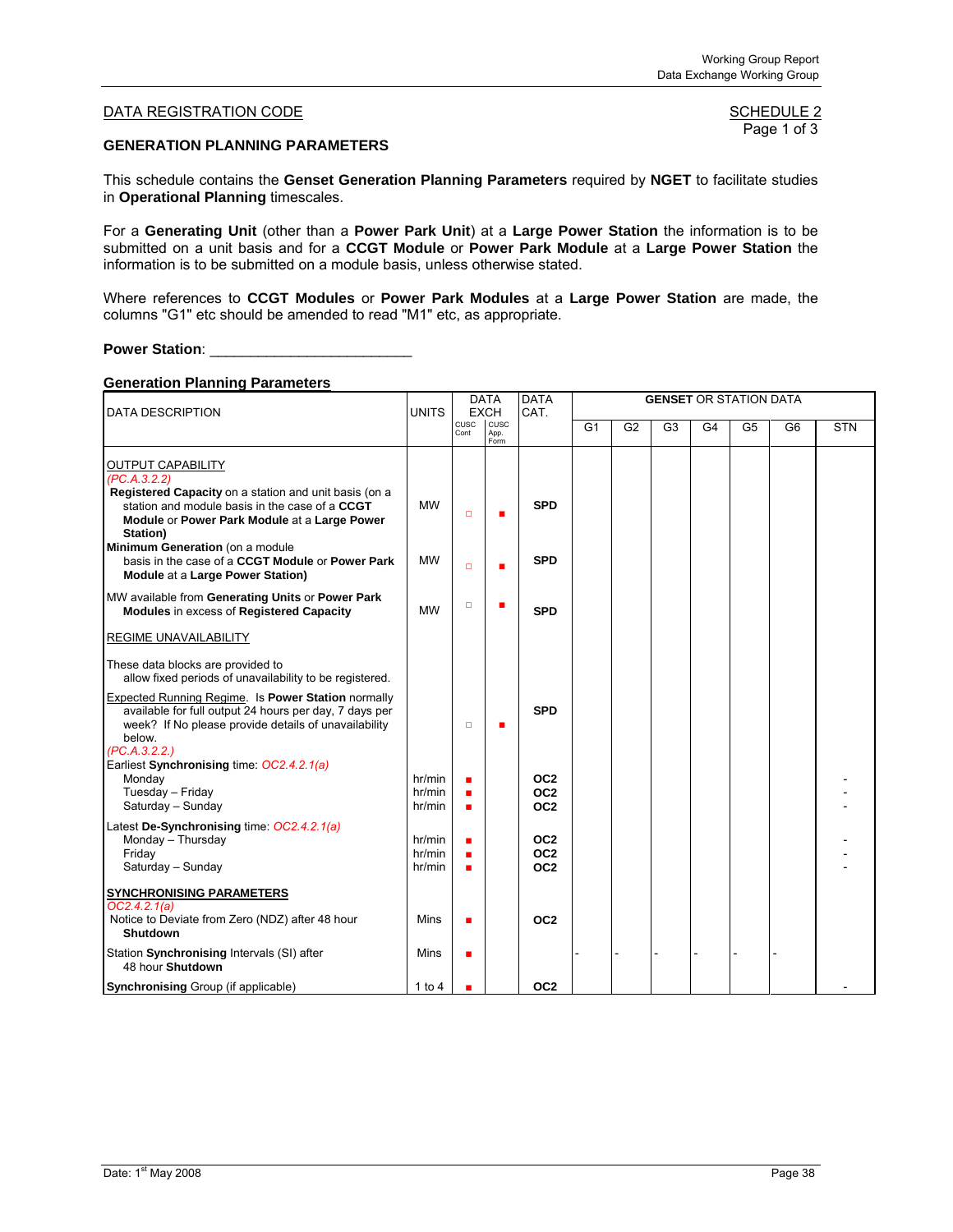DATA REGISTRATION CODE

SCHEDULE 2
Page 1 of 3

**GENERATION PLANNING PARAMETERS**

This schedule contains the **Genset Generation Planning Parameters** required by **NGET** to facilitate studies in **Operational Planning** timescales.

For a **Generating Unit** (other than a **Power Park Unit**) at a **Large Power Station** the information is to be submitted on a unit basis and for a **CCGT Module** or **Power Park Module** at a **Large Power Station** the information is to be submitted on a module basis, unless otherwise stated.

Where references to **CCGT Modules** or **Power Park Modules** at a **Large Power Station** are made, the columns "G1" etc should be amended to read "M1" etc, as appropriate.

**Power Station**: ________________________

**Generation Planning Parameters**

| DATA DESCRIPTION | UNITS | DATA EXCH | | DATA CAT. | GENSET OR STATION DATA | | | | | | |
|---|---|---|---|---|---|---|---|---|---|---|---|
| | | CUSC Cont | CUSC App. Form | | G1 | G2 | G3 | G4 | G5 | G6 | STN |
| OUTPUT CAPABILITY *(PC.A.3.2.2)* | | | | | | | | | | | |
| **Registered Capacity** on a station and unit basis (on a station and module basis in the case of a **CCGT Module** or **Power Park Module** at a **Large Power Station)** | MW | □ | ■ | **SPD** | | | | | | | |
| **Minimum Generation** (on a module basis in the case of a **CCGT Module** or **Power Park Module** at a **Large Power Station)** | MW | □ | ■ | **SPD** | | | | | | | |
| MW available from **Generating Units** or **Power Park Modules** in excess of **Registered Capacity** | MW | □ | ■ | **SPD** | | | | | | | |
| REGIME UNAVAILABILITY | | | | | | | | | | | |
| These data blocks are provided to allow fixed periods of unavailability to be registered. | | | | | | | | | | | |
| Expected Running Regime. Is **Power Station** normally available for full output 24 hours per day, 7 days per week? If No please provide details of unavailability below. *(PC.A.3.2.2.)* | | □ | ■ | **SPD** | | | | | | | |
| Earliest **Synchronising** time: *OC2.4.2.1(a)* | | | | | | | | | | | |
| Monday | hr/min | ■ | | **OC2** | | | | | | | - |
| Tuesday – Friday | hr/min | ■ | | **OC2** | | | | | | | - |
| Saturday – Sunday | hr/min | ■ | | **OC2** | | | | | | | - |
| Latest **De-Synchronising** time: *OC2.4.2.1(a)* | | | | | | | | | | | |
| Monday – Thursday | hr/min | ■ | | **OC2** | | | | | | | - |
| Friday | hr/min | ■ | | **OC2** | | | | | | | - |
| Saturday – Sunday | hr/min | ■ | | **OC2** | | | | | | | - |
| **SYNCHRONISING PARAMETERS** *OC2.4.2.1(a)* | | | | | | | | | | | |
| Notice to Deviate from Zero (NDZ) after 48 hour **Shutdown** | Mins | ■ | | **OC2** | | | | | | | |
| Station **Synchronising** Intervals (SI) after 48 hour **Shutdown** | Mins | ■ | | | - | - | - | - | - | - | |
| **Synchronising** Group (if applicable) | 1 to 4 | ■ | | **OC2** | | | | | | | - |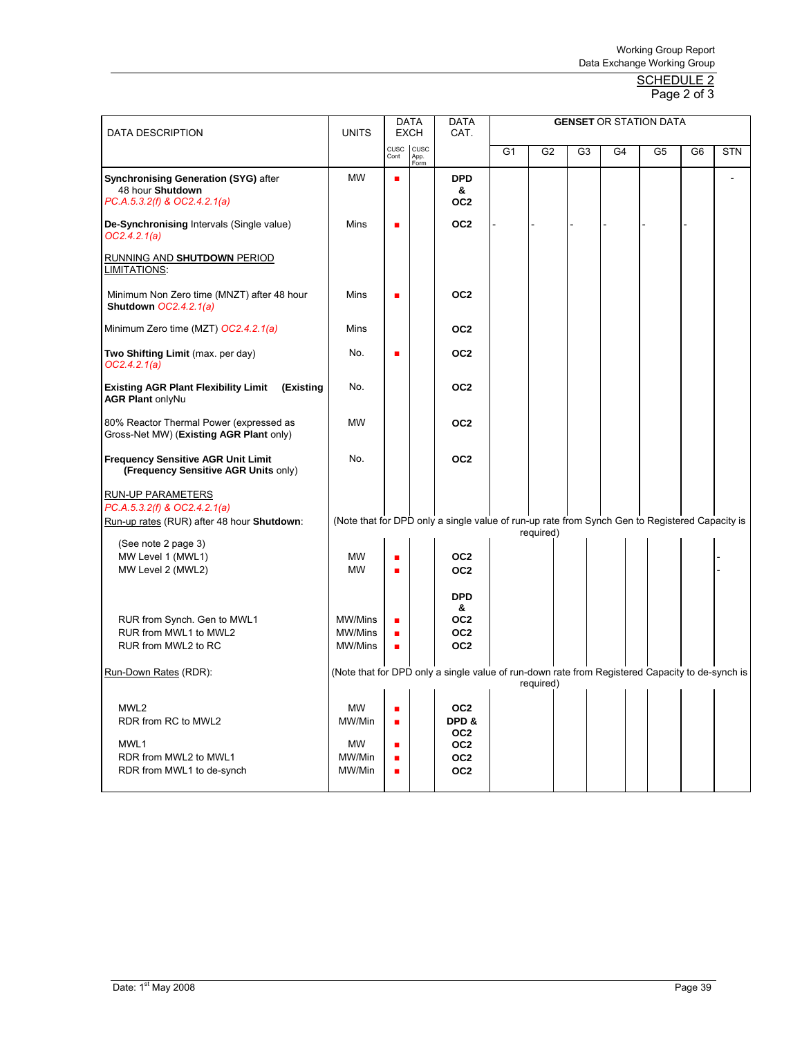SCHEDULE 2
Page 2 of 3

| DATA DESCRIPTION | UNITS | DATA EXCH | | DATA CAT. | GENSET OR STATION DATA | | | | | | |
|---|---|---|---|---|---|---|---|---|---|---|---|
| | | CUSC Cont | CUSC App. Form | | G1 | G2 | G3 | G4 | G5 | G6 | STN |
| **Synchronising Generation (SYG)** after 48 hour **Shutdown** *PC.A.5.3.2(f) & OC2.4.2.1(a)* | MW | ■ | | **DPD & OC2** | | | | | | | - |
| **De-Synchronising** Intervals (Single value) *OC2.4.2.1(a)* | Mins | ■ | | **OC2** | - | - | - | - | - | - | |
| RUNNING AND **SHUTDOWN** PERIOD LIMITATIONS: | | | | | | | | | | | |
| Minimum Non Zero time (MNZT) after 48 hour **Shutdown** *OC2.4.2.1(a)* | Mins | ■ | | **OC2** | | | | | | | |
| Minimum Zero time (MZT) *OC2.4.2.1(a)* | Mins | | | **OC2** | | | | | | | |
| **Two Shifting Limit** (max. per day) *OC2.4.2.1(a)* | No. | ■ | | **OC2** | | | | | | | |
| **Existing AGR Plant Flexibility Limit (Existing AGR Plant** onlyNu | No. | | | **OC2** | | | | | | | |
| 80% Reactor Thermal Power (expressed as Gross-Net MW) (**Existing AGR Plant** only) | MW | | | **OC2** | | | | | | | |
| **Frequency Sensitive AGR Unit Limit (Frequency Sensitive AGR Units** only) | No. | | | **OC2** | | | | | | | |
| RUN-UP PARAMETERS *PC.A.5.3.2(f) & OC2.4.2.1(a)* Run-up rates (RUR) after 48 hour **Shutdown**: | (Note that for DPD only a single value of run-up rate from Synch Gen to Registered Capacity is required) | | | | | | | | | | |
| (See note 2 page 3) | | | | | | | | | | | |
| MW Level 1 (MWL1) | MW | ■ | | **OC2** | | | | | | | - |
| MW Level 2 (MWL2) | MW | ■ | | **OC2** | | | | | | | - |
| RUR from Synch. Gen to MWL1 | MW/Mins | ■ | | **DPD & OC2** | | | | | | | |
| RUR from MWL1 to MWL2 | MW/Mins | ■ | | **OC2** | | | | | | | |
| RUR from MWL2 to RC | MW/Mins | ■ | | **OC2** | | | | | | | |
| Run-Down Rates (RDR): | (Note that for DPD only a single value of run-down rate from Registered Capacity to de-synch is required) | | | | | | | | | | |
| MWL2 | MW | ■ | | **OC2** | | | | | | | |
| RDR from RC to MWL2 | MW/Min | ■ | | **DPD & OC2** | | | | | | | |
| MWL1 | MW | ■ | | **OC2** | | | | | | | |
| RDR from MWL2 to MWL1 | MW/Min | ■ | | **OC2** | | | | | | | |
| RDR from MWL1 to de-synch | MW/Min | ■ | | **OC2** | | | | | | | |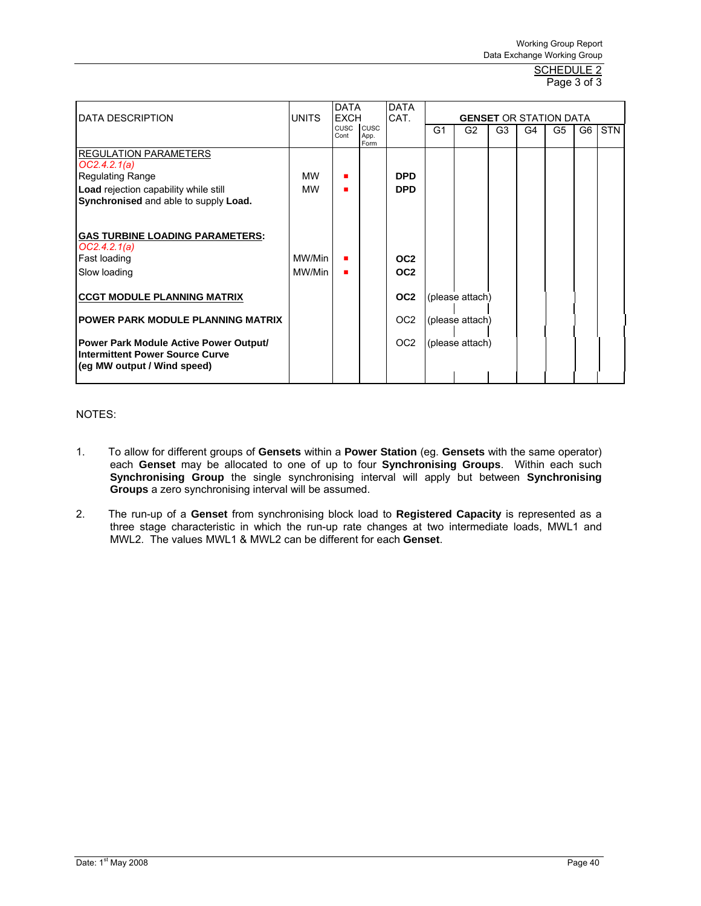SCHEDULE 2
Page 3 of 3

| DATA DESCRIPTION | UNITS | DATA EXCH | | DATA CAT. | GENSET OR STATION DATA | | | | | | |
|---|---|---|---|---|---|---|---|---|---|---|---|
| | | CUSC Cont | CUSC App. Form | | G1 | G2 | G3 | G4 | G5 | G6 | STN |
| REGULATION PARAMETERS *OC2.4.2.1(a)* | | | | | | | | | | | |
| Regulating Range | MW | ■ | | **DPD** | | | | | | | |
| **Load** rejection capability while still **Synchronised** and able to supply **Load.** | MW | ■ | | **DPD** | | | | | | | |
| **GAS TURBINE LOADING PARAMETERS:** *OC2.4.2.1(a)* | | | | | | | | | | | |
| Fast loading | MW/Min | ■ | | **OC2** | | | | | | | |
| Slow loading | MW/Min | ■ | | **OC2** | | | | | | | |
| **CCGT MODULE PLANNING MATRIX** | | | | **OC2** | (please attach) | | | | | | |
| **POWER PARK MODULE PLANNING MATRIX** | | | | OC2 | (please attach) | | | | | | |
| **Power Park Module Active Power Output/ Intermittent Power Source Curve (eg MW output / Wind speed)** | | | | OC2 | (please attach) | | | | | | |

NOTES:

1. To allow for different groups of **Gensets** within a **Power Station** (eg. **Gensets** with the same operator) each **Genset** may be allocated to one of up to four **Synchronising Groups**. Within each such **Synchronising Group** the single synchronising interval will apply but between **Synchronising Groups** a zero synchronising interval will be assumed.

2. The run-up of a **Genset** from synchronising block load to **Registered Capacity** is represented as a three stage characteristic in which the run-up rate changes at two intermediate loads, MWL1 and MWL2. The values MWL1 & MWL2 can be different for each **Genset**.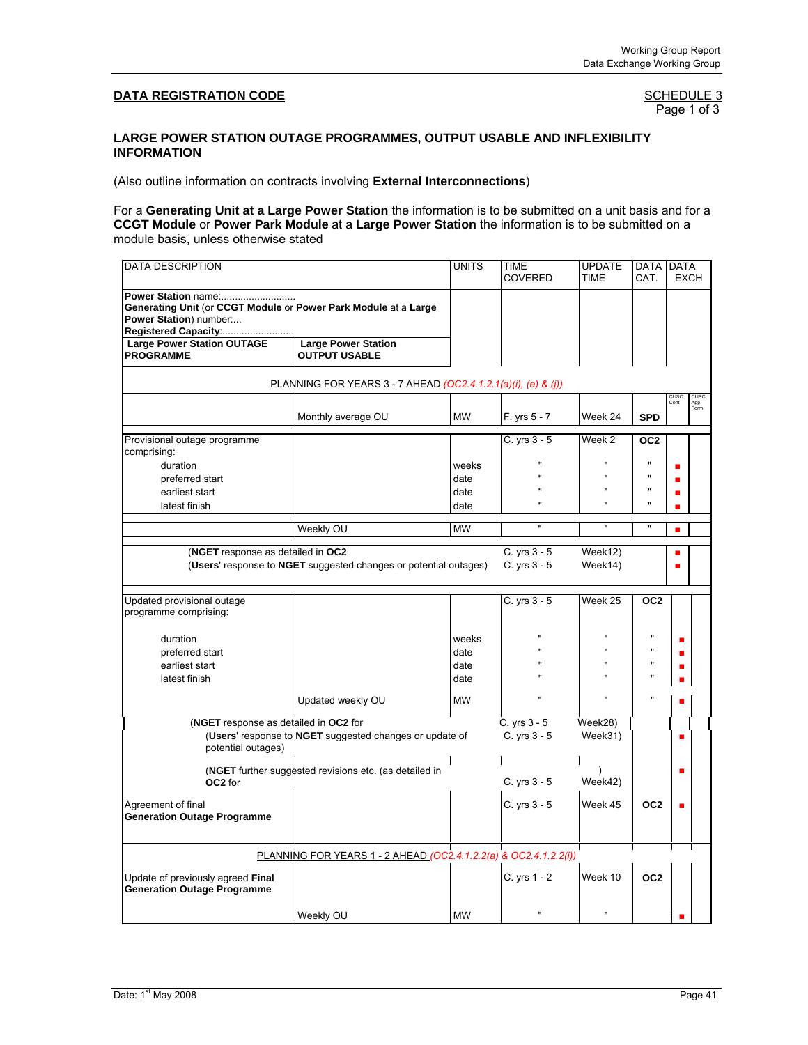**DATA REGISTRATION CODE**

SCHEDULE 3
Page 1 of 3

**LARGE POWER STATION OUTAGE PROGRAMMES, OUTPUT USABLE AND INFLEXIBILITY INFORMATION**

(Also outline information on contracts involving **External Interconnections**)

For a **Generating Unit at a Large Power Station** the information is to be submitted on a unit basis and for a **CCGT Module** or **Power Park Module** at a **Large Power Station** the information is to be submitted on a module basis, unless otherwise stated

| DATA DESCRIPTION | | UNITS | TIME COVERED | UPDATE TIME | DATA CAT. | DATA EXCH | |
|---|---|---|---|---|---|---|---|
| **Power Station** name:........................... **Generating Unit** (or **CCGT Module** or **Power Park Module** at a **Large Power Station**) number:... **Registered Capacity**:......................... | | | | | | | |
| **Large Power Station OUTAGE PROGRAMME** | **Large Power Station OUTPUT USABLE** | | | | | | |
| PLANNING FOR YEARS 3 - 7 AHEAD *(OC2.4.1.2.1(a)(i), (e) & (j))* | | | | | | CUSC Cont | CUSC App. Form |
| | Monthly average OU | MW | F. yrs 5 - 7 | Week 24 | **SPD** | | |
| Provisional outage programme comprising: | | | C. yrs 3 - 5 | Week 2 | **OC2** | | |
| duration | | weeks | " | " | " | ■ | |
| preferred start | | date | " | " | " | ■ | |
| earliest start | | date | " | " | " | ■ | |
| latest finish | | date | " | " | " | ■ | |
| | Weekly OU | MW | " | " | " | ■ | |
| (**NGET** response as detailed in **OC2** | | | C. yrs 3 - 5 | Week12) | | ■ | |
| (**Users**' response to **NGET** suggested changes or potential outages) | | | C. yrs 3 - 5 | Week14) | | ■ | |
| Updated provisional outage programme comprising: | | | C. yrs 3 - 5 | Week 25 | **OC2** | | |
| duration | | weeks | " | " | " | ■ | |
| preferred start | | date | " | " | " | ■ | |
| earliest start | | date | " | " | " | ■ | |
| latest finish | | date | " | " | " | ■ | |
| | Updated weekly OU | MW | " | " | " | ■ | |
| (**NGET** response as detailed in **OC2** for | | | C. yrs 3 - 5 | Week28) | | | |
| (**Users**' response to **NGET** suggested changes or update of potential outages) | | | C. yrs 3 - 5 | Week31) | | ■ | |
| (**NGET** further suggested revisions etc. (as detailed in **OC2** for | | | C. yrs 3 - 5 | ) Week42) | | ■ | |
| Agreement of final **Generation Outage Programme** | | | C. yrs 3 - 5 | Week 45 | **OC2** | ■ | |
| PLANNING FOR YEARS 1 - 2 AHEAD *(OC2.4.1.2.2(a) & OC2.4.1.2.2(i))* | | | | | | | |
| Update of previously agreed **Final Generation Outage Programme** | | | C. yrs 1 - 2 | Week 10 | **OC2** | | |
| | Weekly OU | MW | " | " | | ■ | |

Date: 1st May 2008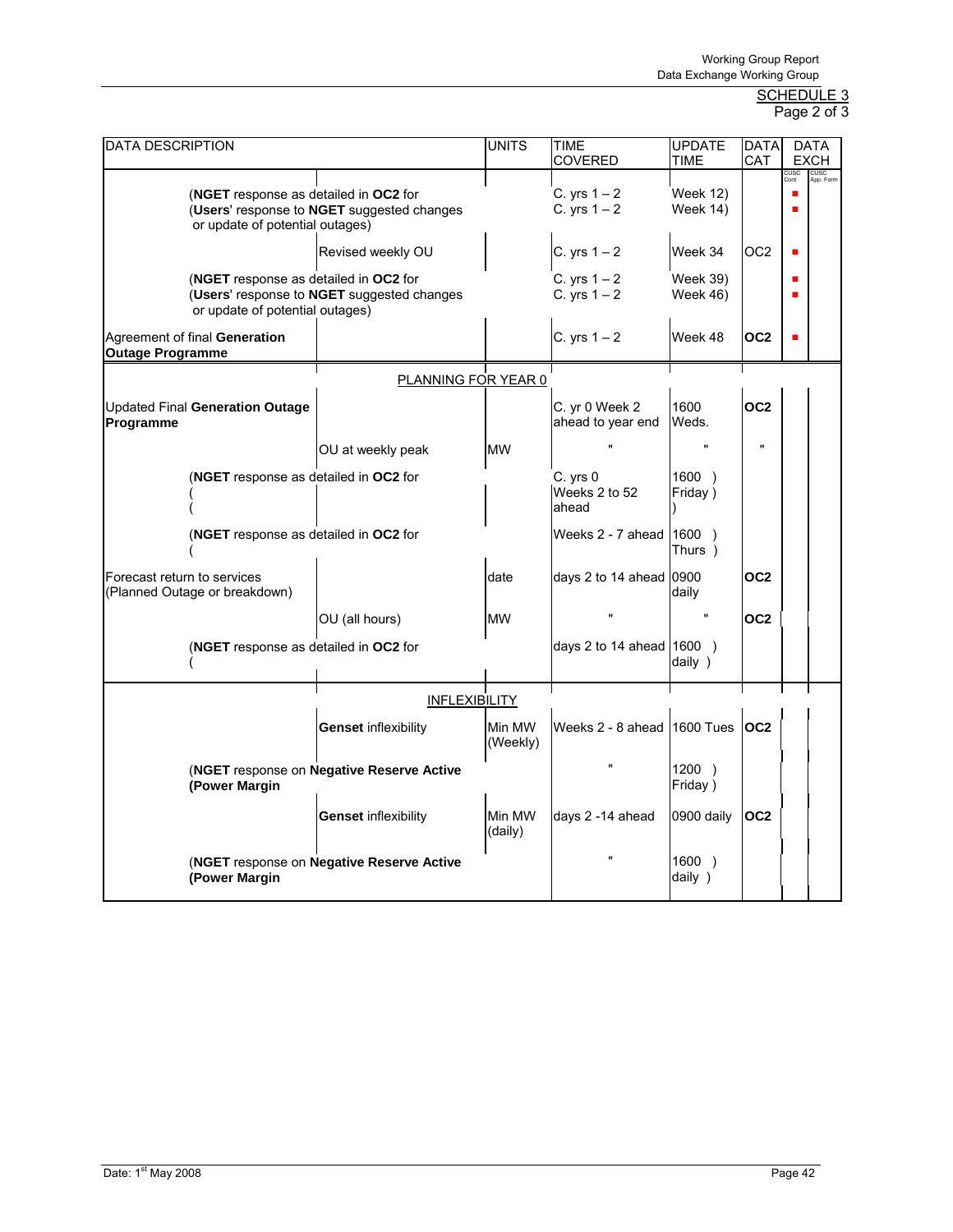SCHEDULE 3
Page 2 of 3

| DATA DESCRIPTION | | UNITS | TIME COVERED | UPDATE TIME | DATA CAT | DATA EXCH | |
|---|---|---|---|---|---|---|---|
| | | | | | | CUSC Cont | CUSC App. Form |
| (**NGET** response as detailed in **OC2** for<br>(**Users**' response to **NGET** suggested changes<br>or update of potential outages) | | | C. yrs 1 – 2<br>C. yrs 1 – 2 | Week 12)<br>Week 14) | | ■<br>■ | |
| | Revised weekly OU | | C. yrs 1 – 2 | Week 34 | OC2 | ■ | |
| (**NGET** response as detailed in **OC2** for<br>(**Users**' response to **NGET** suggested changes<br>or update of potential outages) | | | C. yrs 1 – 2<br>C. yrs 1 – 2 | Week 39)<br>Week 46) | | ■<br>■ | |
| Agreement of final **Generation Outage Programme** | | | C. yrs 1 – 2 | Week 48 | **OC2** | ■ | |
| | PLANNING FOR YEAR 0 | | | | | | |
| Updated Final **Generation Outage Programme** | | | C. yr 0 Week 2 ahead to year end | 1600 Weds. | **OC2** | | |
| | OU at weekly peak | MW | " | " | " | | |
| (**NGET** response as detailed in **OC2** for<br>(<br>( | | | C. yrs 0 Weeks 2 to 52 ahead | 1600 )<br>Friday )<br>) | | | |
| (**NGET** response as detailed in **OC2** for<br>( | | | Weeks 2 - 7 ahead | 1600 )<br>Thurs ) | | | |
| Forecast return to services (Planned Outage or breakdown) | | date | days 2 to 14 ahead | 0900 daily | **OC2** | | |
| | OU (all hours) | MW | " | " | **OC2** | | |
| (**NGET** response as detailed in **OC2** for<br>( | | | days 2 to 14 ahead | 1600 )<br>daily ) | | | |
| | INFLEXIBILITY | | | | | | |
| | **Genset** inflexibility | Min MW (Weekly) | Weeks 2 - 8 ahead | 1600 Tues | **OC2** | | |
| (**NGET** response on **Negative Reserve Active (Power Margin** | | | " | 1200 )<br>Friday ) | | | |
| | **Genset** inflexibility | Min MW (daily) | days 2 -14 ahead | 0900 daily | **OC2** | | |
| (**NGET** response on **Negative Reserve Active (Power Margin** | | | " | 1600 )<br>daily ) | | | |

Date: 1st May 2008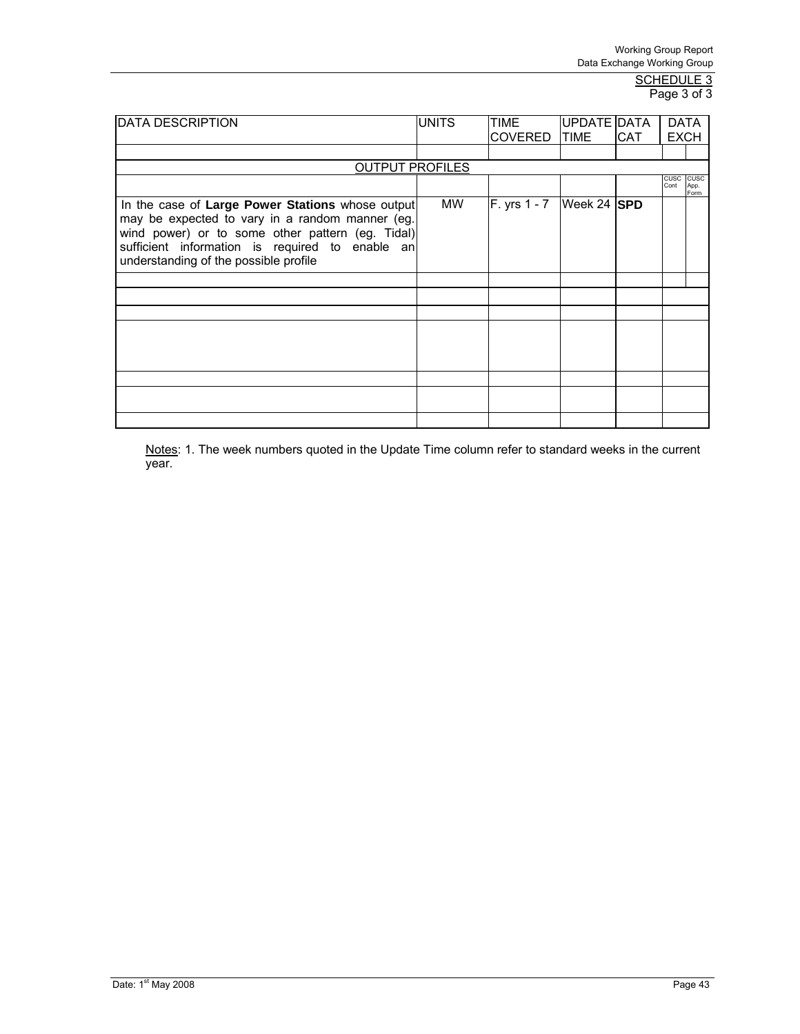SCHEDULE 3
Page 3 of 3

| DATA DESCRIPTION | UNITS | TIME COVERED | UPDATE TIME | DATA CAT | DATA EXCH | |
|---|---|---|---|---|---|---|
| | | | | | | |
| OUTPUT PROFILES | | | | | | |
| | | | | | CUSC Cont | CUSC App. Form |
| In the case of **Large Power Stations** whose output may be expected to vary in a random manner (eg. wind power) or to some other pattern (eg. Tidal) sufficient information is required to enable an understanding of the possible profile | MW | F. yrs 1 - 7 | Week 24 | **SPD** | | |
| | | | | | | |
| | | | | | | |
| | | | | | | |
| | | | | | | |
| | | | | | | |
| | | | | | | |
| | | | | | | |

Notes: 1. The week numbers quoted in the Update Time column refer to standard weeks in the current year.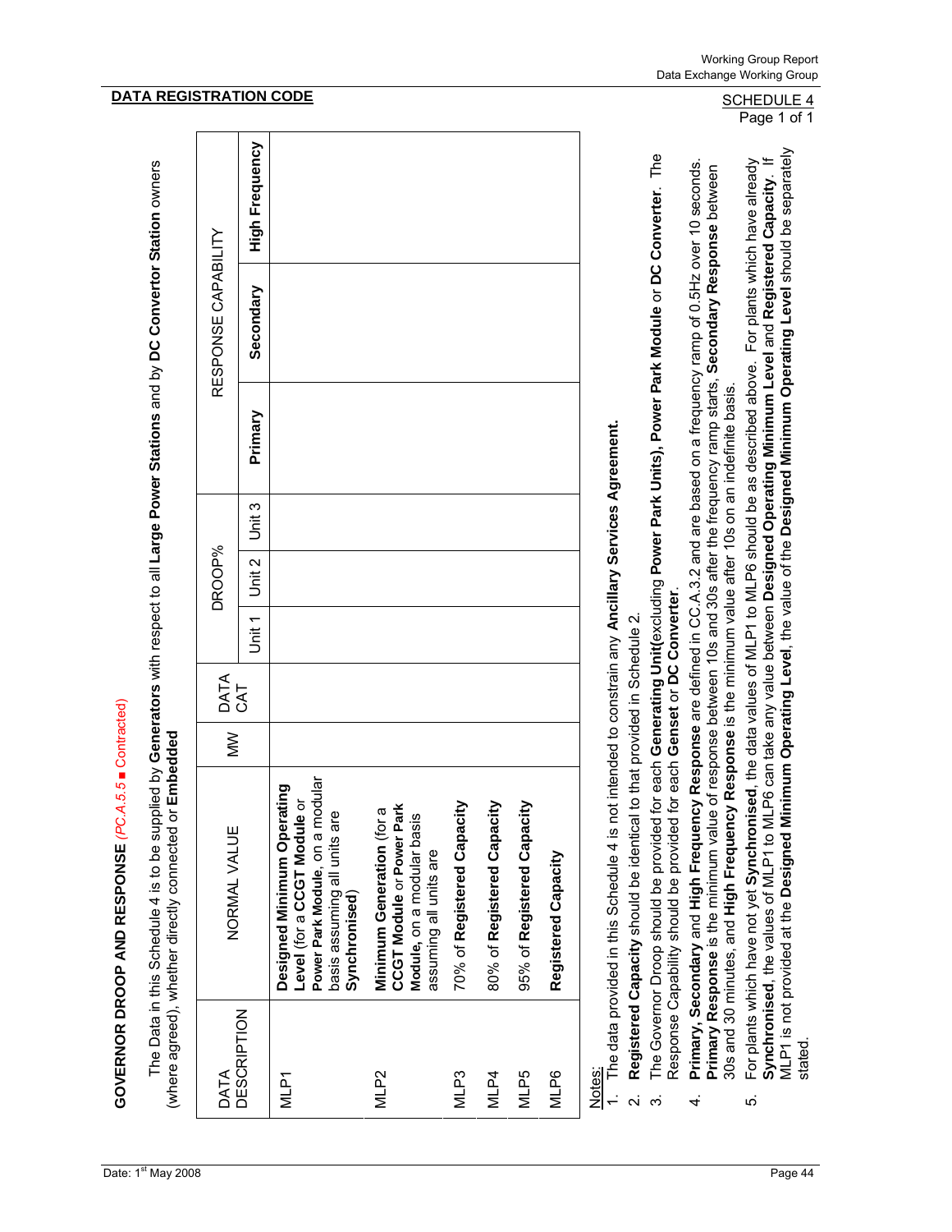## DATA REGISTRATION CODE

SCHEDULE 4
Page 1 of 1

### GOVERNOR DROOP AND RESPONSE *(PC.A.5.5 ■ Contracted)*

The Data in this Schedule 4 is to be supplied by **Generators** with respect to all **Large Power Stations** and by **DC Convertor Station** owners (where agreed), whether directly connected or **Embedded**

| DATA DESCRIPTION | NORMAL VALUE | MW | DATA CAT | DROOP% | | | RESPONSE CAPABILITY | | |
|---|---|---|---|---|---|---|---|---|---|
| | | | | Unit 1 | Unit 2 | Unit 3 | **Primary** | **Secondary** | **High Frequency** |
| MLP1 | **Designed Minimum Operating Level** (for a **CCGT Module** or **Power Park Module**, on a modular basis assuming all units are **Synchronised**) | | | | | | | | |
| MLP2 | **Minimum Generation** (for a **CCGT Module** or **Power Park Module,** on a modular basis assuming all units are | | | | | | | | |
| MLP3 | 70% of **Registered Capacity** | | | | | | | | |
| MLP4 | 80% of **Registered Capacity** | | | | | | | | |
| MLP5 | 95% of **Registered Capacity** | | | | | | | | |
| MLP6 | **Registered Capacity** | | | | | | | | |

Notes:

1. The data provided in this Schedule 4 is not intended to constrain any **Ancillary Services Agreement.**
2. **Registered Capacity** should be identical to that provided in Schedule 2.
3. The Governor Droop should be provided for each **Generating Unit**(excluding **Power Park Units**), **Power Park Module** or **DC Converter**. The Response Capability should be provided for each **Genset** or **DC Converter**.
4. **Primary, Secondary** and **High Frequency Response** are defined in CC.A.3.2 and are based on a frequency ramp of 0.5Hz over 10 seconds. **Primary Response** is the minimum value of response between 10s and 30s after the frequency ramp starts, **Secondary Response** between 30s and 30 minutes, and **High Frequency Response** is the minimum value after 10s on an indefinite basis.
5. For plants which have not yet **Synchronised**, the data values of MLP1 to MLP6 should be as described above. For plants which have already **Synchronised**, the values of MLP1 to MLP6 can take any value between **Designed Operating Minimum Level** and **Registered Capacity**. If MLP1 is not provided at the **Designed Minimum Operating Level**, the value of the **Designed Minimum Operating Level** should be separately stated.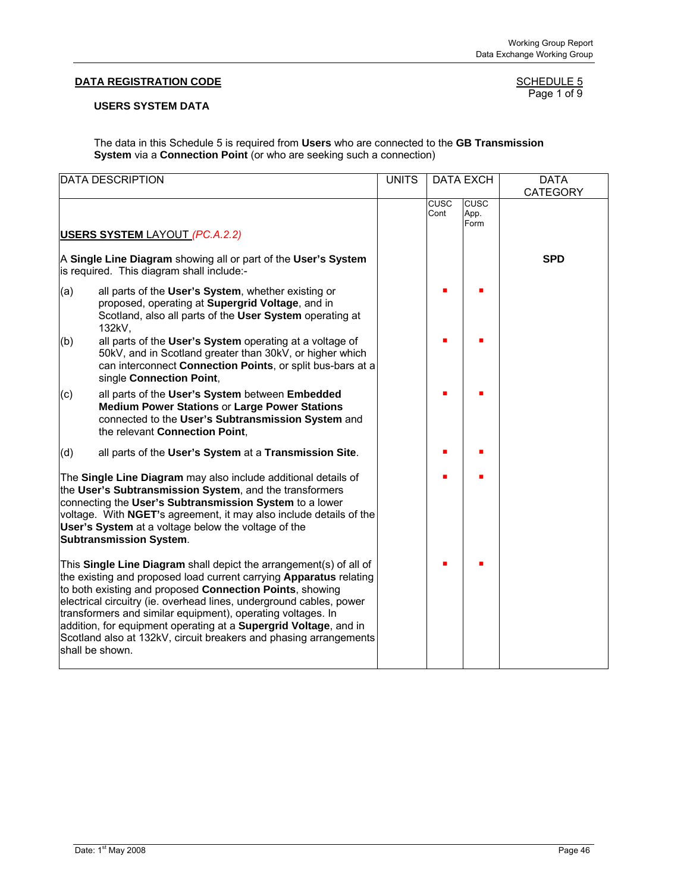**DATA REGISTRATION CODE**

SCHEDULE 5
Page 1 of 9

**USERS SYSTEM DATA**

The data in this Schedule 5 is required from **Users** who are connected to the **GB Transmission System** via a **Connection Point** (or who are seeking such a connection)

| DATA DESCRIPTION | UNITS | DATA EXCH | | DATA CATEGORY |
|---|---|---|---|---|
| | | CUSC Cont | CUSC App. Form | |
| **USERS SYSTEM** LAYOUT *(PC.A.2.2)* | | | | |
| A **Single Line Diagram** showing all or part of the **User's System** is required. This diagram shall include:- | | | | **SPD** |
| (a) all parts of the **User's System**, whether existing or proposed, operating at **Supergrid Voltage**, and in Scotland, also all parts of the **User System** operating at 132kV, | | ■ | ■ | |
| (b) all parts of the **User's System** operating at a voltage of 50kV, and in Scotland greater than 30kV, or higher which can interconnect **Connection Points**, or split bus-bars at a single **Connection Point**, | | ■ | ■ | |
| (c) all parts of the **User's System** between **Embedded Medium Power Stations** or **Large Power Stations** connected to the **User's Subtransmission System** and the relevant **Connection Point**, | | ■ | ■ | |
| (d) all parts of the **User's System** at a **Transmission Site**. | | ■ | ■ | |
| The **Single Line Diagram** may also include additional details of the **User's Subtransmission System**, and the transformers connecting the **User's Subtransmission System** to a lower voltage. With **NGET'**s agreement, it may also include details of the **User's System** at a voltage below the voltage of the **Subtransmission System**. | | ■ | ■ | |
| This **Single Line Diagram** shall depict the arrangement(s) of all of the existing and proposed load current carrying **Apparatus** relating to both existing and proposed **Connection Points**, showing electrical circuitry (ie. overhead lines, underground cables, power transformers and similar equipment), operating voltages. In addition, for equipment operating at a **Supergrid Voltage**, and in Scotland also at 132kV, circuit breakers and phasing arrangements shall be shown. | | ■ | ■ | |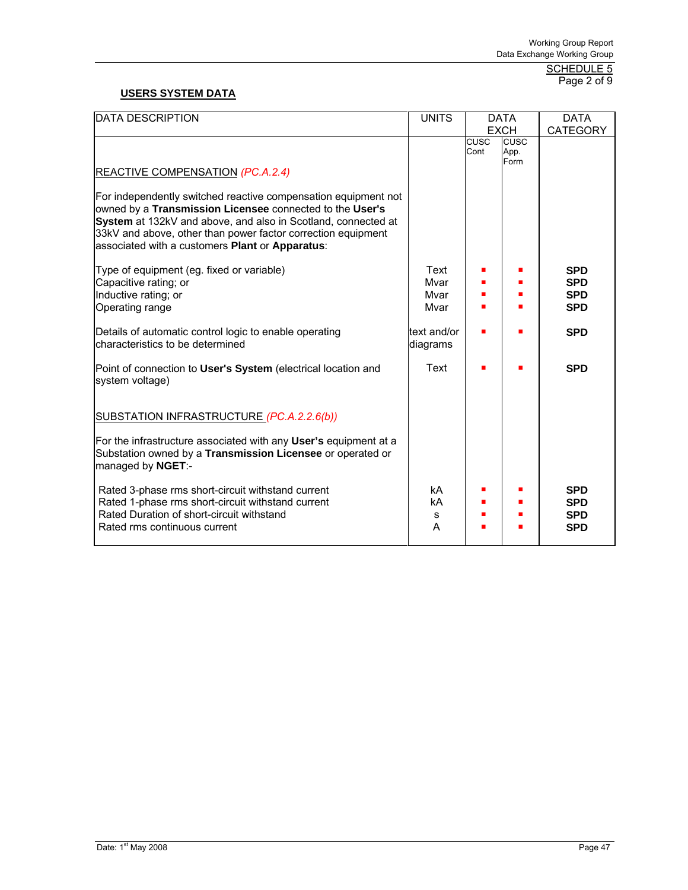SCHEDULE 5
Page 2 of 9

**USERS SYSTEM DATA**

| DATA DESCRIPTION | UNITS | DATA EXCH | | DATA CATEGORY |
|---|---|---|---|---|
| | | CUSC Cont | CUSC App. Form | |
| REACTIVE COMPENSATION *(PC.A.2.4)* | | | | |
| For independently switched reactive compensation equipment not owned by a **Transmission Licensee** connected to the **User's System** at 132kV and above, and also in Scotland, connected at 33kV and above, other than power factor correction equipment associated with a customers **Plant** or **Apparatus**: | | | | |
| Type of equipment (eg. fixed or variable) | Text | ▪ | ▪ | **SPD** |
| Capacitive rating; or | Mvar | ▪ | ▪ | **SPD** |
| Inductive rating; or | Mvar | ▪ | ▪ | **SPD** |
| Operating range | Mvar | ▪ | ▪ | **SPD** |
| Details of automatic control logic to enable operating characteristics to be determined | text and/or diagrams | ▪ | ▪ | **SPD** |
| Point of connection to **User's System** (electrical location and system voltage) | Text | ▪ | ▪ | **SPD** |
| SUBSTATION INFRASTRUCTURE *(PC.A.2.2.6(b))* | | | | |
| For the infrastructure associated with any **User's** equipment at a Substation owned by a **Transmission Licensee** or operated or managed by **NGET**:- | | | | |
| Rated 3-phase rms short-circuit withstand current | kA | ▪ | ▪ | **SPD** |
| Rated 1-phase rms short-circuit withstand current | kA | ▪ | ▪ | **SPD** |
| Rated Duration of short-circuit withstand | s | ▪ | ▪ | **SPD** |
| Rated rms continuous current | A | ▪ | ▪ | **SPD** |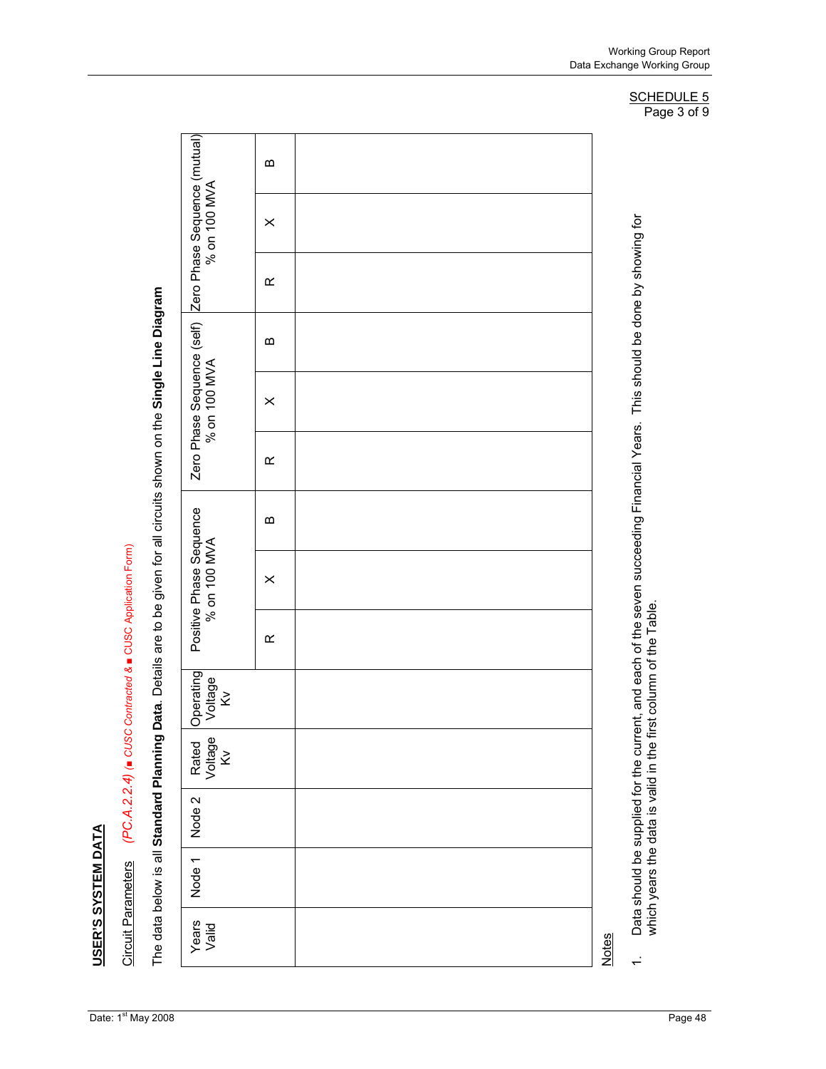SCHEDULE 5
Page 3 of 9

**USER'S SYSTEM DATA**

Circuit Parameters *(PC.A.2.2.4) (■ CUSC Contracted & ■ CUSC Application Form)*

The data below is all **Standard Planning Data**. Details are to be given for all circuits shown on the **Single Line Diagram**

| Years Valid | Node 1 | Node 2 | Rated Voltage Kv | Operating Voltage Kv | Positive Phase Sequence % on 100 MVA | | | Zero Phase Sequence (self) % on 100 MVA | | | Zero Phase Sequence (mutual) % on 100 MVA | | |
|---|---|---|---|---|---|---|---|---|---|---|---|---|---|
| | | | | | R | X | B | R | X | B | R | X | B |
| | | | | | | | | | | | | | |

Notes

1. Data should be supplied for the current, and each of the seven succeeding Financial Years. This should be done by showing for which years the data is valid in the first column of the Table.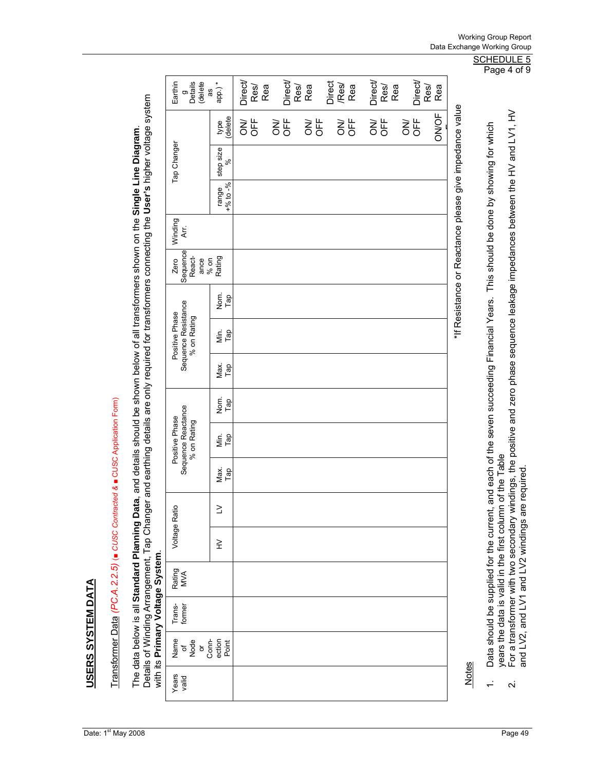SCHEDULE 5
Page 4 of 9

**USERS SYSTEM DATA**

Transformer Data *(PC.A.2.2.5)* (■ *CUSC Contracted* & ■ *CUSC Application Form*)

The data below is all **Standard Planning Data**, and details should be shown below of all transformers shown on the **Single Line Diagram**. Details of Winding Arrangement, Tap Changer and earthing details are only required for transformers connecting the **User's** higher voltage system with its **Primary Voltage System**.

| Years valid | Name of Node or Connection Point | Trans-former | Rating MVA | Voltage Ratio | | Positive Phase Sequence Reactance % on Rating | | | Positive Phase Sequence Resistance % on Rating | | | Zero Sequence React-ance % on Rating | Winding Arr. | Tap Changer | | | Earthing Details (delete as app.) * |
|---|---|---|---|---|---|---|---|---|---|---|---|---|---|---|---|---|---|
| | | | | HV | LV | Max. Tap | Min. Tap | Nom. Tap | Max. Tap | Min. Tap | Nom. Tap | | | range +% to -% | step size % | type (delete | |
| | | | | | | | | | | | | | | | | ON/ OFF | Direct/ Res/ Rea |
| | | | | | | | | | | | | | | | | ON/ OFF | Direct/ Res/ Rea |
| | | | | | | | | | | | | | | | | ON/ OFF | Direct /Res/ Rea |
| | | | | | | | | | | | | | | | | ON/ OFF | Direct/ Res/ Rea |
| | | | | | | | | | | | | | | | | ON/ OFF | Direct/ Res/ Rea |
| | | | | | | | | | | | | | | | | ON/OFF | |

*If Resistance or Reactance please give impedance value

Notes

1. Data should be supplied for the current, and each of the seven succeeding Financial Years. This should be done by showing for which years the data is valid in the first column of the Table
2. For a transformer with two secondary windings, the positive and zero phase sequence leakage impedances between the HV and LV1, HV and LV2, and LV1 and LV2 windings are required.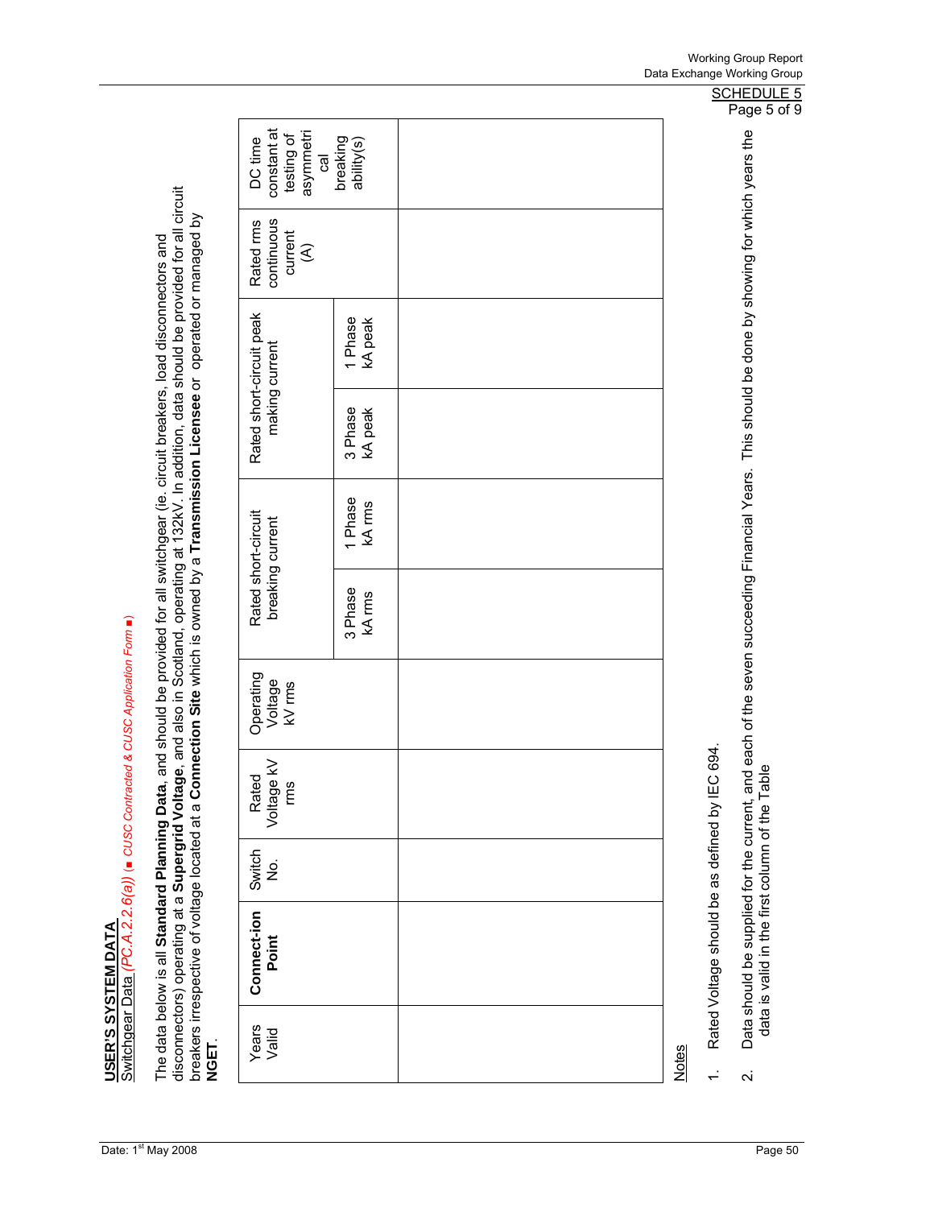SCHEDULE 5
Page 5 of 9

**USER'S SYSTEM DATA**

Switchgear Data *(PC.A.2.2.6(a))* (■ *CUSC Contracted & CUSC Application Form* ■)

The data below is all **Standard Planning Data**, and should be provided for all switchgear (ie. circuit breakers, load disconnectors and disconnectors) operating at a **Supergrid Voltage**, and also in Scotland, operating at 132kV. In addition, data should be provided for all circuit breakers irrespective of voltage located at a **Connection Site** which is owned by a **Transmission Licensee** or operated or managed by **NGET**.

| Years Valid | **Connect-ion Point** | Switch No. | Rated Voltage kV rms | Operating Voltage kV rms | Rated short-circuit breaking current | | Rated short-circuit peak making current | | Rated rms continuous current (A) | DC time constant at testing of asymmetrical breaking ability(s) |
|---|---|---|---|---|---|---|---|---|---|---|
| | | | | | 3 Phase kA rms | 1 Phase kA rms | 3 Phase kA peak | 1 Phase kA peak | | |
| | | | | | | | | | | |

Notes

1. Rated Voltage should be as defined by IEC 694.
2. Data should be supplied for the current, and each of the seven succeeding Financial Years. This should be done by showing for which years the data is valid in the first column of the Table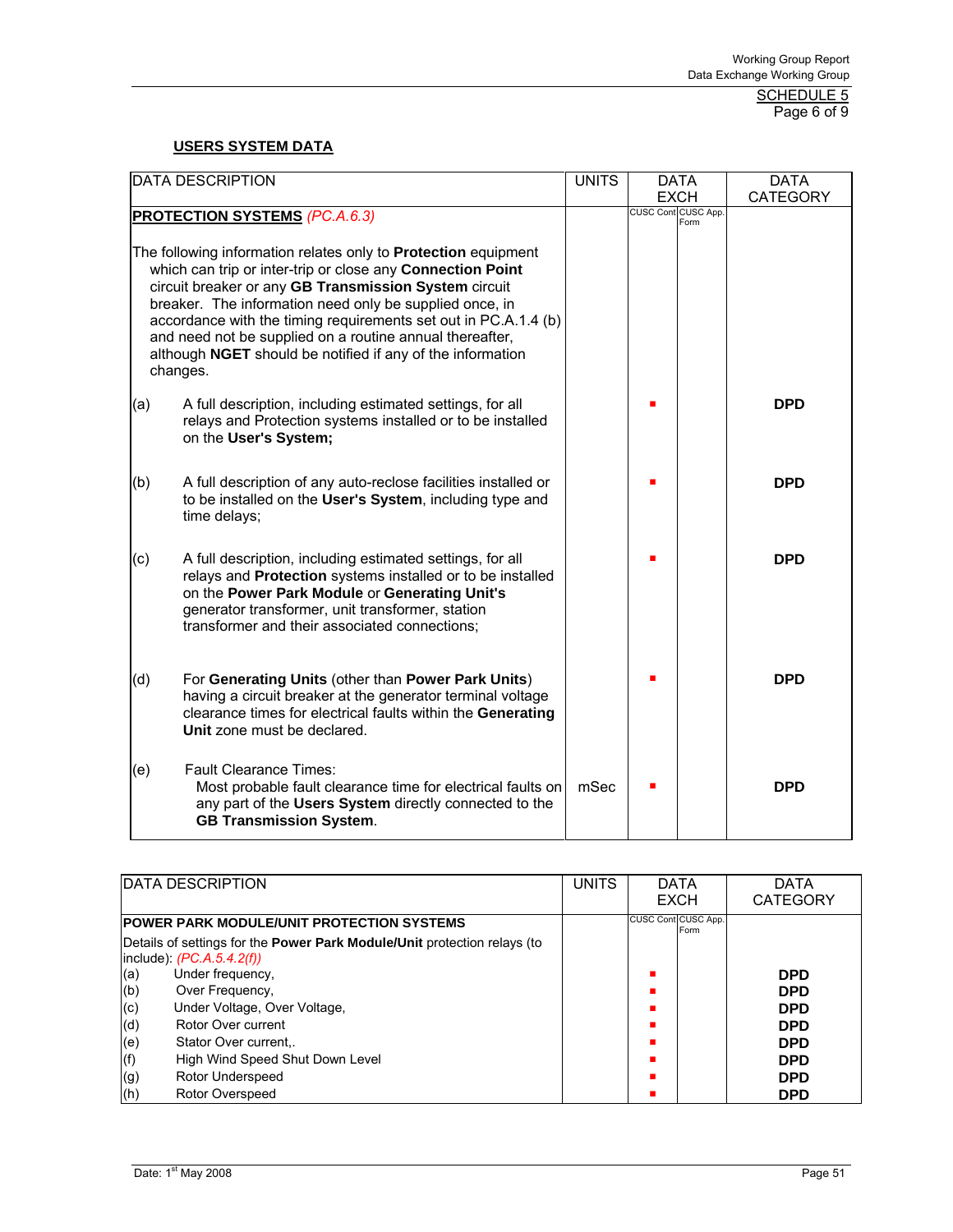SCHEDULE 5
Page 6 of 9

## USERS SYSTEM DATA

| DATA DESCRIPTION | UNITS | DATA EXCH | | DATA CATEGORY |
|---|---|---|---|---|
| | | CUSC Cont | CUSC App. Form | |
| **PROTECTION SYSTEMS** *(PC.A.6.3)* | | | | |
| The following information relates only to **Protection** equipment which can trip or inter-trip or close any **Connection Point** circuit breaker or any **GB Transmission System** circuit breaker. The information need only be supplied once, in accordance with the timing requirements set out in PC.A.1.4 (b) and need not be supplied on a routine annual thereafter, although **NGET** should be notified if any of the information changes. | | | | |
| (a) A full description, including estimated settings, for all relays and Protection systems installed or to be installed on the **User's System;** | | ▪ | | **DPD** |
| (b) A full description of any auto-reclose facilities installed or to be installed on the **User's System**, including type and time delays; | | ▪ | | **DPD** |
| (c) A full description, including estimated settings, for all relays and **Protection** systems installed or to be installed on the **Power Park Module** or **Generating Unit's** generator transformer, unit transformer, station transformer and their associated connections; | | ▪ | | **DPD** |
| (d) For **Generating Units** (other than **Power Park Units**) having a circuit breaker at the generator terminal voltage clearance times for electrical faults within the **Generating Unit** zone must be declared. | | ▪ | | **DPD** |
| (e) Fault Clearance Times: Most probable fault clearance time for electrical faults on any part of the **Users System** directly connected to the **GB Transmission System**. | mSec | ▪ | | **DPD** |

| DATA DESCRIPTION | UNITS | DATA EXCH | | DATA CATEGORY |
|---|---|---|---|---|
| | | CUSC Cont | CUSC App. Form | |
| **POWER PARK MODULE/UNIT PROTECTION SYSTEMS** | | | | |
| Details of settings for the **Power Park Module/Unit** protection relays (to include): *(PC.A.5.4.2(f))* | | | | |
| (a) Under frequency, | | ▪ | | **DPD** |
| (b) Over Frequency, | | ▪ | | **DPD** |
| (c) Under Voltage, Over Voltage, | | ▪ | | **DPD** |
| (d) Rotor Over current | | ▪ | | **DPD** |
| (e) Stator Over current,. | | ▪ | | **DPD** |
| (f) High Wind Speed Shut Down Level | | ▪ | | **DPD** |
| (g) Rotor Underspeed | | ▪ | | **DPD** |
| (h) Rotor Overspeed | | ▪ | | **DPD** |

Date: 1st May 2008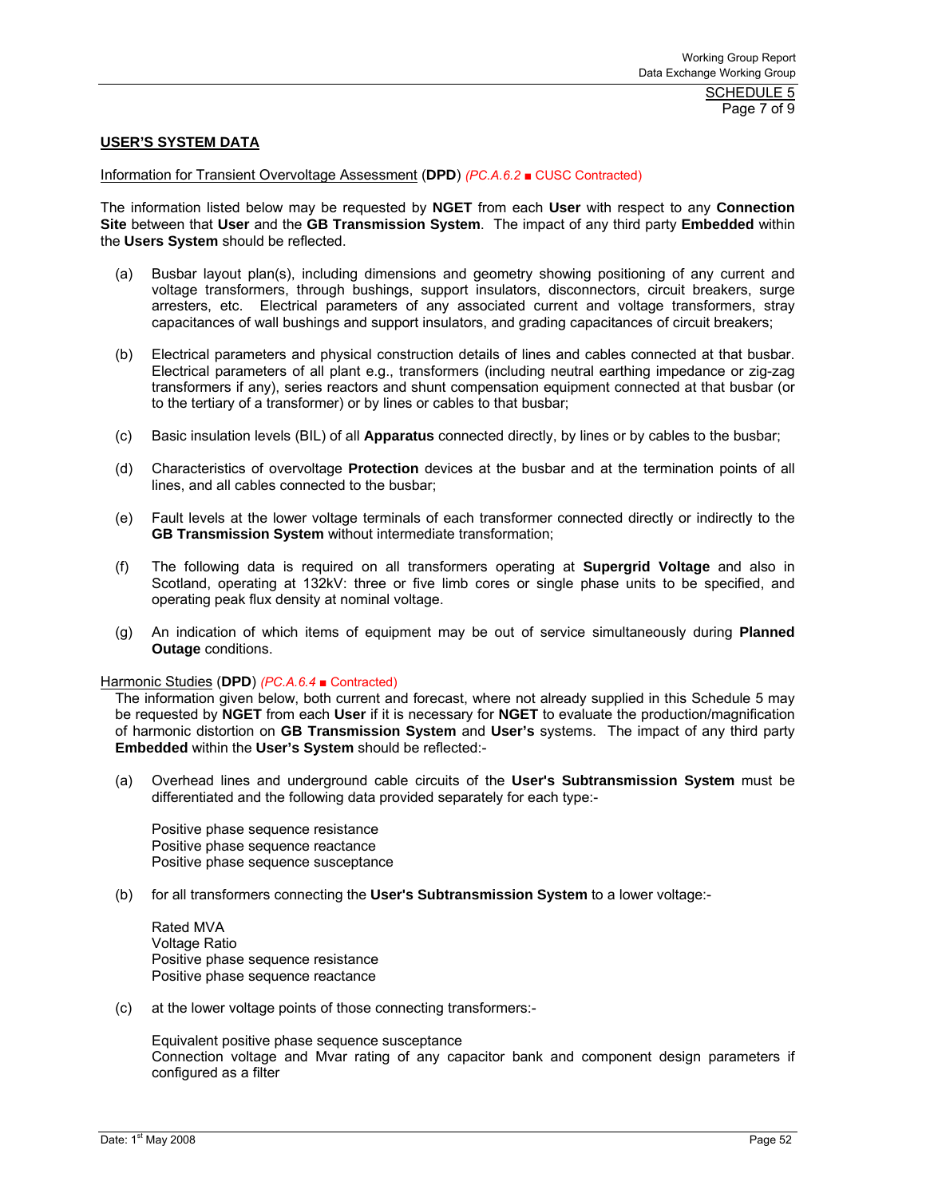SCHEDULE 5
Page 7 of 9

**USER'S SYSTEM DATA**

Information for Transient Overvoltage Assessment (**DPD**) *(PC.A.6.2* ■ CUSC Contracted)

The information listed below may be requested by **NGET** from each **User** with respect to any **Connection Site** between that **User** and the **GB Transmission System**. The impact of any third party **Embedded** within the **Users System** should be reflected.

(a) Busbar layout plan(s), including dimensions and geometry showing positioning of any current and voltage transformers, through bushings, support insulators, disconnectors, circuit breakers, surge arresters, etc. Electrical parameters of any associated current and voltage transformers, stray capacitances of wall bushings and support insulators, and grading capacitances of circuit breakers;

(b) Electrical parameters and physical construction details of lines and cables connected at that busbar. Electrical parameters of all plant e.g., transformers (including neutral earthing impedance or zig-zag transformers if any), series reactors and shunt compensation equipment connected at that busbar (or to the tertiary of a transformer) or by lines or cables to that busbar;

(c) Basic insulation levels (BIL) of all **Apparatus** connected directly, by lines or by cables to the busbar;

(d) Characteristics of overvoltage **Protection** devices at the busbar and at the termination points of all lines, and all cables connected to the busbar;

(e) Fault levels at the lower voltage terminals of each transformer connected directly or indirectly to the **GB Transmission System** without intermediate transformation;

(f) The following data is required on all transformers operating at **Supergrid Voltage** and also in Scotland, operating at 132kV: three or five limb cores or single phase units to be specified, and operating peak flux density at nominal voltage.

(g) An indication of which items of equipment may be out of service simultaneously during **Planned Outage** conditions.

Harmonic Studies (**DPD**) *(PC.A.6.4* ■ Contracted)

The information given below, both current and forecast, where not already supplied in this Schedule 5 may be requested by **NGET** from each **User** if it is necessary for **NGET** to evaluate the production/magnification of harmonic distortion on **GB Transmission System** and **User's** systems. The impact of any third party **Embedded** within the **User's System** should be reflected:-

(a) Overhead lines and underground cable circuits of the **User's Subtransmission System** must be differentiated and the following data provided separately for each type:-

Positive phase sequence resistance
Positive phase sequence reactance
Positive phase sequence susceptance

(b) for all transformers connecting the **User's Subtransmission System** to a lower voltage:-

Rated MVA
Voltage Ratio
Positive phase sequence resistance
Positive phase sequence reactance

(c) at the lower voltage points of those connecting transformers:-

Equivalent positive phase sequence susceptance
Connection voltage and Mvar rating of any capacitor bank and component design parameters if configured as a filter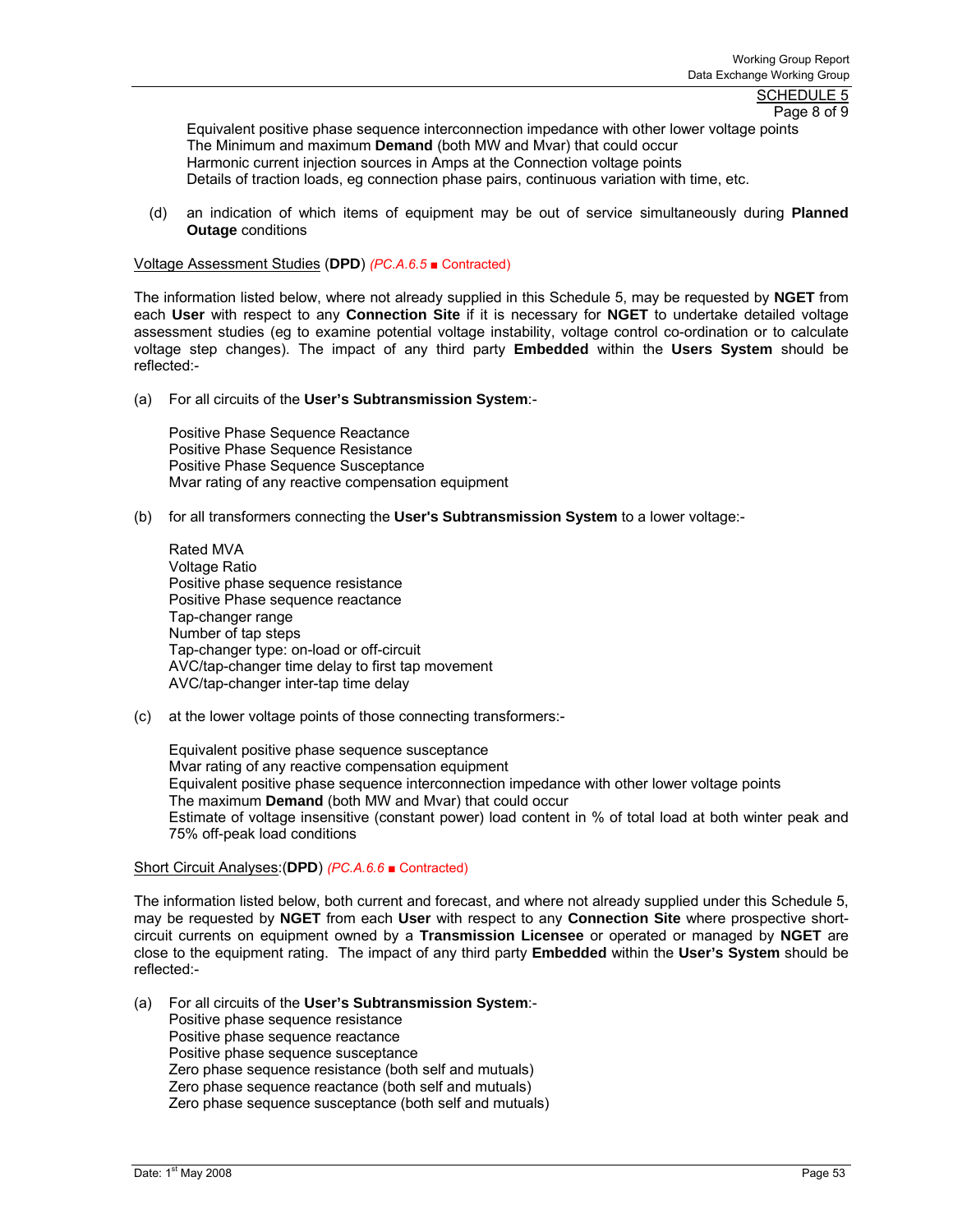Equivalent positive phase sequence interconnection impedance with other lower voltage points
The Minimum and maximum **Demand** (both MW and Mvar) that could occur
Harmonic current injection sources in Amps at the Connection voltage points
Details of traction loads, eg connection phase pairs, continuous variation with time, etc.

(d) an indication of which items of equipment may be out of service simultaneously during **Planned Outage** conditions

Voltage Assessment Studies (**DPD**) *(PC.A.6.5* ■ Contracted)

The information listed below, where not already supplied in this Schedule 5, may be requested by **NGET** from each **User** with respect to any **Connection Site** if it is necessary for **NGET** to undertake detailed voltage assessment studies (eg to examine potential voltage instability, voltage control co-ordination or to calculate voltage step changes). The impact of any third party **Embedded** within the **Users System** should be reflected:-

(a) For all circuits of the **User's Subtransmission System**:-

Positive Phase Sequence Reactance
Positive Phase Sequence Resistance
Positive Phase Sequence Susceptance
Mvar rating of any reactive compensation equipment

(b) for all transformers connecting the **User's Subtransmission System** to a lower voltage:-

Rated MVA
Voltage Ratio
Positive phase sequence resistance
Positive Phase sequence reactance
Tap-changer range
Number of tap steps
Tap-changer type: on-load or off-circuit
AVC/tap-changer time delay to first tap movement
AVC/tap-changer inter-tap time delay

(c) at the lower voltage points of those connecting transformers:-

Equivalent positive phase sequence susceptance
Mvar rating of any reactive compensation equipment
Equivalent positive phase sequence interconnection impedance with other lower voltage points
The maximum **Demand** (both MW and Mvar) that could occur
Estimate of voltage insensitive (constant power) load content in % of total load at both winter peak and 75% off-peak load conditions

Short Circuit Analyses:(**DPD**) *(PC.A.6.6* ■ Contracted)

The information listed below, both current and forecast, and where not already supplied under this Schedule 5, may be requested by **NGET** from each **User** with respect to any **Connection Site** where prospective short-circuit currents on equipment owned by a **Transmission Licensee** or operated or managed by **NGET** are close to the equipment rating. The impact of any third party **Embedded** within the **User's System** should be reflected:-

(a) For all circuits of the **User's Subtransmission System**:-
Positive phase sequence resistance
Positive phase sequence reactance
Positive phase sequence susceptance
Zero phase sequence resistance (both self and mutuals)
Zero phase sequence reactance (both self and mutuals)
Zero phase sequence susceptance (both self and mutuals)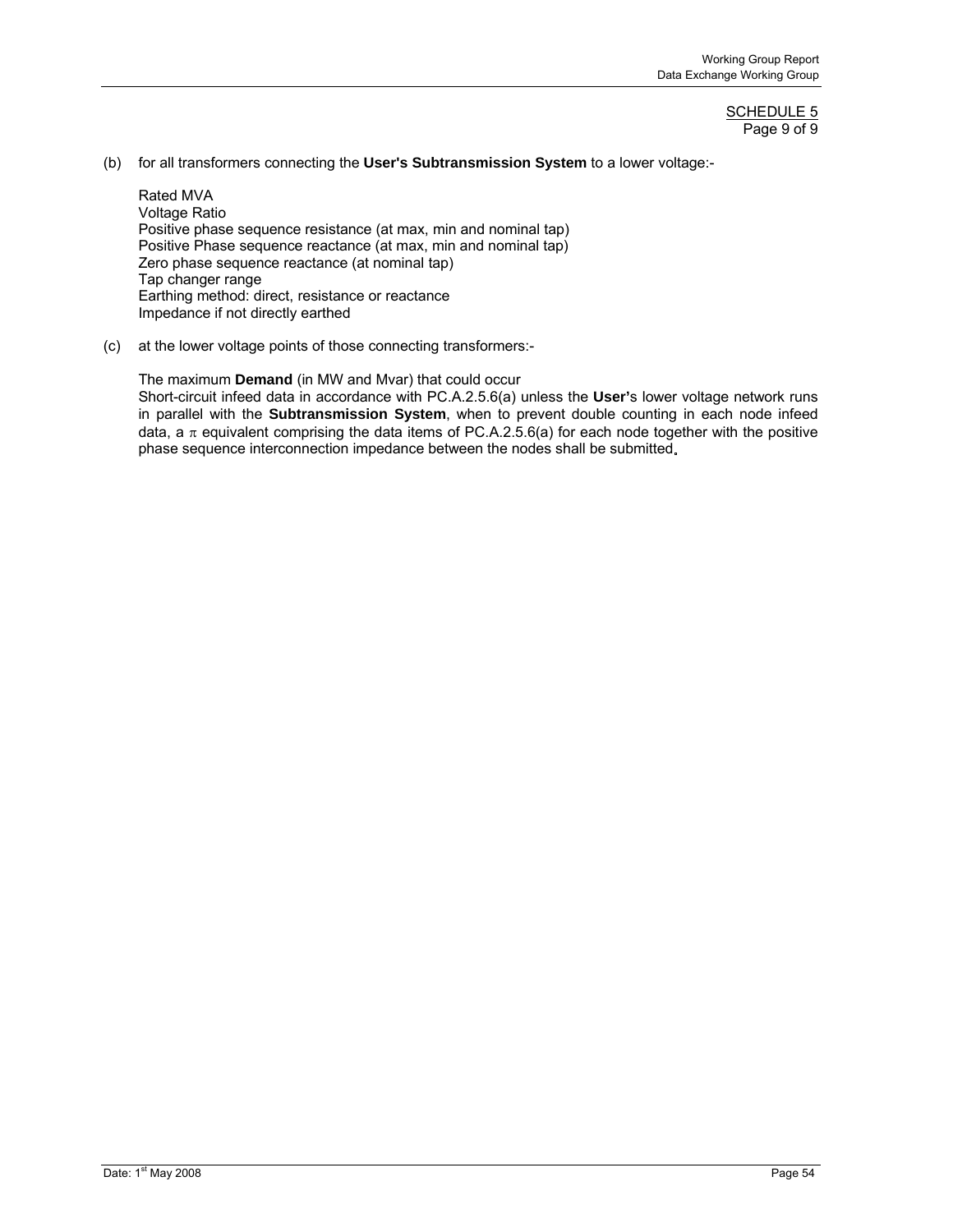SCHEDULE 5
Page 9 of 9

(b) for all transformers connecting the **User's Subtransmission System** to a lower voltage:-

Rated MVA
Voltage Ratio
Positive phase sequence resistance (at max, min and nominal tap)
Positive Phase sequence reactance (at max, min and nominal tap)
Zero phase sequence reactance (at nominal tap)
Tap changer range
Earthing method: direct, resistance or reactance
Impedance if not directly earthed

(c) at the lower voltage points of those connecting transformers:-

The maximum **Demand** (in MW and Mvar) that could occur
Short-circuit infeed data in accordance with PC.A.2.5.6(a) unless the **User's** lower voltage network runs in parallel with the **Subtransmission System**, when to prevent double counting in each node infeed data, a $\pi$ equivalent comprising the data items of PC.A.2.5.6(a) for each node together with the positive phase sequence interconnection impedance between the nodes shall be submitted.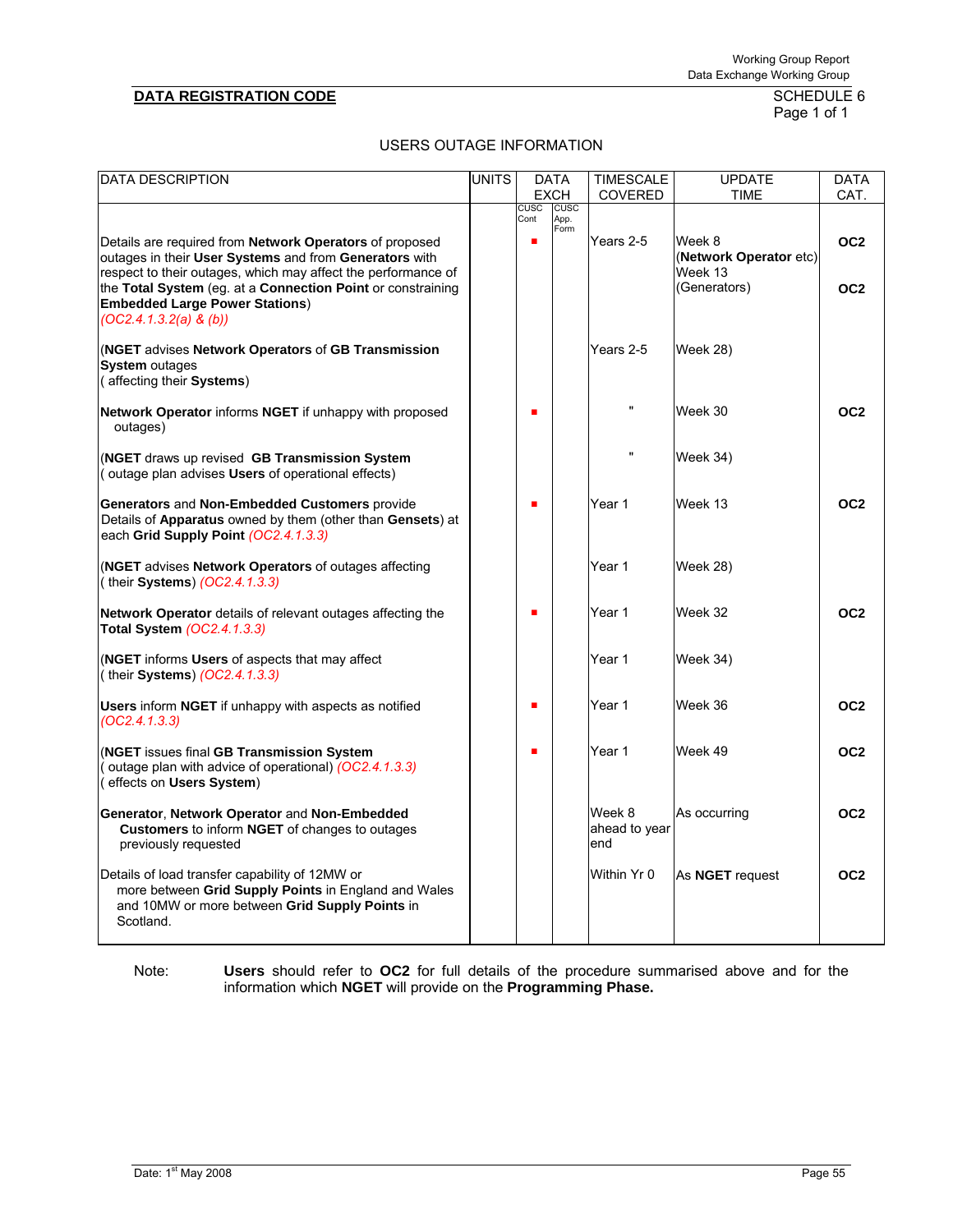**DATA REGISTRATION CODE** SCHEDULE 6

USERS OUTAGE INFORMATION

| DATA DESCRIPTION | UNITS | DATA EXCH | | TIMESCALE COVERED | UPDATE TIME | DATA CAT. |
|---|---|---|---|---|---|---|
| | | CUSC Cont | CUSC App. Form | | | |
| Details are required from **Network Operators** of proposed outages in their **User Systems** and from **Generators** with respect to their outages, which may affect the performance of the **Total System** (eg. at a **Connection Point** or constraining **Embedded Large Power Stations**) *(OC2.4.1.3.2(a) & (b))* | | ■ | | Years 2-5 | Week 8 (**Network Operator** etc) Week 13 (Generators) | **OC2** **OC2** |
| (**NGET** advises **Network Operators** of **GB Transmission System** outages ( affecting their **Systems**) | | | | Years 2-5 | Week 28) | |
| **Network Operator** informs **NGET** if unhappy with proposed outages) | | ■ | | " | Week 30 | **OC2** |
| (**NGET** draws up revised **GB Transmission System** ( outage plan advises **Users** of operational effects) | | | | " | Week 34) | |
| **Generators** and **Non-Embedded Customers** provide Details of **Apparatus** owned by them (other than **Gensets**) at each **Grid Supply Point** *(OC2.4.1.3.3)* | | ■ | | Year 1 | Week 13 | **OC2** |
| (**NGET** advises **Network Operators** of outages affecting ( their **Systems**) *(OC2.4.1.3.3)* | | | | Year 1 | Week 28) | |
| **Network Operator** details of relevant outages affecting the **Total System** *(OC2.4.1.3.3)* | | ■ | | Year 1 | Week 32 | **OC2** |
| (**NGET** informs **Users** of aspects that may affect ( their **Systems**) *(OC2.4.1.3.3)* | | | | Year 1 | Week 34) | |
| **Users** inform **NGET** if unhappy with aspects as notified *(OC2.4.1.3.3)* | | ■ | | Year 1 | Week 36 | **OC2** |
| (**NGET** issues final **GB Transmission System** ( outage plan with advice of operational) *(OC2.4.1.3.3)* ( effects on **Users System**) | | ■ | | Year 1 | Week 49 | **OC2** |
| **Generator**, **Network Operator** and **Non-Embedded Customers** to inform **NGET** of changes to outages previously requested | | | | Week 8 ahead to year end | As occurring | **OC2** |
| Details of load transfer capability of 12MW or more between **Grid Supply Points** in England and Wales and 10MW or more between **Grid Supply Points** in Scotland. | | | | Within Yr 0 | As **NGET** request | **OC2** |

Note: **Users** should refer to **OC2** for full details of the procedure summarised above and for the information which **NGET** will provide on the **Programming Phase.**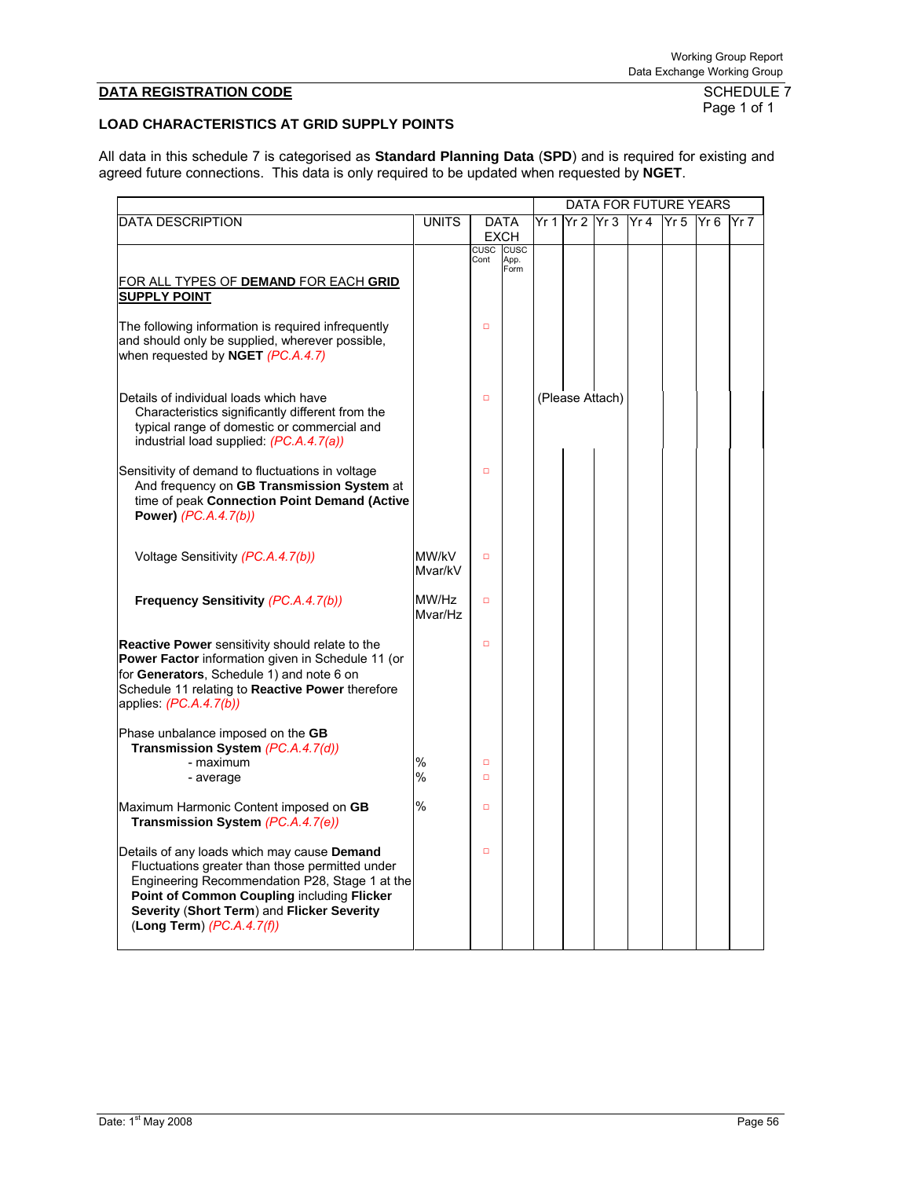**DATA REGISTRATION CODE**

SCHEDULE 7
Page 1 of 1

**LOAD CHARACTERISTICS AT GRID SUPPLY POINTS**

All data in this schedule 7 is categorised as **Standard Planning Data** (**SPD**) and is required for existing and agreed future connections. This data is only required to be updated when requested by **NGET**.

| DATA DESCRIPTION | UNITS | DATA EXCH | | DATA FOR FUTURE YEARS | | | | | | |
|---|---|---|---|---|---|---|---|---|---|---|
| | | CUSC Cont | CUSC App. Form | Yr 1 | Yr 2 | Yr 3 | Yr 4 | Yr 5 | Yr 6 | Yr 7 |
| <u>FOR ALL TYPES OF **DEMAND** FOR EACH **GRID SUPPLY POINT**</u> | | | | | | | | | | |
| The following information is required infrequently and should only be supplied, wherever possible, when requested by **NGET** *(PC.A.4.7)* | | □ | | | | | | | | |
| Details of individual loads which have Characteristics significantly different from the typical range of domestic or commercial and industrial load supplied: *(PC.A.4.7(a))* | | □ | | (Please Attach) | | | | | | |
| Sensitivity of demand to fluctuations in voltage And frequency on **GB Transmission System** at time of peak **Connection Point Demand (Active Power)** *(PC.A.4.7(b))* | | □ | | | | | | | | |
| Voltage Sensitivity *(PC.A.4.7(b))* | MW/kV Mvar/kV | □ | | | | | | | | |
| **Frequency Sensitivity** *(PC.A.4.7(b))* | MW/Hz Mvar/Hz | □ | | | | | | | | |
| **Reactive Power** sensitivity should relate to the **Power Factor** information given in Schedule 11 (or for **Generators**, Schedule 1) and note 6 on Schedule 11 relating to **Reactive Power** therefore applies: *(PC.A.4.7(b))* | | □ | | | | | | | | |
| Phase unbalance imposed on the **GB Transmission System** *(PC.A.4.7(d))* | | | | | | | | | | |
| - maximum | % | □ | | | | | | | | |
| - average | % | □ | | | | | | | | |
| Maximum Harmonic Content imposed on **GB Transmission System** *(PC.A.4.7(e))* | % | □ | | | | | | | | |
| Details of any loads which may cause **Demand** Fluctuations greater than those permitted under Engineering Recommendation P28, Stage 1 at the **Point of Common Coupling** including **Flicker Severity** (**Short Term**) and **Flicker Severity** (**Long Term**) *(PC.A.4.7(f))* | | □ | | | | | | | | |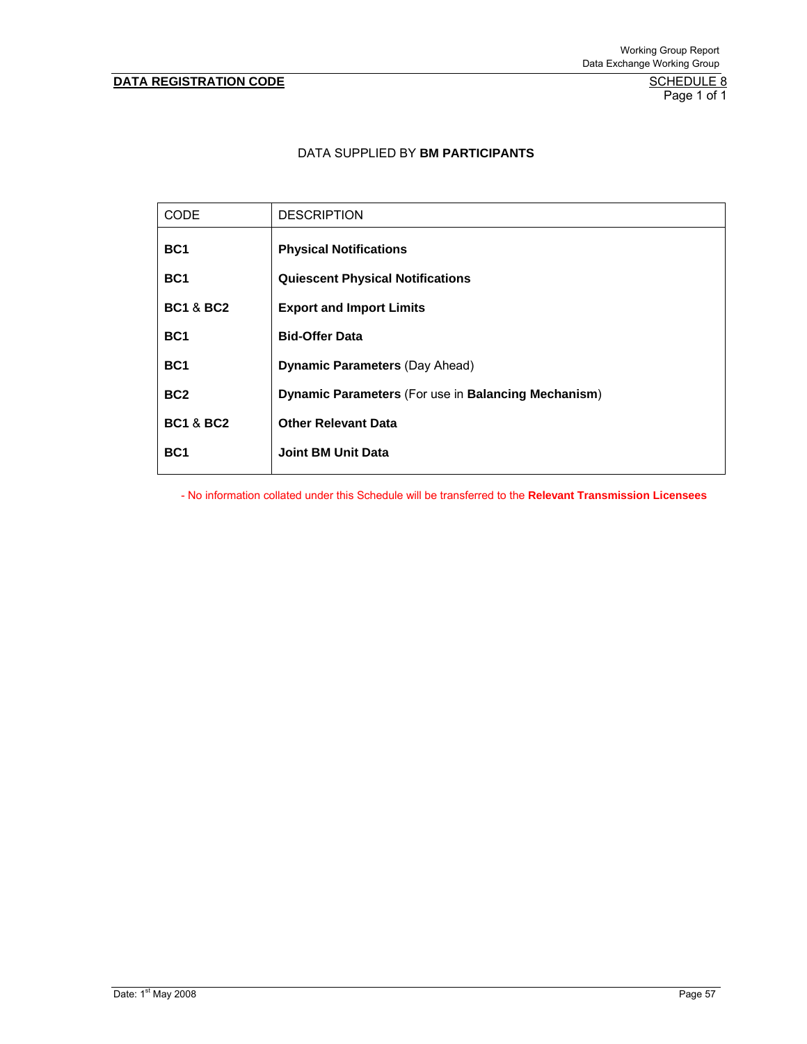**DATA REGISTRATION CODE** SCHEDULE 8

DATA SUPPLIED BY **BM PARTICIPANTS**

| CODE | DESCRIPTION |
|---|---|
| **BC1** | **Physical Notifications** |
| **BC1** | **Quiescent Physical Notifications** |
| **BC1** & **BC2** | **Export and Import Limits** |
| **BC1** | **Bid-Offer Data** |
| **BC1** | **Dynamic Parameters** (Day Ahead) |
| **BC2** | **Dynamic Parameters** (For use in **Balancing Mechanism**) |
| **BC1** & **BC2** | **Other Relevant Data** |
| **BC1** | **Joint BM Unit Data** |

- No information collated under this Schedule will be transferred to the **Relevant Transmission Licensees**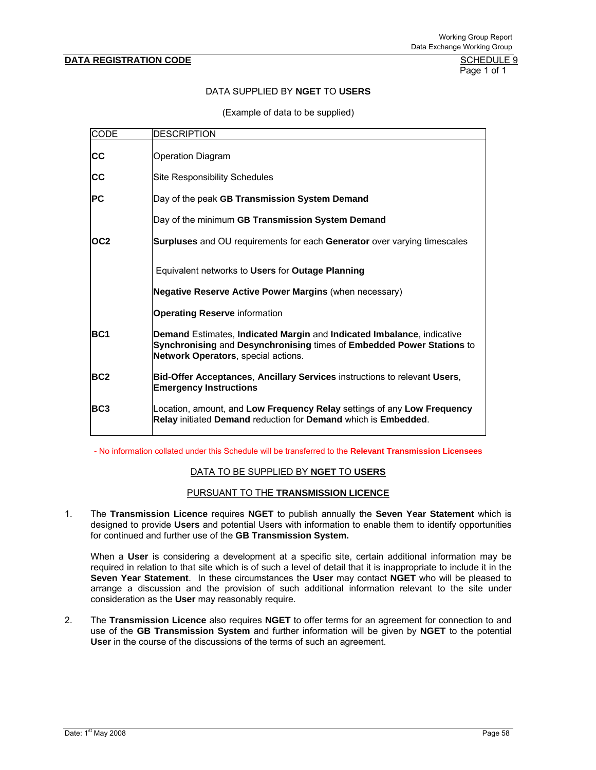**DATA REGISTRATION CODE** SCHEDULE 9
Page 1 of 1

DATA SUPPLIED BY **NGET** TO **USERS**

(Example of data to be supplied)

| CODE | DESCRIPTION |
|---|---|
| **CC** | Operation Diagram |
| **CC** | Site Responsibility Schedules |
| **PC** | Day of the peak **GB Transmission System Demand** |
| | Day of the minimum **GB Transmission System Demand** |
| **OC2** | **Surpluses** and OU requirements for each **Generator** over varying timescales |
| | Equivalent networks to **Users** for **Outage Planning** |
| | **Negative Reserve Active Power Margins** (when necessary) |
| | **Operating Reserve** information |
| **BC1** | **Demand** Estimates, **Indicated Margin** and **Indicated Imbalance**, indicative **Synchronising** and **Desynchronising** times of **Embedded Power Stations** to **Network Operators**, special actions. |
| **BC2** | **Bid-Offer Acceptances**, **Ancillary Services** instructions to relevant **Users**, **Emergency Instructions** |
| **BC3** | Location, amount, and **Low Frequency Relay** settings of any **Low Frequency Relay** initiated **Demand** reduction for **Demand** which is **Embedded**. |

- No information collated under this Schedule will be transferred to the **Relevant Transmission Licensees**

DATA TO BE SUPPLIED BY **NGET** TO **USERS**

PURSUANT TO THE **TRANSMISSION LICENCE**

1. The **Transmission Licence** requires **NGET** to publish annually the **Seven Year Statement** which is designed to provide **Users** and potential Users with information to enable them to identify opportunities for continued and further use of the **GB Transmission System.**

   When a **User** is considering a development at a specific site, certain additional information may be required in relation to that site which is of such a level of detail that it is inappropriate to include it in the **Seven Year Statement**. In these circumstances the **User** may contact **NGET** who will be pleased to arrange a discussion and the provision of such additional information relevant to the site under consideration as the **User** may reasonably require.

2. The **Transmission Licence** also requires **NGET** to offer terms for an agreement for connection to and use of the **GB Transmission System** and further information will be given by **NGET** to the potential **User** in the course of the discussions of the terms of such an agreement.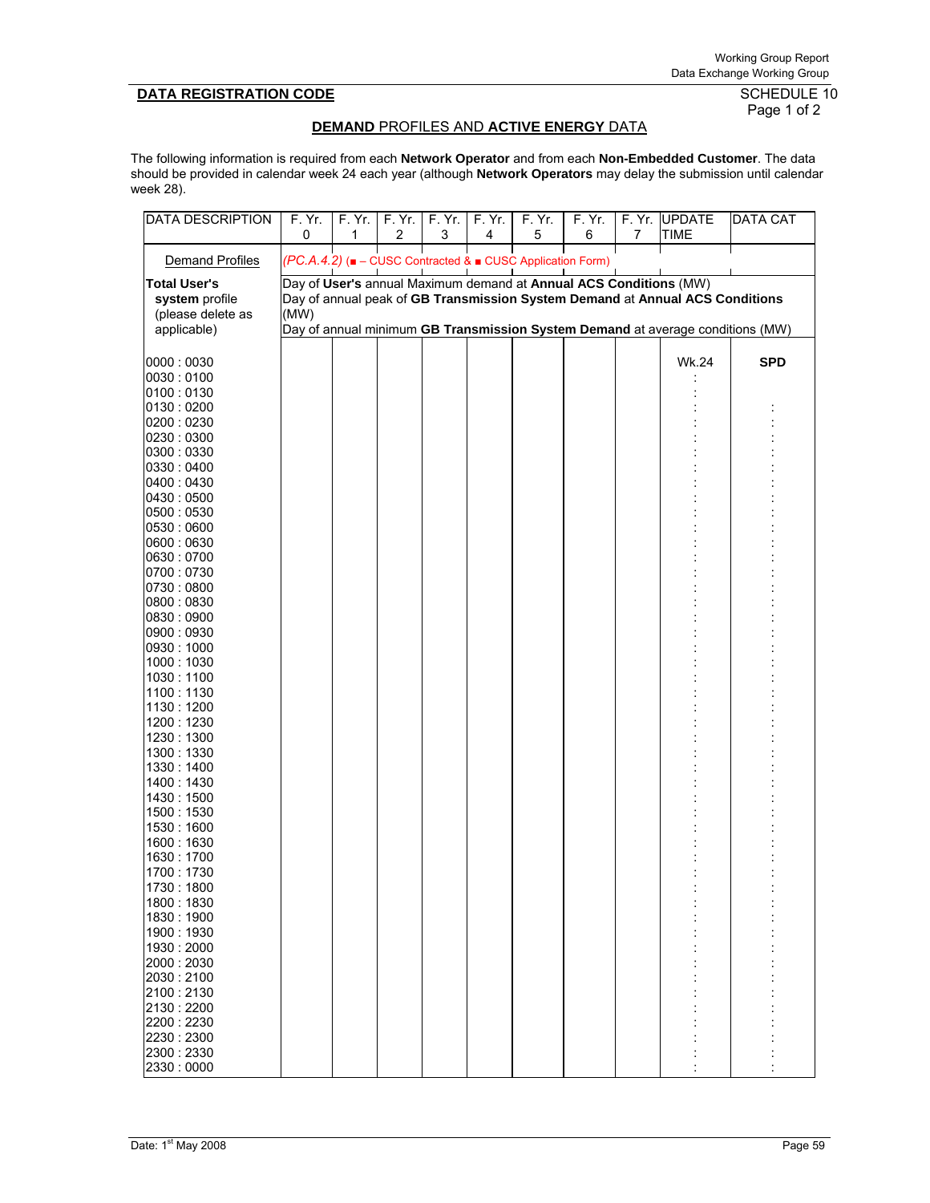**DATA REGISTRATION CODE**

SCHEDULE 10
Page 1 of 2

**DEMAND** PROFILES AND **ACTIVE ENERGY** DATA

The following information is required from each **Network Operator** and from each **Non-Embedded Customer**. The data should be provided in calendar week 24 each year (although **Network Operators** may delay the submission until calendar week 28).

| DATA DESCRIPTION | F. Yr. 0 | F. Yr. 1 | F. Yr. 2 | F. Yr. 3 | F. Yr. 4 | F. Yr. 5 | F. Yr. 6 | F. Yr. 7 | UPDATE TIME | DATA CAT |
|---|---|---|---|---|---|---|---|---|---|---|
| Demand Profiles | *(PC.A.4.2)* (■ – CUSC Contracted & ■ CUSC Application Form) | | | | | | | | | |
| **Total User's system** profile (please delete as applicable) | Day of **User's** annual Maximum demand at **Annual ACS Conditions** (MW)<br>Day of annual peak of **GB Transmission System Demand** at **Annual ACS Conditions** (MW)<br>Day of annual minimum **GB Transmission System Demand** at average conditions (MW) | | | | | | | | | |
| 0000 : 0030 | | | | | | | | | Wk.24 | **SPD** |
| 0030 : 0100 | | | | | | | | | : | |
| 0100 : 0130 | | | | | | | | | : | |
| 0130 : 0200 | | | | | | | | | : | : |
| 0200 : 0230 | | | | | | | | | : | : |
| 0230 : 0300 | | | | | | | | | : | : |
| 0300 : 0330 | | | | | | | | | : | : |
| 0330 : 0400 | | | | | | | | | : | : |
| 0400 : 0430 | | | | | | | | | : | : |
| 0430 : 0500 | | | | | | | | | : | : |
| 0500 : 0530 | | | | | | | | | : | : |
| 0530 : 0600 | | | | | | | | | : | : |
| 0600 : 0630 | | | | | | | | | : | : |
| 0630 : 0700 | | | | | | | | | : | : |
| 0700 : 0730 | | | | | | | | | : | : |
| 0730 : 0800 | | | | | | | | | : | : |
| 0800 : 0830 | | | | | | | | | : | : |
| 0830 : 0900 | | | | | | | | | : | : |
| 0900 : 0930 | | | | | | | | | : | : |
| 0930 : 1000 | | | | | | | | | : | : |
| 1000 : 1030 | | | | | | | | | : | : |
| 1030 : 1100 | | | | | | | | | : | : |
| 1100 : 1130 | | | | | | | | | : | : |
| 1130 : 1200 | | | | | | | | | : | : |
| 1200 : 1230 | | | | | | | | | : | : |
| 1230 : 1300 | | | | | | | | | : | : |
| 1300 : 1330 | | | | | | | | | : | : |
| 1330 : 1400 | | | | | | | | | : | : |
| 1400 : 1430 | | | | | | | | | : | : |
| 1430 : 1500 | | | | | | | | | : | : |
| 1500 : 1530 | | | | | | | | | : | : |
| 1530 : 1600 | | | | | | | | | : | : |
| 1600 : 1630 | | | | | | | | | : | : |
| 1630 : 1700 | | | | | | | | | : | : |
| 1700 : 1730 | | | | | | | | | : | : |
| 1730 : 1800 | | | | | | | | | : | : |
| 1800 : 1830 | | | | | | | | | : | : |
| 1830 : 1900 | | | | | | | | | : | : |
| 1900 : 1930 | | | | | | | | | : | : |
| 1930 : 2000 | | | | | | | | | : | : |
| 2000 : 2030 | | | | | | | | | : | : |
| 2030 : 2100 | | | | | | | | | : | : |
| 2100 : 2130 | | | | | | | | | : | : |
| 2130 : 2200 | | | | | | | | | : | : |
| 2200 : 2230 | | | | | | | | | : | : |
| 2230 : 2300 | | | | | | | | | : | : |
| 2300 : 2330 | | | | | | | | | : | : |
| 2330 : 0000 | | | | | | | | | : | : |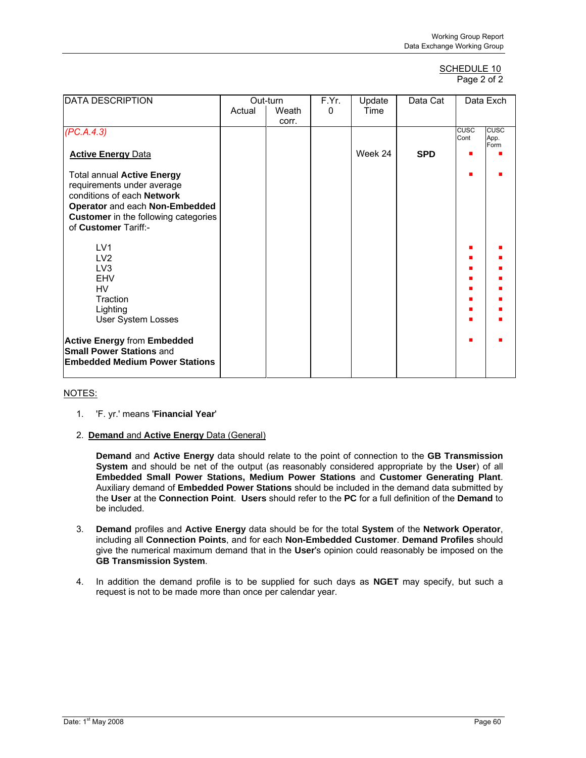SCHEDULE 10
Page 2 of 2

| DATA DESCRIPTION | Out-turn Actual | Out-turn Weath corr. | F.Yr. 0 | Update Time | Data Cat | Data Exch CUSC Cont | Data Exch CUSC App. Form |
|---|---|---|---|---|---|---|---|
| *(PC.A.4.3)* | | | | | | | |
| **Active Energy** Data | | | | Week 24 | **SPD** | ■ | ■ |
| Total annual **Active Energy** requirements under average conditions of each **Network Operator** and each **Non-Embedded Customer** in the following categories of **Customer** Tariff:- | | | | | | ■ | ■ |
| LV1 | | | | | | ■ | ■ |
| LV2 | | | | | | ■ | ■ |
| LV3 | | | | | | ■ | ■ |
| EHV | | | | | | ■ | ■ |
| HV | | | | | | ■ | ■ |
| Traction | | | | | | ■ | ■ |
| Lighting | | | | | | ■ | ■ |
| User System Losses | | | | | | ■ | ■ |
| **Active Energy** from **Embedded Small Power Stations** and **Embedded Medium Power Stations** | | | | | | ■ | ■ |

NOTES:

1. 'F. yr.' means '**Financial Year**'

2. **Demand** and **Active Energy** Data (General)

   **Demand** and **Active Energy** data should relate to the point of connection to the **GB Transmission System** and should be net of the output (as reasonably considered appropriate by the **User**) of all **Embedded Small Power Stations, Medium Power Stations** and **Customer Generating Plant**. Auxiliary demand of **Embedded Power Stations** should be included in the demand data submitted by the **User** at the **Connection Point**. **Users** should refer to the **PC** for a full definition of the **Demand** to be included.

3. **Demand** profiles and **Active Energy** data should be for the total **System** of the **Network Operator**, including all **Connection Points**, and for each **Non-Embedded Customer**. **Demand Profiles** should give the numerical maximum demand that in the **User**'s opinion could reasonably be imposed on the **GB Transmission System**.

4. In addition the demand profile is to be supplied for such days as **NGET** may specify, but such a request is not to be made more than once per calendar year.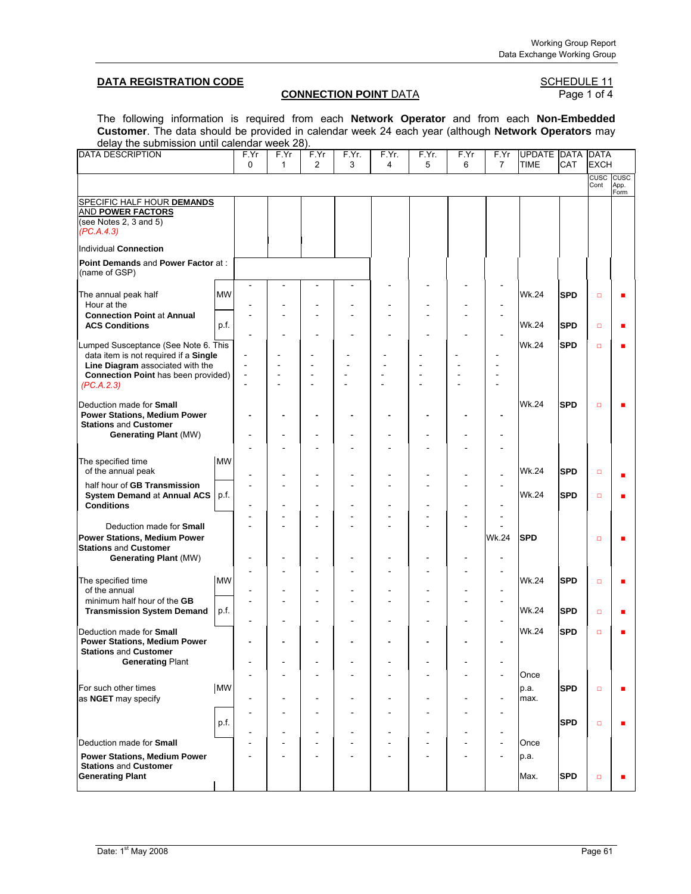**DATA REGISTRATION CODE**

SCHEDULE 11
Page 1 of 4

**CONNECTION POINT DATA**

The following information is required from each **Network Operator** and from each **Non-Embedded Customer**. The data should be provided in calendar week 24 each year (although **Network Operators** may delay the submission until calendar week 28).

| DATA DESCRIPTION | | F.Yr 0 | F.Yr 1 | F.Yr 2 | F.Yr. 3 | F.Yr. 4 | F.Yr. 5 | F.Yr 6 | F.Yr 7 | UPDATE TIME | DATA CAT | DATA EXCH | |
|---|---|---|---|---|---|---|---|---|---|---|---|---|---|
| | | | | | | | | | | | | CUSC Cont | CUSC App. Form |
| SPECIFIC HALF HOUR **DEMANDS** AND **POWER FACTORS** (see Notes 2, 3 and 5) *(PC.A.4.3)* | | | | | | | | | | | | | |
| Individual **Connection** | | | | | | | | | | | | | |
| **Point Demands** and **Power Factor** at : (name of GSP) | | | | | | | | | | | | | |
| The annual peak half Hour at the **Connection Point** at Annual **ACS Conditions** | MW | - | - | - | - | - | - | - | - | Wk.24 | **SPD** | □ | ■ |
| | p.f. | - | - | - | - | - | - | - | - | Wk.24 | **SPD** | □ | ■ |
| Lumped Susceptance (See Note 6. This data item is not required if a **Single Line Diagram** associated with the **Connection Point** has been provided) *(PC.A.2.3)* | | - | - | - | - | - | - | - | - | Wk.24 | **SPD** | □ | ■ |
| Deduction made for **Small Power Stations, Medium Power Stations** and **Customer Generating Plant** (MW) | | - | - | - | - | - | - | - | - | Wk.24 | **SPD** | □ | ■ |
| The specified time of the annual peak half hour of **GB Transmission System Demand** at Annual **ACS Conditions** | MW | - | - | - | - | - | - | - | - | Wk.24 | **SPD** | □ | ■ |
| | p.f. | - | - | - | - | - | - | - | - | Wk.24 | **SPD** | □ | ■ |
| Deduction made for **Small Power Stations, Medium Power Stations** and **Customer Generating Plant** (MW) | | - | - | - | - | - | - | - | - | Wk.24 | **SPD** | □ | ■ |
| The specified time of the annual minimum half hour of the **GB Transmission System Demand** | MW | - | - | - | - | - | - | - | - | Wk.24 | **SPD** | □ | ■ |
| | p.f. | - | - | - | - | - | - | - | - | Wk.24 | **SPD** | □ | ■ |
| Deduction made for **Small Power Stations, Medium Power Stations** and **Customer Generating** Plant | | - | - | - | - | - | - | - | - | Wk.24 | **SPD** | □ | ■ |
| For such other times as **NGET** may specify | MW | - | - | - | - | - | - | - | - | Once p.a. max. | **SPD** | □ | ■ |
| | p.f. | - | - | - | - | - | - | - | - | | **SPD** | □ | ■ |
| Deduction made for **Small Power Stations, Medium Power Stations** and **Customer Generating Plant** | | - | - | - | - | - | - | - | - | Once p.a. Max. | **SPD** | □ | ■ |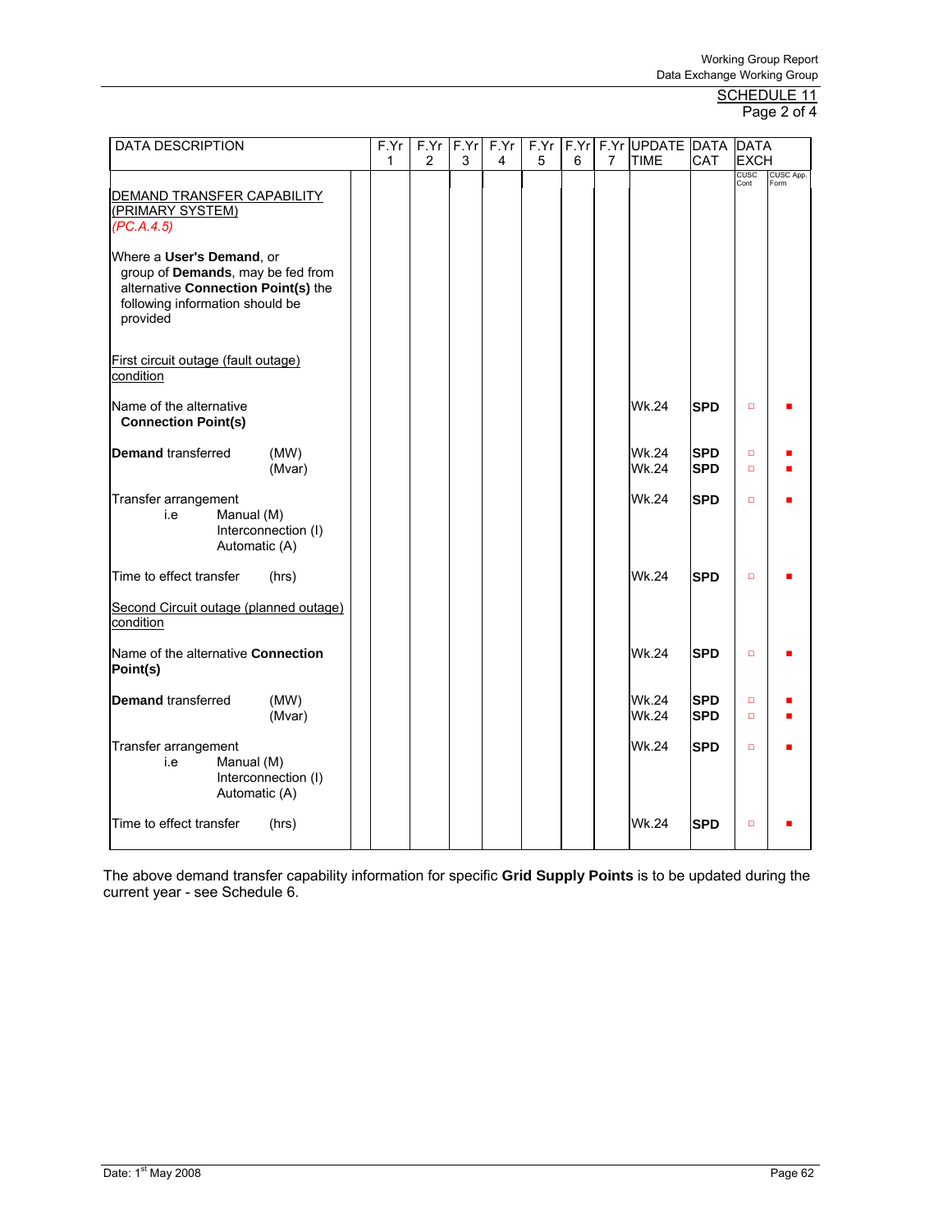SCHEDULE 11
Page 2 of 4

| DATA DESCRIPTION | | F.Yr 1 | F.Yr 2 | F.Yr 3 | F.Yr 4 | F.Yr 5 | F.Yr 6 | F.Yr 7 | UPDATE TIME | DATA CAT | DATA EXCH | |
|---|---|---|---|---|---|---|---|---|---|---|---|---|
| | | | | | | | | | | | CUSC Cont | CUSC App. Form |
| DEMAND TRANSFER CAPABILITY (PRIMARY SYSTEM) *(PC.A.4.5)* | | | | | | | | | | | | |
| Where a **User's Demand**, or group of **Demands**, may be fed from alternative **Connection Point(s)** the following information should be provided | | | | | | | | | | | | |
| First circuit outage (fault outage) condition | | | | | | | | | | | | |
| Name of the alternative **Connection Point(s)** | | | | | | | | | Wk.24 | **SPD** | □ | ■ |
| **Demand** transferred (MW) | | | | | | | | | Wk.24 | **SPD** | □ | ■ |
| (Mvar) | | | | | | | | | Wk.24 | **SPD** | □ | ■ |
| Transfer arrangement i.e Manual (M) Interconnection (I) Automatic (A) | | | | | | | | | Wk.24 | **SPD** | □ | ■ |
| Time to effect transfer (hrs) | | | | | | | | | Wk.24 | **SPD** | □ | ■ |
| Second Circuit outage (planned outage) condition | | | | | | | | | | | | |
| Name of the alternative **Connection Point(s)** | | | | | | | | | Wk.24 | **SPD** | □ | ■ |
| **Demand** transferred (MW) | | | | | | | | | Wk.24 | **SPD** | □ | ■ |
| (Mvar) | | | | | | | | | Wk.24 | **SPD** | □ | ■ |
| Transfer arrangement i.e Manual (M) Interconnection (I) Automatic (A) | | | | | | | | | Wk.24 | **SPD** | □ | ■ |
| Time to effect transfer (hrs) | | | | | | | | | Wk.24 | **SPD** | □ | ■ |

The above demand transfer capability information for specific **Grid Supply Points** is to be updated during the current year - see Schedule 6.

Date: 1st May 2008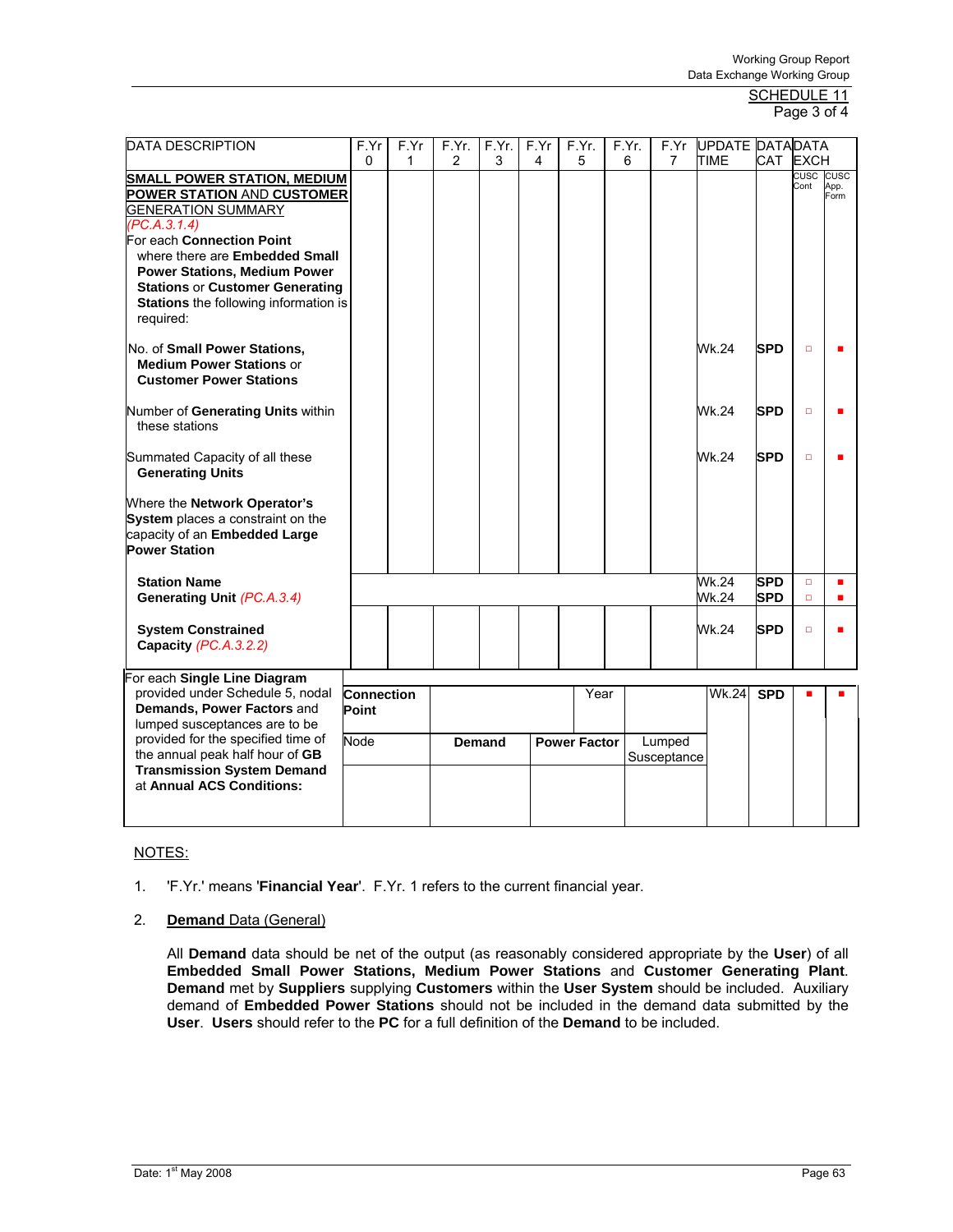SCHEDULE 11
Page 3 of 4

| DATA DESCRIPTION | F.Yr 0 | F.Yr 1 | F.Yr. 2 | F.Yr. 3 | F.Yr 4 | F.Yr. 5 | F.Yr. 6 | F.Yr 7 | UPDATE TIME | DATA CAT | DATA EXCH CUSC Cont | DATA EXCH CUSC App. Form |
|---|---|---|---|---|---|---|---|---|---|---|---|---|
| **SMALL POWER STATION, MEDIUM POWER STATION AND CUSTOMER GENERATION SUMMARY** *(PC.A.3.1.4)* For each **Connection Point** where there are **Embedded Small Power Stations, Medium Power Stations** or **Customer Generating Stations** the following information is required: | | | | | | | | | | | | |
| No. of **Small Power Stations, Medium Power Stations** or **Customer Power Stations** | | | | | | | | | Wk.24 | **SPD** | □ | ■ |
| Number of **Generating Units** within these stations | | | | | | | | | Wk.24 | **SPD** | □ | ■ |
| Summated Capacity of all these **Generating Units** | | | | | | | | | Wk.24 | **SPD** | □ | ■ |
| Where the **Network Operator's System** places a constraint on the capacity of an **Embedded Large Power Station** | | | | | | | | | | | | |
| **Station Name** | | | | | | | | | Wk.24 | **SPD** | □ | ■ |
| **Generating Unit** *(PC.A.3.4)* | | | | | | | | | Wk.24 | **SPD** | □ | ■ |
| **System Constrained Capacity** *(PC.A.3.2.2)* | | | | | | | | | Wk.24 | **SPD** | □ | ■ |

| For each **Single Line Diagram** provided under Schedule 5, nodal **Demands, Power Factors** and lumped susceptances are to be provided for the specified time of the annual peak half hour of **GB Transmission System Demand** at **Annual ACS Conditions:** | **Connection Point** | | Year | | Wk.24 | **SPD** | ■ | ■ |
|---|---|---|---|---|---|---|---|---|
| | Node | **Demand** | **Power Factor** | Lumped Susceptance | | | | |
| | | | | | | | | |

NOTES:

1. 'F.Yr.' means '**Financial Year**'. F.Yr. 1 refers to the current financial year.

2. **Demand** Data (General)

   All **Demand** data should be net of the output (as reasonably considered appropriate by the **User**) of all **Embedded Small Power Stations, Medium Power Stations** and **Customer Generating Plant**. **Demand** met by **Suppliers** supplying **Customers** within the **User System** should be included. Auxiliary demand of **Embedded Power Stations** should not be included in the demand data submitted by the **User**. **Users** should refer to the **PC** for a full definition of the **Demand** to be included.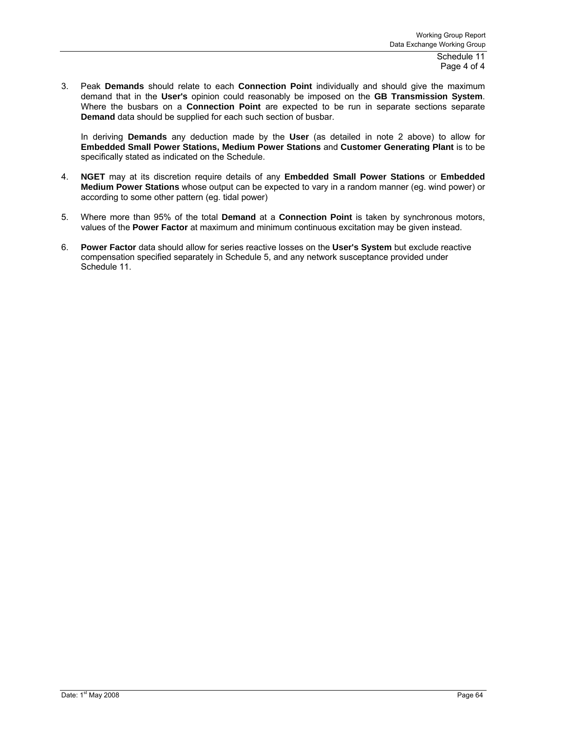3. Peak **Demands** should relate to each **Connection Point** individually and should give the maximum demand that in the **User's** opinion could reasonably be imposed on the **GB Transmission System**. Where the busbars on a **Connection Point** are expected to be run in separate sections separate **Demand** data should be supplied for each such section of busbar.

   In deriving **Demands** any deduction made by the **User** (as detailed in note 2 above) to allow for **Embedded Small Power Stations, Medium Power Stations** and **Customer Generating Plant** is to be specifically stated as indicated on the Schedule.

4. **NGET** may at its discretion require details of any **Embedded Small Power Stations** or **Embedded Medium Power Stations** whose output can be expected to vary in a random manner (eg. wind power) or according to some other pattern (eg. tidal power)

5. Where more than 95% of the total **Demand** at a **Connection Point** is taken by synchronous motors, values of the **Power Factor** at maximum and minimum continuous excitation may be given instead.

6. **Power Factor** data should allow for series reactive losses on the **User's System** but exclude reactive compensation specified separately in Schedule 5, and any network susceptance provided under Schedule 11.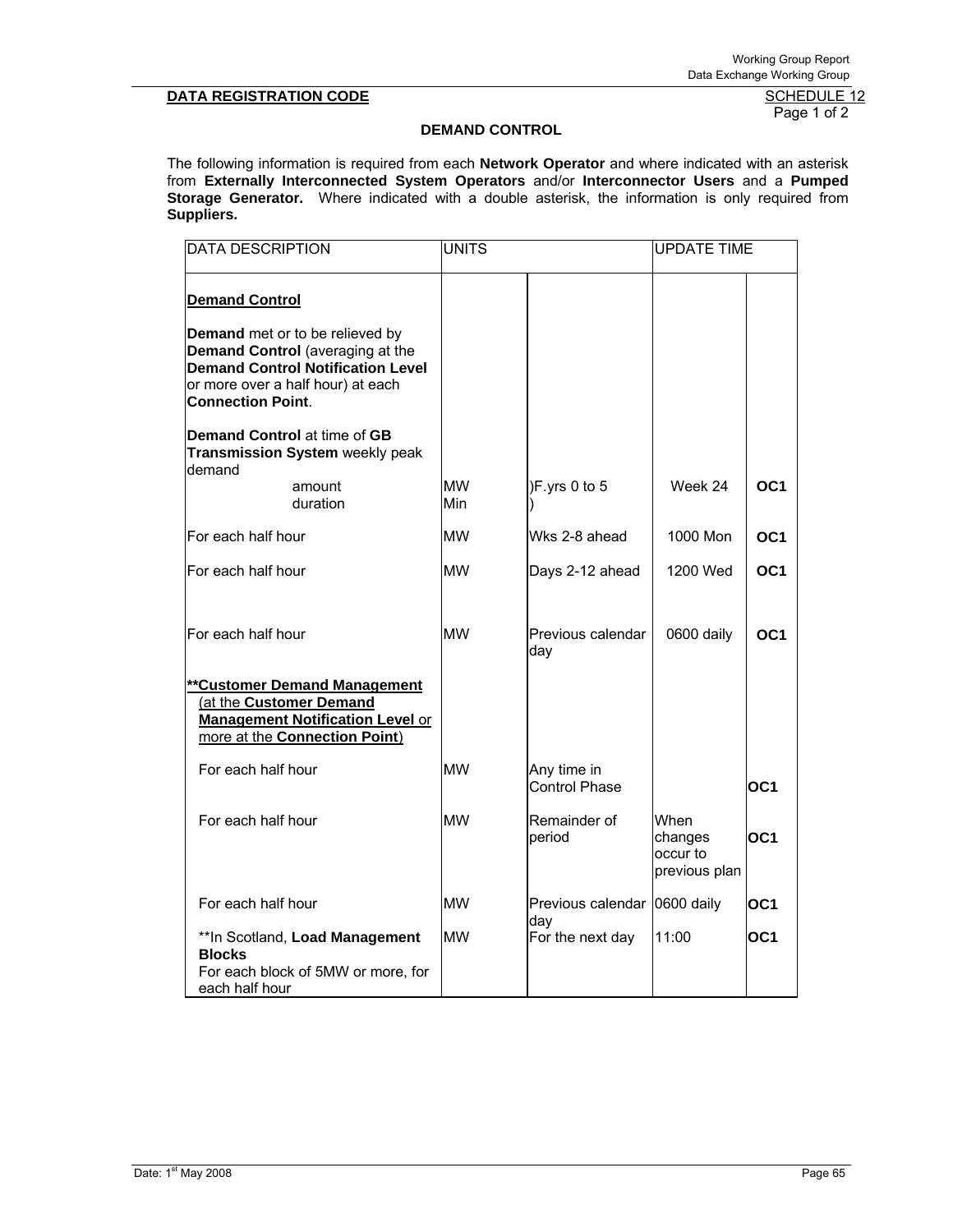**DATA REGISTRATION CODE** SCHEDULE 12

Page 1 of 2

**DEMAND CONTROL**

The following information is required from each **Network Operator** and where indicated with an asterisk from **Externally Interconnected System Operators** and/or **Interconnector Users** and a **Pumped Storage Generator.** Where indicated with a double asterisk, the information is only required from **Suppliers.**

| DATA DESCRIPTION | UNITS | | UPDATE TIME | |
|---|---|---|---|---|
| **Demand Control** | | | | |
| **Demand** met or to be relieved by **Demand Control** (averaging at the **Demand Control Notification Level** or more over a half hour) at each **Connection Point**. | | | | |
| **Demand Control** at time of **GB Transmission System** weekly peak demand | | | | |
| amount | MW | )F.yrs 0 to 5 | Week 24 | **OC1** |
| duration | Min | ) | | |
| For each half hour | MW | Wks 2-8 ahead | 1000 Mon | **OC1** |
| For each half hour | MW | Days 2-12 ahead | 1200 Wed | **OC1** |
| For each half hour | MW | Previous calendar day | 0600 daily | **OC1** |
| **\*\*Customer Demand Management** (at the **Customer Demand Management Notification Level** or more at the **Connection Point**) | | | | |
| For each half hour | MW | Any time in Control Phase | | **OC1** |
| For each half hour | MW | Remainder of period | When changes occur to previous plan | **OC1** |
| For each half hour | MW | Previous calendar day | 0600 daily | **OC1** |
| \*\*In Scotland, **Load Management Blocks** For each block of 5MW or more, for each half hour | MW | For the next day | 11:00 | **OC1** |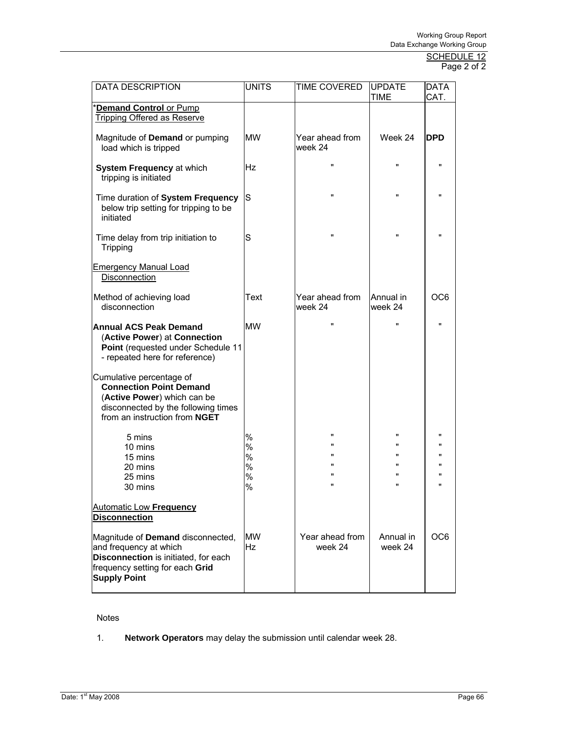SCHEDULE 12
Page 2 of 2

| DATA DESCRIPTION | UNITS | TIME COVERED | UPDATE TIME | DATA CAT. |
|---|---|---|---|---|
| ***Demand Control** or Pump Tripping Offered as Reserve* | | | | |
| Magnitude of **Demand** or pumping load which is tripped | MW | Year ahead from week 24 | Week 24 | **DPD** |
| **System Frequency** at which tripping is initiated | Hz | " | " | " |
| Time duration of **System Frequency** below trip setting for tripping to be initiated | S | " | " | " |
| Time delay from trip initiation to Tripping | S | " | " | " |
| Emergency Manual Load Disconnection | | | | |
| Method of achieving load disconnection | Text | Year ahead from week 24 | Annual in week 24 | OC6 |
| **Annual ACS Peak Demand** (**Active Power**) at **Connection Point** (requested under Schedule 11 - repeated here for reference) | MW | " | " | " |
| Cumulative percentage of **Connection Point Demand** (**Active Power**) which can be disconnected by the following times from an instruction from **NGET** | | | | |
| 5 mins | % | " | " | " |
| 10 mins | % | " | " | " |
| 15 mins | % | " | " | " |
| 20 mins | % | " | " | " |
| 25 mins | % | " | " | " |
| 30 mins | % | " | " | " |
| Automatic Low **Frequency Disconnection** | | | | |
| Magnitude of **Demand** disconnected, and frequency at which **Disconnection** is initiated, for each frequency setting for each **Grid Supply Point** | MW<br>Hz | Year ahead from week 24 | Annual in week 24 | OC6 |

Notes

1. **Network Operators** may delay the submission until calendar week 28.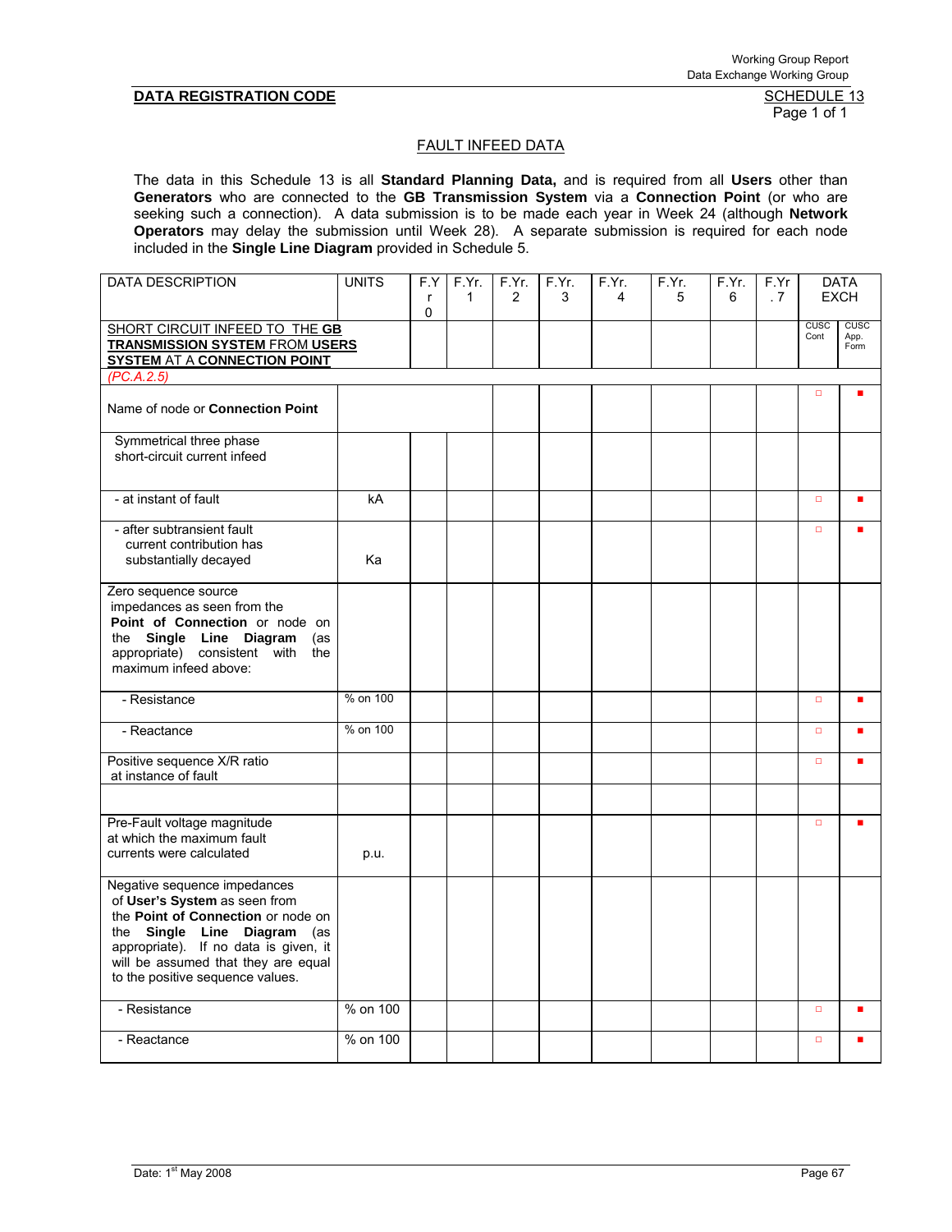**DATA REGISTRATION CODE** SCHEDULE 13

## FAULT INFEED DATA

The data in this Schedule 13 is all **Standard Planning Data,** and is required from all **Users** other than **Generators** who are connected to the **GB Transmission System** via a **Connection Point** (or who are seeking such a connection). A data submission is to be made each year in Week 24 (although **Network Operators** may delay the submission until Week 28). A separate submission is required for each node included in the **Single Line Diagram** provided in Schedule 5.

| DATA DESCRIPTION | UNITS | F.Yr 0 | F.Yr. 1 | F.Yr. 2 | F.Yr. 3 | F.Yr. 4 | F.Yr. 5 | F.Yr. 6 | F.Yr. 7 | DATA EXCH | |
|---|---|---|---|---|---|---|---|---|---|---|---|
| SHORT CIRCUIT INFEED TO THE **GB TRANSMISSION SYSTEM** FROM **USERS SYSTEM** AT A **CONNECTION POINT** | | | | | | | | | | CUSC Cont | CUSC App. Form |
| *(PC.A.2.5)* | | | | | | | | | | | |
| Name of node or **Connection Point** | | | | | | | | | | □ | ■ |
| Symmetrical three phase short-circuit current infeed | | | | | | | | | | | |
| - at instant of fault | kA | | | | | | | | | □ | ■ |
| - after subtransient fault current contribution has substantially decayed | Ka | | | | | | | | | □ | ■ |
| Zero sequence source impedances as seen from the **Point of Connection** or node on the **Single Line Diagram** (as appropriate) consistent with the maximum infeed above: | | | | | | | | | | | |
| - Resistance | % on 100 | | | | | | | | | □ | ■ |
| - Reactance | % on 100 | | | | | | | | | □ | ■ |
| Positive sequence X/R ratio at instance of fault | | | | | | | | | | □ | ■ |
| | | | | | | | | | | | |
| Pre-Fault voltage magnitude at which the maximum fault currents were calculated | p.u. | | | | | | | | | □ | ■ |
| Negative sequence impedances of **User's System** as seen from the **Point of Connection** or node on the **Single Line Diagram** (as appropriate). If no data is given, it will be assumed that they are equal to the positive sequence values. | | | | | | | | | | | |
| - Resistance | % on 100 | | | | | | | | | □ | ■ |
| - Reactance | % on 100 | | | | | | | | | □ | ■ |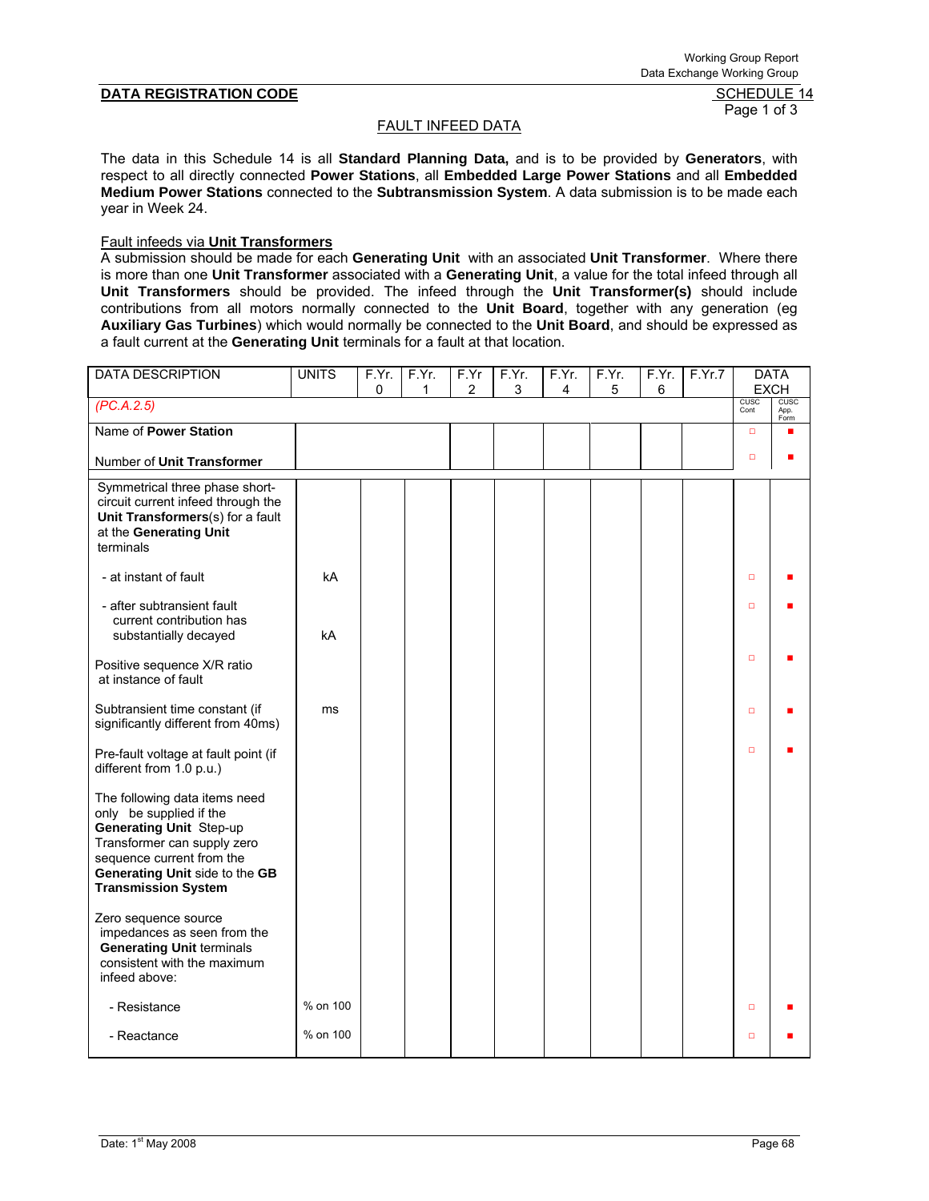**DATA REGISTRATION CODE** SCHEDULE 14

Page 1 of 3

FAULT INFEED DATA

The data in this Schedule 14 is all **Standard Planning Data,** and is to be provided by **Generators**, with respect to all directly connected **Power Stations**, all **Embedded Large Power Stations** and all **Embedded Medium Power Stations** connected to the **Subtransmission System**. A data submission is to be made each year in Week 24.

Fault infeeds via **Unit Transformers**

A submission should be made for each **Generating Unit** with an associated **Unit Transformer**. Where there is more than one **Unit Transformer** associated with a **Generating Unit**, a value for the total infeed through all **Unit Transformers** should be provided. The infeed through the **Unit Transformer(s)** should include contributions from all motors normally connected to the **Unit Board**, together with any generation (eg **Auxiliary Gas Turbines**) which would normally be connected to the **Unit Board**, and should be expressed as a fault current at the **Generating Unit** terminals for a fault at that location.

| DATA DESCRIPTION | UNITS | F.Yr. 0 | F.Yr. 1 | F.Yr 2 | F.Yr. 3 | F.Yr. 4 | F.Yr. 5 | F.Yr. 6 | F.Yr.7 | DATA EXCH | |
|---|---|---|---|---|---|---|---|---|---|---|---|
| *(PC.A.2.5)* | | | | | | | | | | CUSC Cont | CUSC App. Form |
| Name of **Power Station** | | | | | | | | | | □ | ■ |
| Number of **Unit Transformer** | | | | | | | | | | □ | ■ |
| Symmetrical three phase short-circuit current infeed through the **Unit Transformers**(s) for a fault at the **Generating Unit** terminals | | | | | | | | | | | |
| - at instant of fault | kA | | | | | | | | | □ | ■ |
| - after subtransient fault current contribution has substantially decayed | kA | | | | | | | | | □ | ■ |
| Positive sequence X/R ratio at instance of fault | | | | | | | | | | □ | ■ |
| Subtransient time constant (if significantly different from 40ms) | ms | | | | | | | | | □ | ■ |
| Pre-fault voltage at fault point (if different from 1.0 p.u.) | | | | | | | | | | □ | ■ |
| The following data items need only be supplied if the **Generating Unit** Step-up Transformer can supply zero sequence current from the **Generating Unit** side to the **GB Transmission System** | | | | | | | | | | | |
| Zero sequence source impedances as seen from the **Generating Unit** terminals consistent with the maximum infeed above: | | | | | | | | | | | |
| - Resistance | % on 100 | | | | | | | | | □ | ■ |
| - Reactance | % on 100 | | | | | | | | | □ | ■ |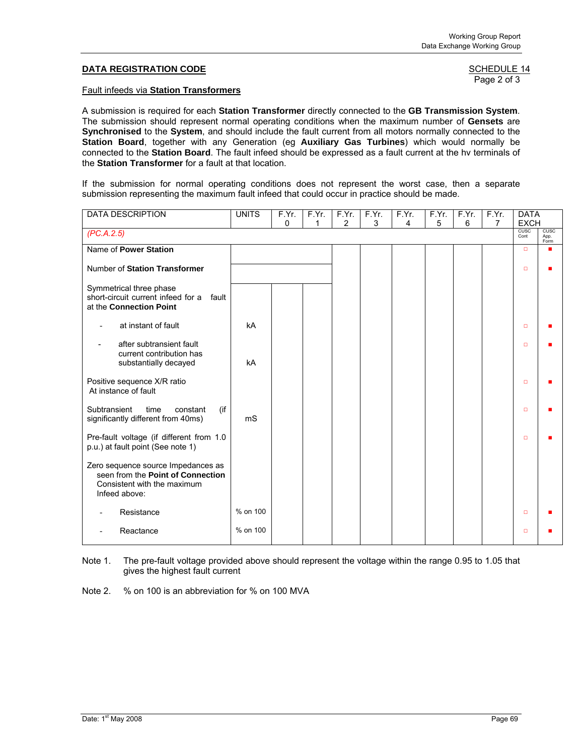**DATA REGISTRATION CODE** SCHEDULE 14

Page 2 of 3

Fault infeeds via **Station Transformers**

A submission is required for each **Station Transformer** directly connected to the **GB Transmission System**. The submission should represent normal operating conditions when the maximum number of **Gensets** are **Synchronised** to the **System**, and should include the fault current from all motors normally connected to the **Station Board**, together with any Generation (eg **Auxiliary Gas Turbines**) which would normally be connected to the **Station Board**. The fault infeed should be expressed as a fault current at the hv terminals of the **Station Transformer** for a fault at that location.

If the submission for normal operating conditions does not represent the worst case, then a separate submission representing the maximum fault infeed that could occur in practice should be made.

| DATA DESCRIPTION | UNITS | F.Yr. 0 | F.Yr. 1 | F.Yr. 2 | F.Yr. 3 | F.Yr. 4 | F.Yr. 5 | F.Yr. 6 | F.Yr. 7 | DATA EXCH | |
|---|---|---|---|---|---|---|---|---|---|---|---|
| *(PC.A.2.5)* | | | | | | | | | | CUSC Cont | CUSC App. Form |
| Name of **Power Station** | | | | | | | | | | □ | ■ |
| Number of **Station Transformer** | | | | | | | | | | □ | ■ |
| Symmetrical three phase short-circuit current infeed for a fault at the **Connection Point** | | | | | | | | | | | |
| - at instant of fault | kA | | | | | | | | | □ | ■ |
| - after subtransient fault current contribution has substantially decayed | kA | | | | | | | | | □ | ■ |
| Positive sequence X/R ratio At instance of fault | | | | | | | | | | □ | ■ |
| Subtransient time constant (if significantly different from 40ms) | mS | | | | | | | | | □ | ■ |
| Pre-fault voltage (if different from 1.0 p.u.) at fault point (See note 1) | | | | | | | | | | □ | ■ |
| Zero sequence source Impedances as seen from the **Point of Connection** Consistent with the maximum Infeed above: | | | | | | | | | | | |
| - Resistance | % on 100 | | | | | | | | | □ | ■ |
| - Reactance | % on 100 | | | | | | | | | □ | ■ |

Note 1. The pre-fault voltage provided above should represent the voltage within the range 0.95 to 1.05 that gives the highest fault current

Note 2. % on 100 is an abbreviation for % on 100 MVA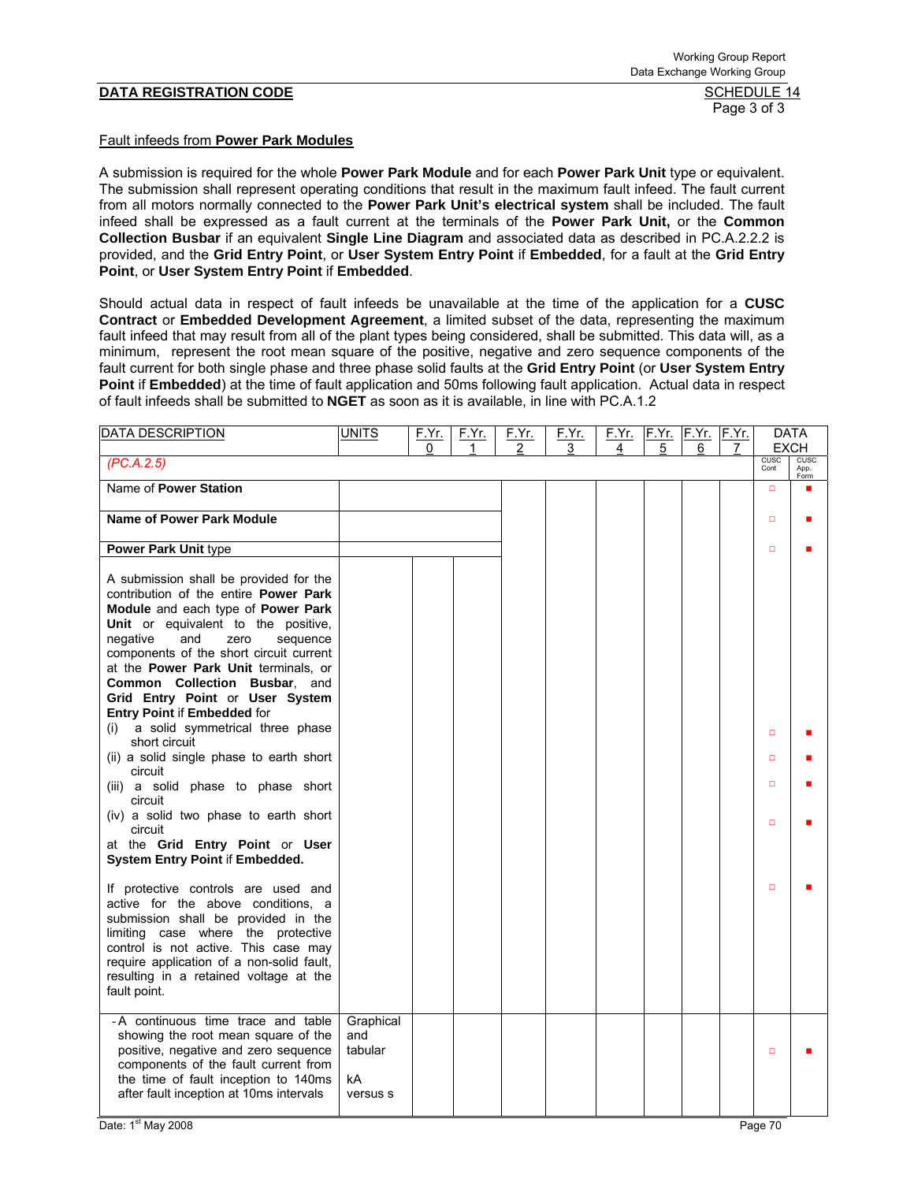**DATA REGISTRATION CODE** SCHEDULE 14

Page 3 of 3

Fault infeeds from **Power Park Modules**

A submission is required for the whole **Power Park Module** and for each **Power Park Unit** type or equivalent. The submission shall represent operating conditions that result in the maximum fault infeed. The fault current from all motors normally connected to the **Power Park Unit's electrical system** shall be included. The fault infeed shall be expressed as a fault current at the terminals of the **Power Park Unit,** or the **Common Collection Busbar** if an equivalent **Single Line Diagram** and associated data as described in PC.A.2.2.2 is provided, and the **Grid Entry Point**, or **User System Entry Point** if **Embedded**, for a fault at the **Grid Entry Point**, or **User System Entry Point** if **Embedded**.

Should actual data in respect of fault infeeds be unavailable at the time of the application for a **CUSC Contract** or **Embedded Development Agreement**, a limited subset of the data, representing the maximum fault infeed that may result from all of the plant types being considered, shall be submitted. This data will, as a minimum, represent the root mean square of the positive, negative and zero sequence components of the fault current for both single phase and three phase solid faults at the **Grid Entry Point** (or **User System Entry Point** if **Embedded**) at the time of fault application and 50ms following fault application. Actual data in respect of fault infeeds shall be submitted to **NGET** as soon as it is available, in line with PC.A.1.2

| DATA DESCRIPTION | UNITS | F.Yr. 0 | F.Yr. 1 | F.Yr. 2 | F.Yr. 3 | F.Yr. 4 | F.Yr. 5 | F.Yr. 6 | F.Yr. 7 | DATA EXCH | |
|---|---|---|---|---|---|---|---|---|---|---|---|
| *(PC.A.2.5)* | | | | | | | | | | CUSC Cont | CUSC App. Form |
| Name of **Power Station** | | | | | | | | | | □ | ■ |
| **Name of Power Park Module** | | | | | | | | | | □ | ■ |
| **Power Park Unit** type | | | | | | | | | | □ | ■ |
| A submission shall be provided for the contribution of the entire **Power Park Module** and each type of **Power Park Unit** or equivalent to the positive, negative and zero sequence components of the short circuit current at the **Power Park Unit** terminals, or **Common Collection Busbar**, and **Grid Entry Point** or **User System Entry Point** if **Embedded** for | | | | | | | | | | | |
| (i) a solid symmetrical three phase short circuit | | | | | | | | | | □ | ■ |
| (ii) a solid single phase to earth short circuit | | | | | | | | | | □ | ■ |
| (iii) a solid phase to phase short circuit | | | | | | | | | | □ | ■ |
| (iv) a solid two phase to earth short circuit | | | | | | | | | | □ | ■ |
| at the **Grid Entry Point** or **User System Entry Point** if **Embedded.** | | | | | | | | | | | |
| If protective controls are used and active for the above conditions, a submission shall be provided in the limiting case where the protective control is not active. This case may require application of a non-solid fault, resulting in a retained voltage at the fault point. | | | | | | | | | | □ | ■ |
| - A continuous time trace and table showing the root mean square of the positive, negative and zero sequence components of the fault current from the time of fault inception to 140ms after fault inception at 10ms intervals | Graphical and tabular kA versus s | | | | | | | | | □ | ■ |

Date: 1st May 2008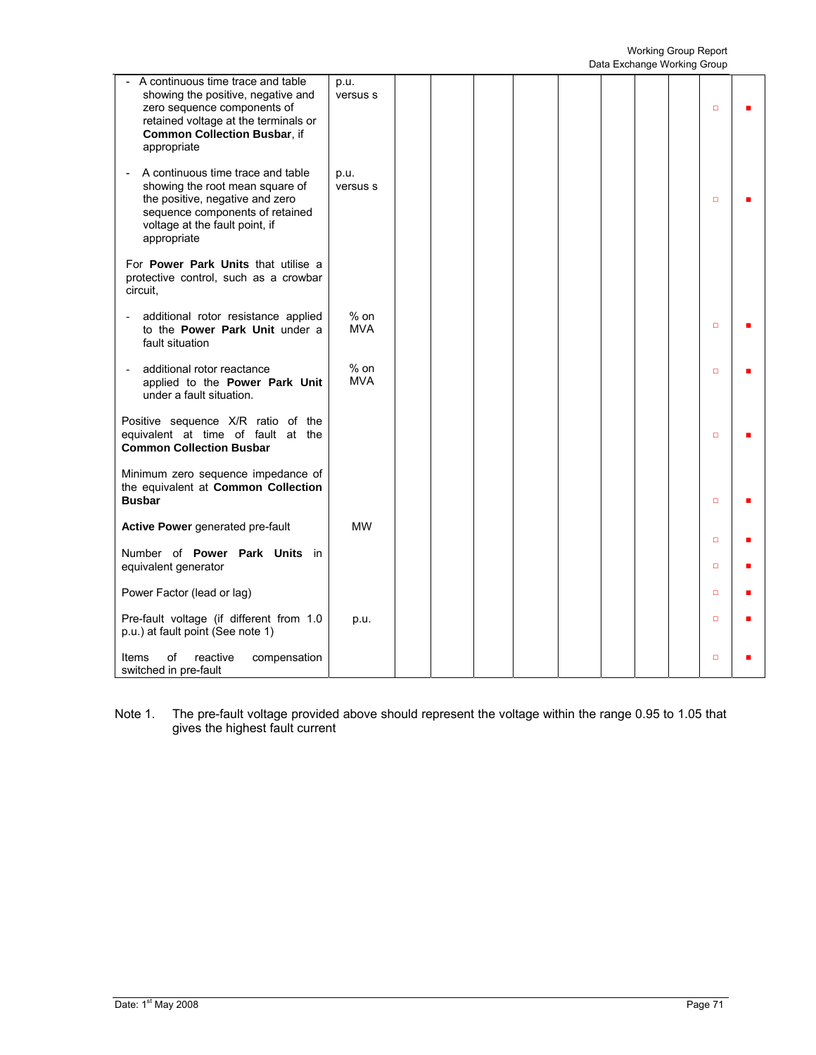| | | | | | | | | | | |
|---|---|---|---|---|---|---|---|---|---|---|
| - A continuous time trace and table showing the positive, negative and zero sequence components of retained voltage at the terminals or **Common Collection Busbar**, if appropriate | p.u. versus s | | | | | | | | □ | ■ |
| - A continuous time trace and table showing the root mean square of the positive, negative and zero sequence components of retained voltage at the fault point, if appropriate | p.u. versus s | | | | | | | | □ | ■ |
| For **Power Park Units** that utilise a protective control, such as a crowbar circuit, | | | | | | | | | | |
| - additional rotor resistance applied to the **Power Park Unit** under a fault situation | % on MVA | | | | | | | | □ | ■ |
| - additional rotor reactance applied to the **Power Park Unit** under a fault situation. | % on MVA | | | | | | | | □ | ■ |
| Positive sequence X/R ratio of the equivalent at time of fault at the **Common Collection Busbar** | | | | | | | | | □ | ■ |
| Minimum zero sequence impedance of the equivalent at **Common Collection Busbar** | | | | | | | | | □ | ■ |
| **Active Power** generated pre-fault | MW | | | | | | | | □ | ■ |
| Number of **Power Park Units** in equivalent generator | | | | | | | | | □ | ■ |
| Power Factor (lead or lag) | | | | | | | | | □ | ■ |
| Pre-fault voltage (if different from 1.0 p.u.) at fault point (See note 1) | p.u. | | | | | | | | □ | ■ |
| Items of reactive compensation switched in pre-fault | | | | | | | | | □ | ■ |

Note 1. The pre-fault voltage provided above should represent the voltage within the range 0.95 to 1.05 that gives the highest fault current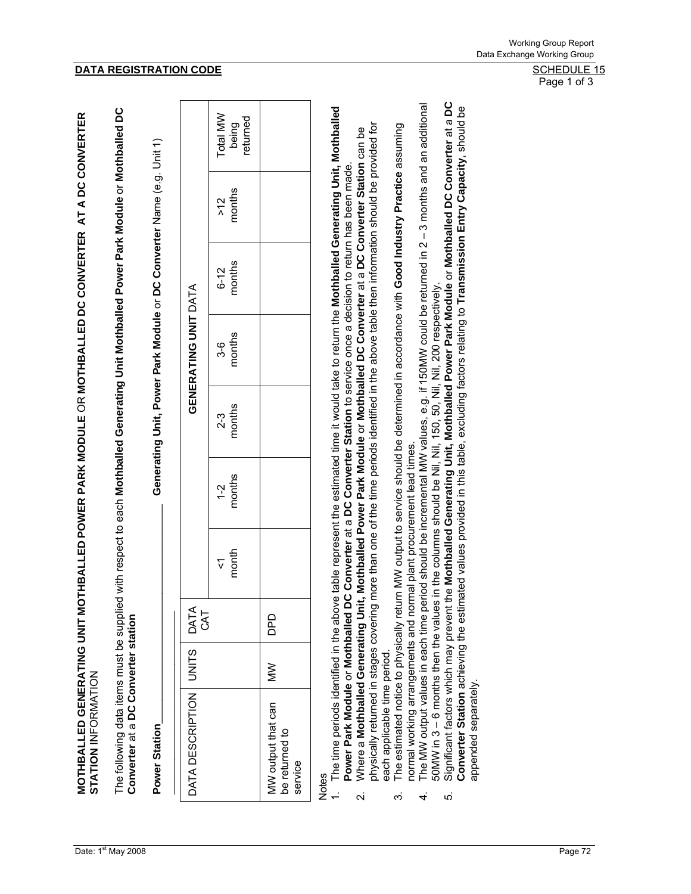## DATA REGISTRATION CODE

SCHEDULE 15
Page 1 of 3

**MOTHBALLED GENERATING UNIT MOTHBALLED POWER PARK MODULE** OR **MOTHBALLED DC CONVERTER AT A DC CONVERTER STATION** INFORMATION

The following data items must be supplied with respect to each **Mothballed Generating Unit Mothballed Power Park Module** or **Mothballed DC Converter** at a **DC Converter station**

**Power Station**\_\_\_\_\_\_\_\_\_\_\_\_\_\_\_\_\_\_\_\_ **Generating Unit, Power Park Module** or **DC Converter** Name (e.g. Unit 1)

| DATA DESCRIPTION | UNITS | DATA CAT | GENERATING UNIT DATA | | | | | | |
|---|---|---|---|---|---|---|---|---|---|
| | | | <1 month | 1-2 months | 2-3 months | 3-6 months | 6-12 months | >12 months | Total MW being returned |
| MW output that can be returned to service | MW | DPD | | | | | | | |

Notes

1. The time periods identified in the above table represent the estimated time it would take to return the **Mothballed Generating Unit, Mothballed Power Park Module** or **Mothballed DC Converter** at a **DC Converter Station** to service once a decision to return has been made.
2. Where a **Mothballed Generating Unit, Mothballed Power Park Module** or **Mothballed DC Converter** at a **DC Converter Station** can be physically returned in stages covering more than one of the time periods identified in the above table then information should be provided for each applicable time period.
3. The estimated notice to physically return MW output to service should be determined in accordance with **Good Industry Practice** assuming normal working arrangements and normal plant procurement lead times.
4. The MW output values in each time period should be incremental MW values, e.g. if 150MW could be returned in 2 – 3 months and an additional 50MW in 3 – 6 months then the values in the columns should be Nil, Nil, 150, 50, Nil, Nil, 200 respectively.
5. Significant factors which may prevent the **Mothballed Generating Unit, Mothballed Power Park Module** or **Mothballed DC Converter** at a **DC Converter Station** achieving the estimated values provided in this table, excluding factors relating to **Transmission Entry Capacity**, should be appended separately.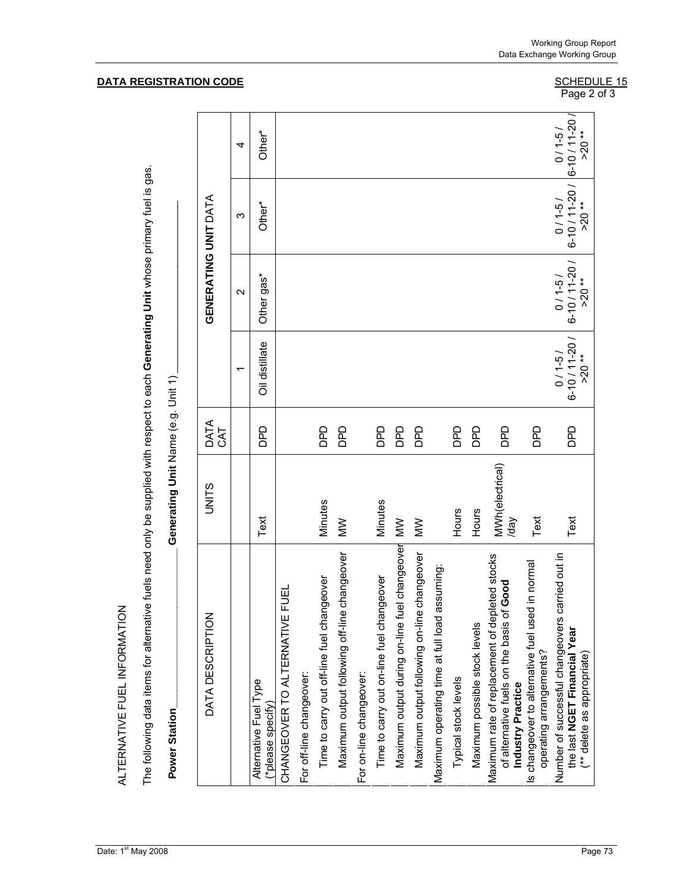**DATA REGISTRATION CODE** SCHEDULE 15
Page 2 of 3

ALTERNATIVE FUEL INFORMATION

The following data items for alternative fuels need only be supplied with respect to each **Generating Unit** whose primary fuel is gas.

**Power Station**\_\_\_\_\_\_\_\_\_\_\_\_\_\_\_\_ **Generating Unit** Name (e.g. Unit 1) \_\_\_\_\_\_\_\_\_\_\_\_\_\_\_\_

| DATA DESCRIPTION | UNITS | DATA CAT | GENERATING UNIT DATA | | | |
|---|---|---|---|---|---|---|
| | | | 1 | 2 | 3 | 4 |
| Alternative Fuel Type (*please specify) | Text | DPD | Oil distillate | Other gas* | Other* | Other* |
| CHANGEOVER TO ALTERNATIVE FUEL | | | | | | |
| For off-line changeover: | | | | | | |
| Time to carry out off-line fuel changeover | Minutes | DPD | | | | |
| Maximum output following off-line changeover | MW | DPD | | | | |
| For on-line changeover: | | | | | | |
| Time to carry out on-line fuel changeover | Minutes | DPD | | | | |
| Maximum output during on-line fuel changeover | MW | DPD | | | | |
| Maximum output following on-line changeover | MW | DPD | | | | |
| Maximum operating time at full load assuming: | | | | | | |
| Typical stock levels | Hours | DPD | | | | |
| Maximum possible stock levels | Hours | DPD | | | | |
| Maximum rate of replacement of depleted stocks of alternative fuels on the basis of **Good Industry Practice** | MWh(electrical) /day | DPD | | | | |
| Is changeover to alternative fuel used in normal operating arrangements? | Text | DPD | | | | |
| Number of successful changeovers carried out in the last **NGET Financial Year** (** delete as appropriate) | Text | DPD | 0 / 1-5 / 6-10 / 11-20 / >20 ** | 0 / 1-5 / 6-10 / 11-20 / >20 ** | 0 / 1-5 / 6-10 / 11-20 / >20 ** | 0 / 1-5 / 6-10 / 11-20 / >20 ** |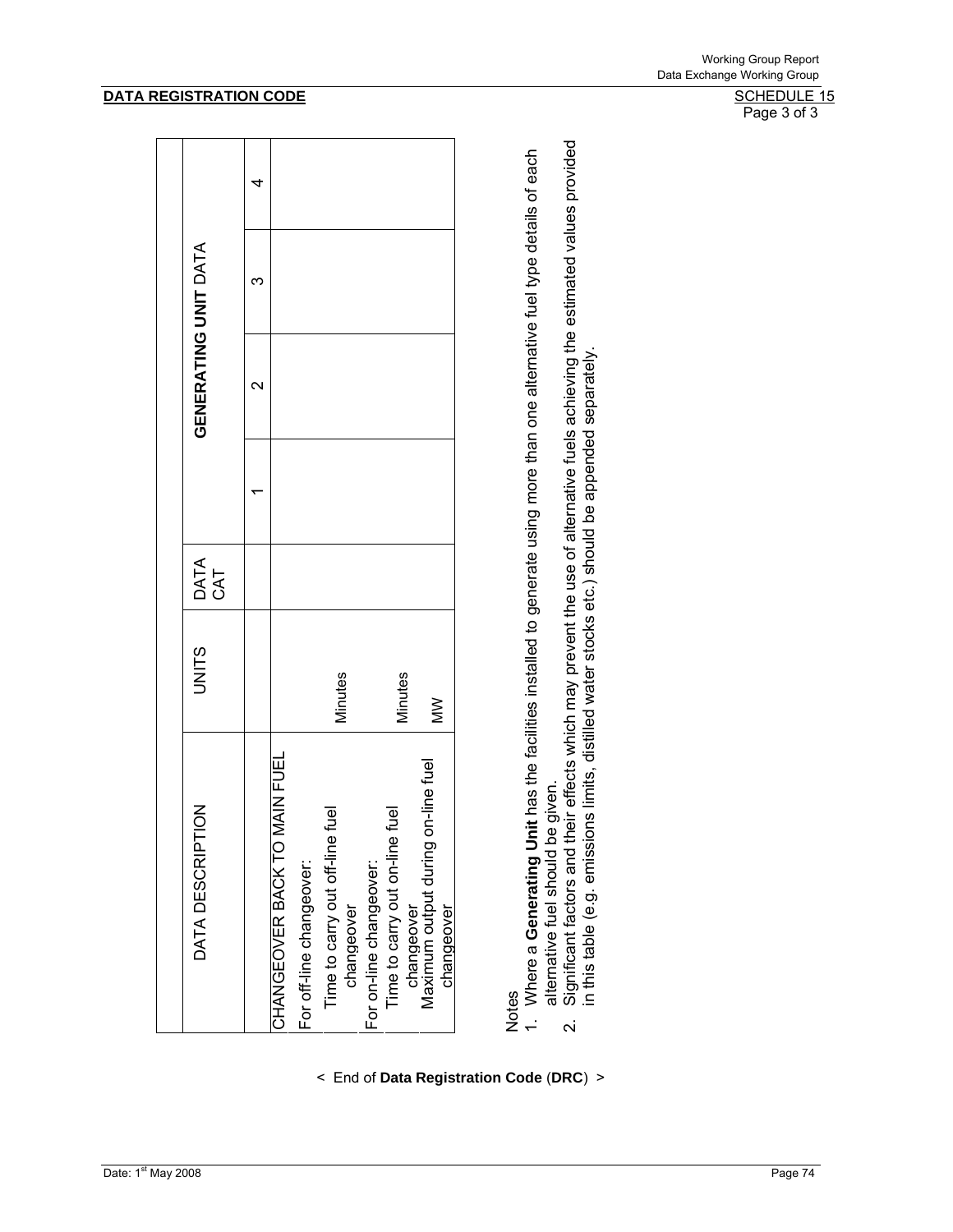**DATA REGISTRATION CODE** SCHEDULE 15
Page 3 of 3

| DATA DESCRIPTION | UNITS | DATA CAT | GENERATING UNIT DATA | | | |
|---|---|---|---|---|---|---|
| | | | 1 | 2 | 3 | 4 |
| CHANGEOVER BACK TO MAIN FUEL | | | | | | |
| For off-line changeover: | | | | | | |
| Time to carry out off-line fuel changeover | Minutes | | | | | |
| For on-line changeover: | | | | | | |
| Time to carry out on-line fuel changeover | Minutes | | | | | |
| Maximum output during on-line fuel changeover | MW | | | | | |

Notes

1. Where a **Generating Unit** has the facilities installed to generate using more than one alternative fuel type details of each alternative fuel should be given.
2. Significant factors and their effects which may prevent the use of alternative fuels achieving the estimated values provided in this table (e.g. emissions limits, distilled water stocks etc.) should be appended separately.

< End of **Data Registration Code** (**DRC**) >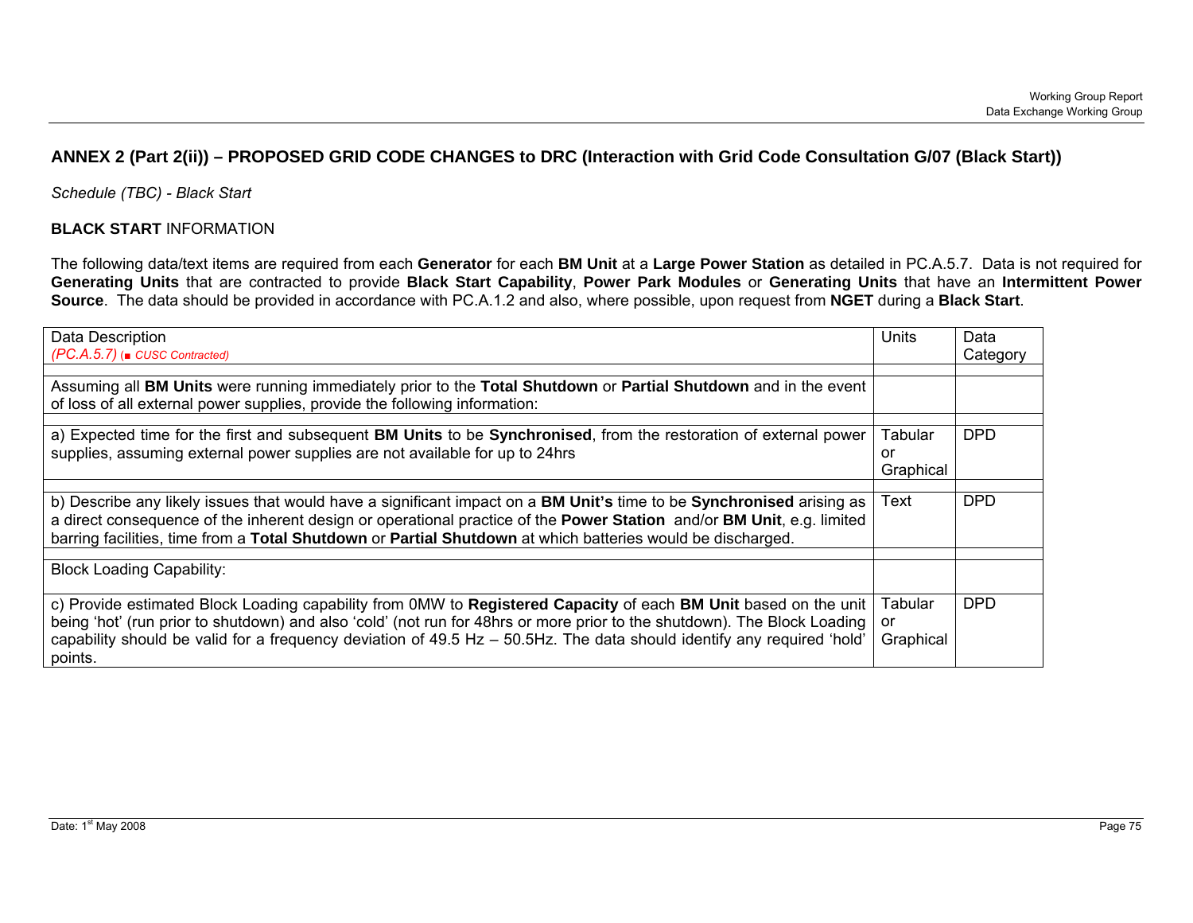## ANNEX 2 (Part 2(ii)) – PROPOSED GRID CODE CHANGES to DRC (Interaction with Grid Code Consultation G/07 (Black Start))

*Schedule (TBC) - Black Start*

**BLACK START** INFORMATION

The following data/text items are required from each **Generator** for each **BM Unit** at a **Large Power Station** as detailed in PC.A.5.7. Data is not required for **Generating Units** that are contracted to provide **Black Start Capability**, **Power Park Modules** or **Generating Units** that have an **Intermittent Power Source**. The data should be provided in accordance with PC.A.1.2 and also, where possible, upon request from **NGET** during a **Black Start**.

| Data Description *(PC.A.5.7) (■ CUSC Contracted)* | Units | Data Category |
|---|---|---|
| | | |
| Assuming all **BM Units** were running immediately prior to the **Total Shutdown** or **Partial Shutdown** and in the event of loss of all external power supplies, provide the following information: | | |
| | | |
| a) Expected time for the first and subsequent **BM Units** to be **Synchronised**, from the restoration of external power supplies, assuming external power supplies are not available for up to 24hrs | Tabular or Graphical | DPD |
| | | |
| b) Describe any likely issues that would have a significant impact on a **BM Unit's** time to be **Synchronised** arising as a direct consequence of the inherent design or operational practice of the **Power Station** and/or **BM Unit**, e.g. limited barring facilities, time from a **Total Shutdown** or **Partial Shutdown** at which batteries would be discharged. | Text | DPD |
| | | |
| Block Loading Capability: | | |
| c) Provide estimated Block Loading capability from 0MW to **Registered Capacity** of each **BM Unit** based on the unit being 'hot' (run prior to shutdown) and also 'cold' (not run for 48hrs or more prior to the shutdown). The Block Loading capability should be valid for a frequency deviation of 49.5 Hz – 50.5Hz. The data should identify any required 'hold' points. | Tabular or Graphical | DPD |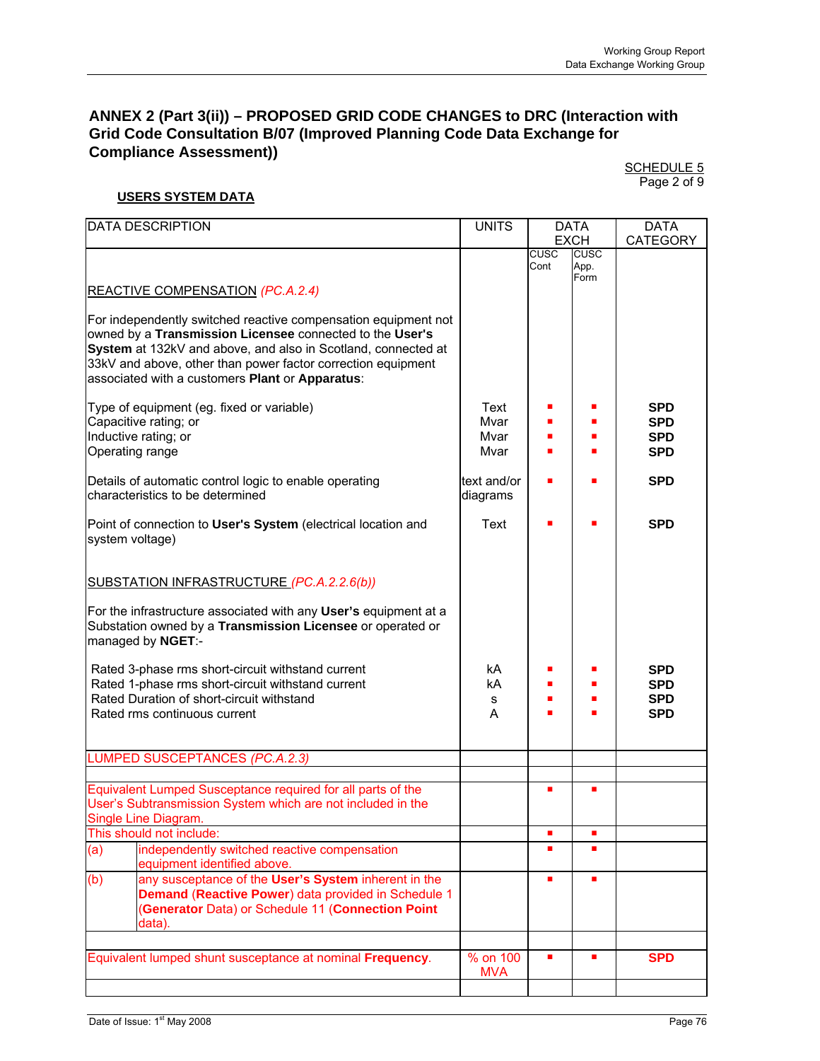## ANNEX 2 (Part 3(ii)) – PROPOSED GRID CODE CHANGES to DRC (Interaction with Grid Code Consultation B/07 (Improved Planning Code Data Exchange for Compliance Assessment))

SCHEDULE 5
Page 2 of 9

**USERS SYSTEM DATA**

| DATA DESCRIPTION | UNITS | DATA EXCH | | DATA CATEGORY |
|---|---|---|---|---|
| | | CUSC Cont | CUSC App. Form | |
| REACTIVE COMPENSATION *(PC.A.2.4)* | | | | |
| For independently switched reactive compensation equipment not owned by a **Transmission Licensee** connected to the **User's System** at 132kV and above, and also in Scotland, connected at 33kV and above, other than power factor correction equipment associated with a customers **Plant** or **Apparatus**: | | | | |
| Type of equipment (eg. fixed or variable) | Text | ■ | ■ | **SPD** |
| Capacitive rating; or | Mvar | ■ | ■ | **SPD** |
| Inductive rating; or | Mvar | ■ | ■ | **SPD** |
| Operating range | Mvar | ■ | ■ | **SPD** |
| Details of automatic control logic to enable operating characteristics to be determined | text and/or diagrams | ■ | ■ | **SPD** |
| Point of connection to **User's System** (electrical location and system voltage) | Text | ■ | ■ | **SPD** |
| SUBSTATION INFRASTRUCTURE *(PC.A.2.2.6(b))* | | | | |
| For the infrastructure associated with any **User's** equipment at a Substation owned by a **Transmission Licensee** or operated or managed by **NGET**:- | | | | |
| Rated 3-phase rms short-circuit withstand current | kA | ■ | ■ | **SPD** |
| Rated 1-phase rms short-circuit withstand current | kA | ■ | ■ | **SPD** |
| Rated Duration of short-circuit withstand | s | ■ | ■ | **SPD** |
| Rated rms continuous current | A | ■ | ■ | **SPD** |
| LUMPED SUSCEPTANCES *(PC.A.2.3)* | | | | |
| | | | | |
| Equivalent Lumped Susceptance required for all parts of the User's Subtransmission System which are not included in the Single Line Diagram. | | ■ | ■ | |
| This should not include: | | ■ | ■ | |
| (a) independently switched reactive compensation equipment identified above. | | ■ | ■ | |
| (b) any susceptance of the **User's System** inherent in the **Demand** (**Reactive Power**) data provided in Schedule 1 (**Generator** Data) or Schedule 11 (**Connection Point** data). | | ■ | ■ | |
| | | | | |
| Equivalent lumped shunt susceptance at nominal **Frequency**. | % on 100 MVA | ■ | ■ | **SPD** |
| | | | | |

Date of Issue: 1st May 2008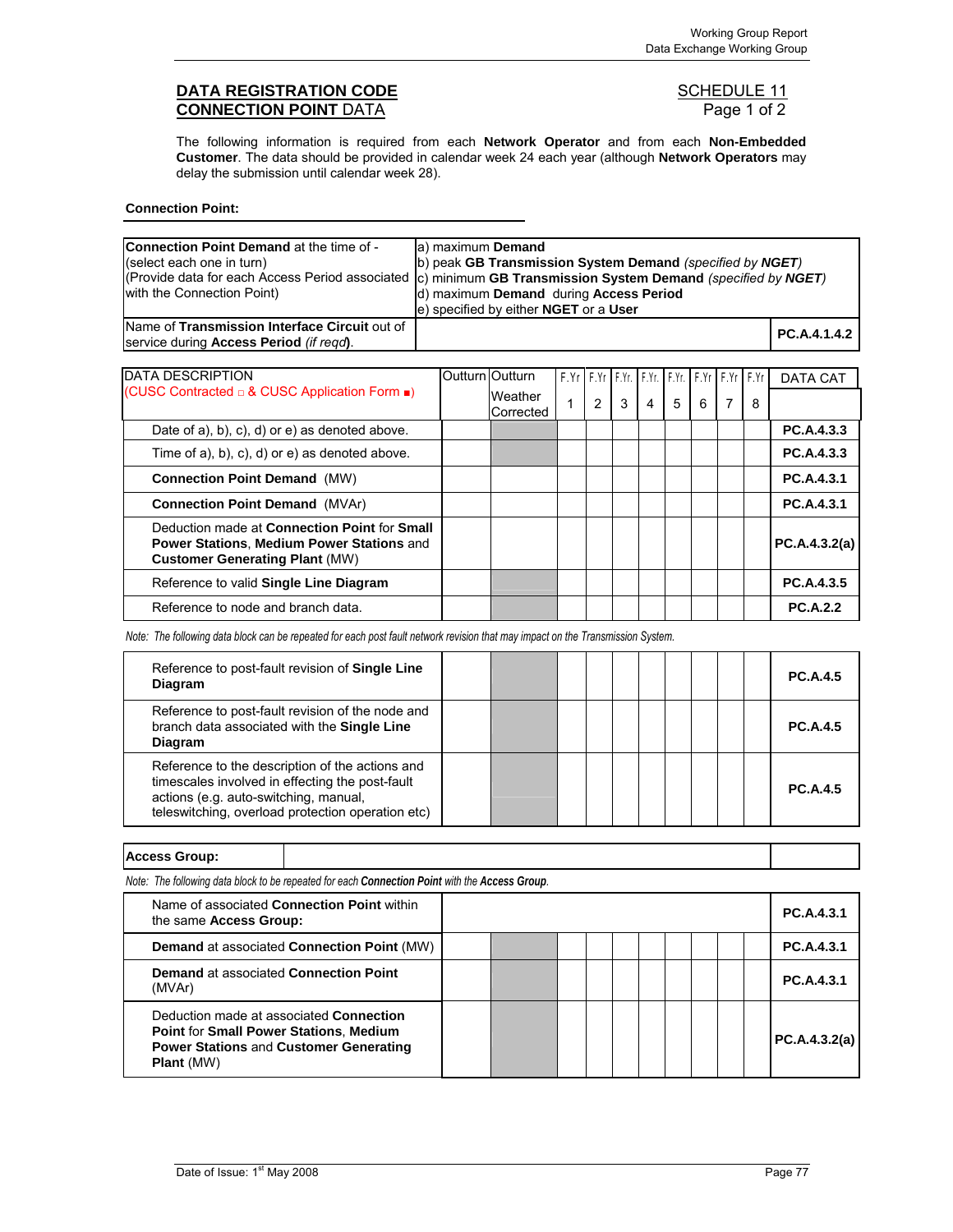## DATA REGISTRATION CODE
## CONNECTION POINT DATA

SCHEDULE 11
Page 1 of 2

The following information is required from each **Network Operator** and from each **Non-Embedded Customer**. The data should be provided in calendar week 24 each year (although **Network Operators** may delay the submission until calendar week 28).

**Connection Point:**

| **Connection Point Demand** at the time of - (select each one in turn) (Provide data for each Access Period associated with the Connection Point) | a) maximum **Demand**<br>b) peak **GB Transmission System Demand** *(specified by **NGET**)*<br>c) minimum **GB Transmission System Demand** *(specified by **NGET**)*<br>d) maximum **Demand** during **Access Period**<br>e) specified by either **NGET** or a **User** | |
|---|---|---|
| Name of **Transmission Interface Circuit** out of service during **Access Period** *(if reqd)*. | | **PC.A.4.1.4.2** |

| DATA DESCRIPTION (CUSC Contracted □ & CUSC Application Form ■) | Outturn | Outturn Weather Corrected | F.Yr 1 | F.Yr 2 | F.Yr. 3 | F.Yr. 4 | F.Yr. 5 | F.Yr 6 | F.Yr 7 | F.Yr 8 | DATA CAT |
|---|---|---|---|---|---|---|---|---|---|---|---|
| Date of a), b), c), d) or e) as denoted above. | | | | | | | | | | | **PC.A.4.3.3** |
| Time of a), b), c), d) or e) as denoted above. | | | | | | | | | | | **PC.A.4.3.3** |
| **Connection Point Demand** (MW) | | | | | | | | | | | **PC.A.4.3.1** |
| **Connection Point Demand** (MVAr) | | | | | | | | | | | **PC.A.4.3.1** |
| Deduction made at **Connection Point** for **Small Power Stations**, **Medium Power Stations** and **Customer Generating Plant** (MW) | | | | | | | | | | | **PC.A.4.3.2(a)** |
| Reference to valid **Single Line Diagram** | | | | | | | | | | | **PC.A.4.3.5** |
| Reference to node and branch data. | | | | | | | | | | | **PC.A.2.2** |

*Note: The following data block can be repeated for each post fault network revision that may impact on the Transmission System.*

| | | | | | | | | | | | |
|---|---|---|---|---|---|---|---|---|---|---|---|
| Reference to post-fault revision of **Single Line Diagram** | | | | | | | | | | | **PC.A.4.5** |
| Reference to post-fault revision of the node and branch data associated with the **Single Line Diagram** | | | | | | | | | | | **PC.A.4.5** |
| Reference to the description of the actions and timescales involved in effecting the post-fault actions (e.g. auto-switching, manual, teleswitching, overload protection operation etc) | | | | | | | | | | | **PC.A.4.5** |

| **Access Group:** | | |
|---|---|---|

*Note: The following data block to be repeated for each **Connection Point** with the **Access Group**.*

| | | | | | | | | | | | |
|---|---|---|---|---|---|---|---|---|---|---|---|
| Name of associated **Connection Point** within the same **Access Group:** | | | | | | | | | | | **PC.A.4.3.1** |
| **Demand** at associated **Connection Point** (MW) | | | | | | | | | | | **PC.A.4.3.1** |
| **Demand** at associated **Connection Point** (MVAr) | | | | | | | | | | | **PC.A.4.3.1** |
| Deduction made at associated **Connection Point** for **Small Power Stations**, **Medium Power Stations** and **Customer Generating Plant** (MW) | | | | | | | | | | | **PC.A.4.3.2(a)** |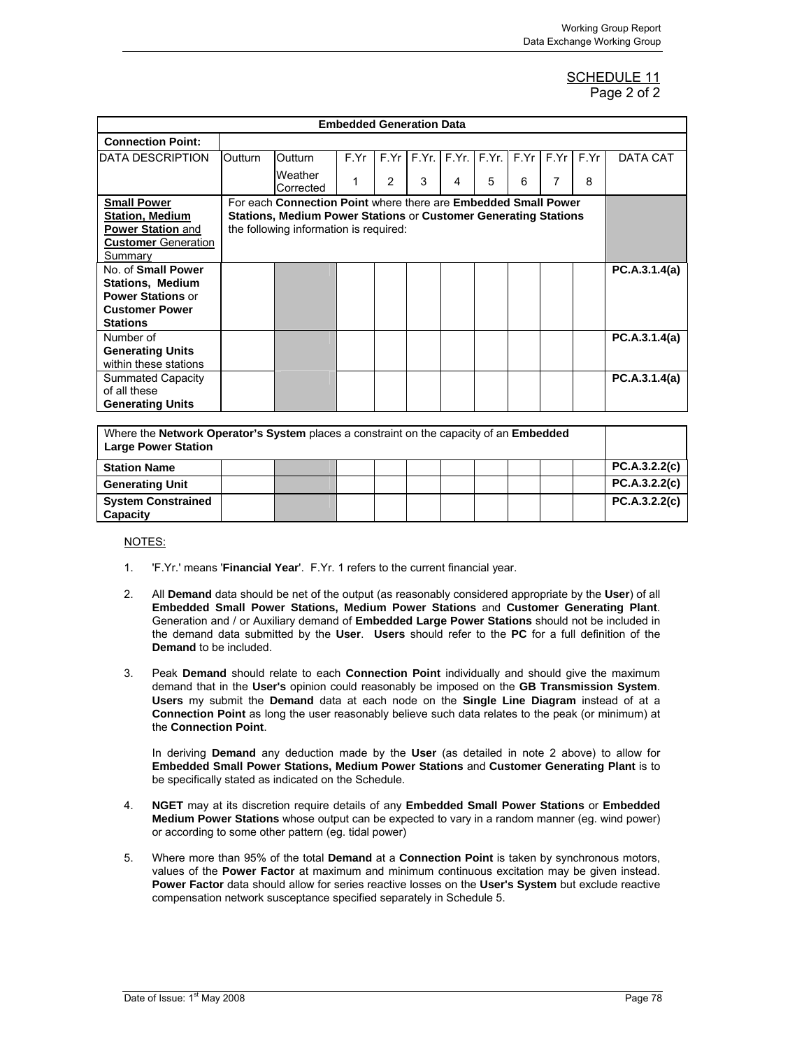SCHEDULE 11
Page 2 of 2

| Embedded Generation Data | | | | | | | | | | | |
|---|---|---|---|---|---|---|---|---|---|---|---|
| **Connection Point:** | | | | | | | | | | | |
| DATA DESCRIPTION | Outturn | Outturn Weather Corrected | F.Yr 1 | F.Yr 2 | F.Yr. 3 | F.Yr. 4 | F.Yr. 5 | F.Yr 6 | F.Yr 7 | F.Yr 8 | DATA CAT |
| **Small Power Station, Medium Power Station** and **Customer** Generation Summary | For each **Connection Point** where there are **Embedded Small Power Stations, Medium Power Stations** or **Customer Generating Stations** the following information is required: | | | | | | | | | | |
| No. of **Small Power Stations, Medium Power Stations** or **Customer Power Stations** | | | | | | | | | | | **PC.A.3.1.4(a)** |
| Number of **Generating Units** within these stations | | | | | | | | | | | **PC.A.3.1.4(a)** |
| Summated Capacity of all these **Generating Units** | | | | | | | | | | | **PC.A.3.1.4(a)** |

| Where the **Network Operator's System** places a constraint on the capacity of an **Embedded Large Power Station** | | | | | | | | | | | |
|---|---|---|---|---|---|---|---|---|---|---|---|
| **Station Name** | | | | | | | | | | | **PC.A.3.2.2(c)** |
| **Generating Unit** | | | | | | | | | | | **PC.A.3.2.2(c)** |
| **System Constrained Capacity** | | | | | | | | | | | **PC.A.3.2.2(c)** |

NOTES:

1. 'F.Yr.' means '**Financial Year**'. F.Yr. 1 refers to the current financial year.

2. All **Demand** data should be net of the output (as reasonably considered appropriate by the **User**) of all **Embedded Small Power Stations, Medium Power Stations** and **Customer Generating Plant**. Generation and / or Auxiliary demand of **Embedded Large Power Stations** should not be included in the demand data submitted by the **User**. **Users** should refer to the **PC** for a full definition of the **Demand** to be included.

3. Peak **Demand** should relate to each **Connection Point** individually and should give the maximum demand that in the **User's** opinion could reasonably be imposed on the **GB Transmission System**. **Users** my submit the **Demand** data at each node on the **Single Line Diagram** instead of at a **Connection Point** as long the user reasonably believe such data relates to the peak (or minimum) at the **Connection Point**.

   In deriving **Demand** any deduction made by the **User** (as detailed in note 2 above) to allow for **Embedded Small Power Stations, Medium Power Stations** and **Customer Generating Plant** is to be specifically stated as indicated on the Schedule.

4. **NGET** may at its discretion require details of any **Embedded Small Power Stations** or **Embedded Medium Power Stations** whose output can be expected to vary in a random manner (eg. wind power) or according to some other pattern (eg. tidal power)

5. Where more than 95% of the total **Demand** at a **Connection Point** is taken by synchronous motors, values of the **Power Factor** at maximum and minimum continuous excitation may be given instead. **Power Factor** data should allow for series reactive losses on the **User's System** but exclude reactive compensation network susceptance specified separately in Schedule 5.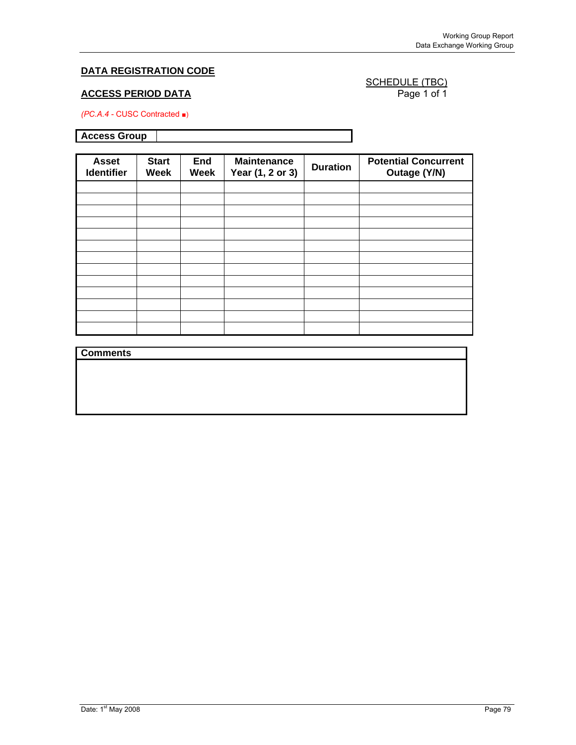**DATA REGISTRATION CODE**

SCHEDULE (TBC)
Page 1 of 1

**ACCESS PERIOD DATA**

*(PC.A.4* - CUSC Contracted ■)

| **Access Group** | |
|---|---|

| Asset Identifier | Start Week | End Week | Maintenance Year (1, 2 or 3) | Duration | Potential Concurrent Outage (Y/N) |
|---|---|---|---|---|---|
| | | | | | |
| | | | | | |
| | | | | | |
| | | | | | |
| | | | | | |
| | | | | | |
| | | | | | |
| | | | | | |
| | | | | | |
| | | | | | |
| | | | | | |
| | | | | | |
| | | | | | |

| **Comments** |
|---|
| |